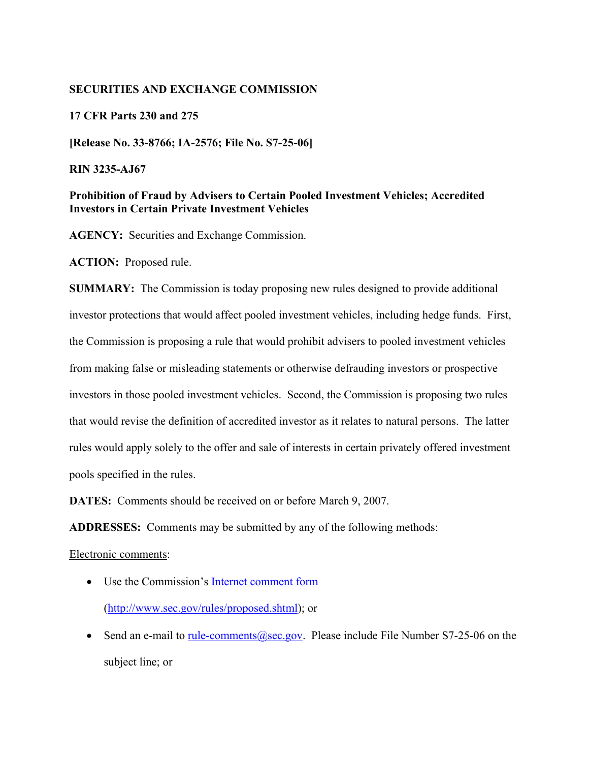**SECURITIES AND EXCHANGE COMMISSION**

**17 CFR Parts 230 and 275**

**[Release No. 33-8766; IA-2576; File No. S7-25-06]**

**RIN 3235-AJ67**

**Prohibition of Fraud by Advisers to Certain Pooled Investment Vehicles; Accredited Investors in Certain Private Investment Vehicles**

**AGENCY:** Securities and Exchange Commission.

**ACTION:** Proposed rule.

**SUMMARY:** The Commission is today proposing new rules designed to provide additional investor protections that would affect pooled investment vehicles, including hedge funds. First, the Commission is proposing a rule that would prohibit advisers to pooled investment vehicles from making false or misleading statements or otherwise defrauding investors or prospective investors in those pooled investment vehicles. Second, the Commission is proposing two rules that would revise the definition of accredited investor as it relates to natural persons. The latter rules would apply solely to the offer and sale of interests in certain privately offered investment pools specified in the rules.

**DATES:** Comments should be received on or before March 9, 2007.

**ADDRESSES:** Comments may be submitted by any of the following methods:

Electronic comments:

- Use the Commission's Internet comment form (http://www.sec.gov/rules/proposed.shtml); or
- Send an e-mail to rule-comments@sec.gov. Please include File Number S7-25-06 on the subject line; or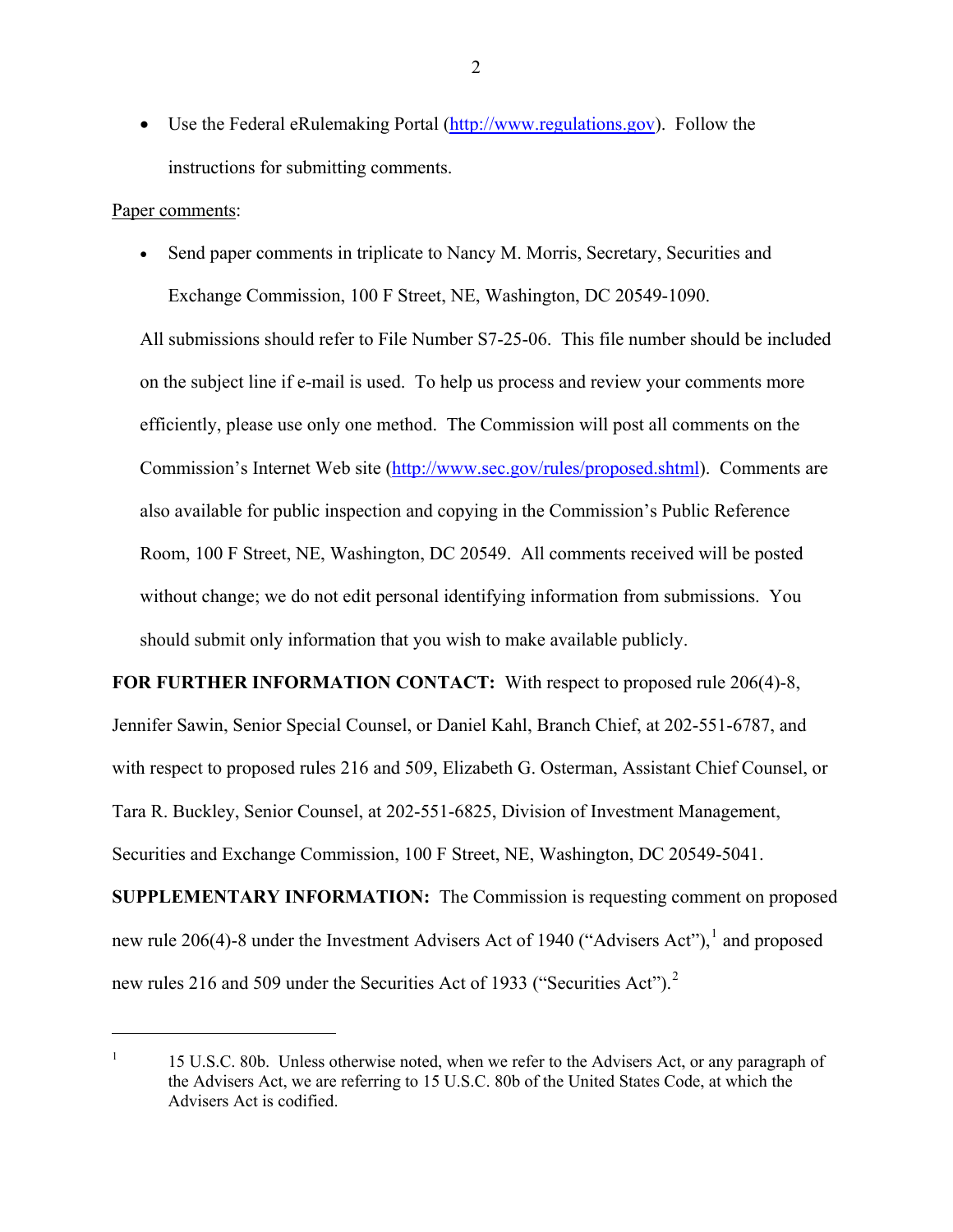- Use the Federal eRulemaking Portal (http://www.regulations.gov). Follow the instructions for submitting comments.

Paper comments:

- Send paper comments in triplicate to Nancy M. Morris, Secretary, Securities and Exchange Commission, 100 F Street, NE, Washington, DC 20549-1090.

All submissions should refer to File Number S7-25-06. This file number should be included on the subject line if e-mail is used. To help us process and review your comments more efficiently, please use only one method. The Commission will post all comments on the Commission's Internet Web site (http://www.sec.gov/rules/proposed.shtml). Comments are also available for public inspection and copying in the Commission's Public Reference Room, 100 F Street, NE, Washington, DC 20549. All comments received will be posted without change; we do not edit personal identifying information from submissions. You should submit only information that you wish to make available publicly.

**FOR FURTHER INFORMATION CONTACT:** With respect to proposed rule 206(4)-8, Jennifer Sawin, Senior Special Counsel, or Daniel Kahl, Branch Chief, at 202-551-6787, and with respect to proposed rules 216 and 509, Elizabeth G. Osterman, Assistant Chief Counsel, or Tara R. Buckley, Senior Counsel, at 202-551-6825, Division of Investment Management, Securities and Exchange Commission, 100 F Street, NE, Washington, DC 20549-5041.

**SUPPLEMENTARY INFORMATION:** The Commission is requesting comment on proposed new rule 206(4)-8 under the Investment Advisers Act of 1940 ("Advisers Act"),[1] and proposed new rules 216 and 509 under the Securities Act of 1933 ("Securities Act").[2]

---

[1] 15 U.S.C. 80b. Unless otherwise noted, when we refer to the Advisers Act, or any paragraph of the Advisers Act, we are referring to 15 U.S.C. 80b of the United States Code, at which the Advisers Act is codified.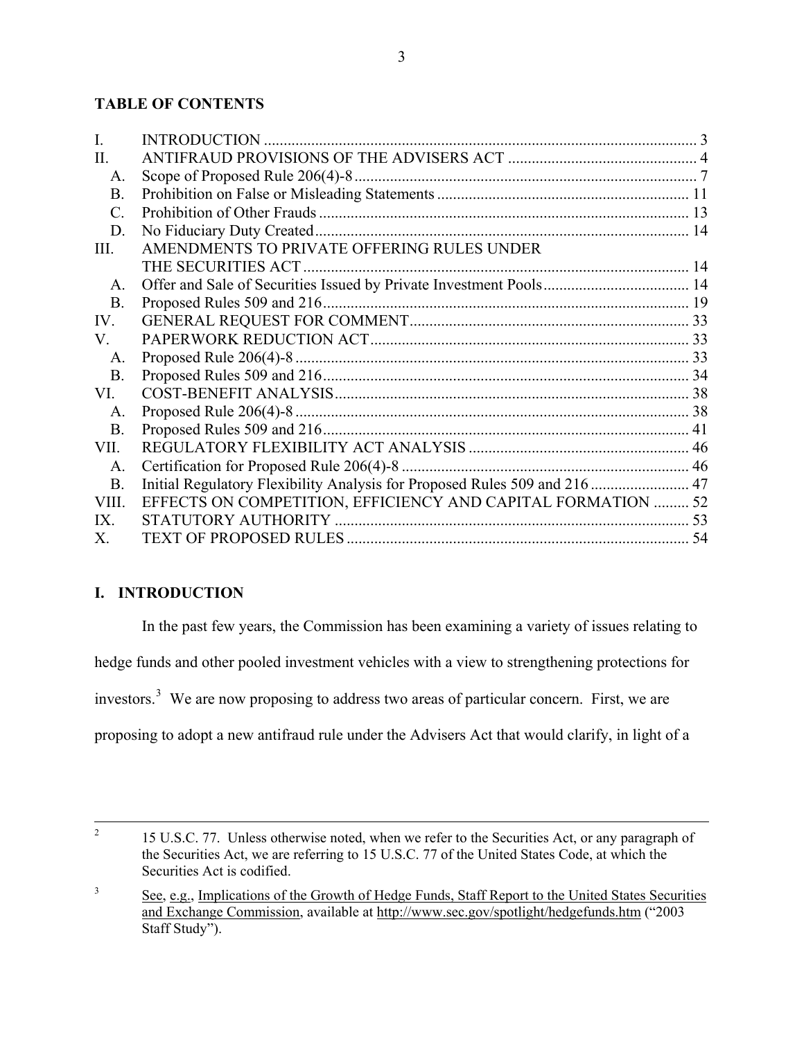**TABLE OF CONTENTS**

| | | |
|---|---|---|
| I. | INTRODUCTION | 3 |
| II. | ANTIFRAUD PROVISIONS OF THE ADVISERS ACT | 4 |
| A. | Scope of Proposed Rule 206(4)-8 | 7 |
| B. | Prohibition on False or Misleading Statements | 11 |
| C. | Prohibition of Other Frauds | 13 |
| D. | No Fiduciary Duty Created | 14 |
| III. | AMENDMENTS TO PRIVATE OFFERING RULES UNDER THE SECURITIES ACT | 14 |
| A. | Offer and Sale of Securities Issued by Private Investment Pools | 14 |
| B. | Proposed Rules 509 and 216 | 19 |
| IV. | GENERAL REQUEST FOR COMMENT | 33 |
| V. | PAPERWORK REDUCTION ACT | 33 |
| A. | Proposed Rule 206(4)-8 | 33 |
| B. | Proposed Rules 509 and 216 | 34 |
| VI. | COST-BENEFIT ANALYSIS | 38 |
| A. | Proposed Rule 206(4)-8 | 38 |
| B. | Proposed Rules 509 and 216 | 41 |
| VII. | REGULATORY FLEXIBILITY ACT ANALYSIS | 46 |
| A. | Certification for Proposed Rule 206(4)-8 | 46 |
| B. | Initial Regulatory Flexibility Analysis for Proposed Rules 509 and 216 | 47 |
| VIII. | EFFECTS ON COMPETITION, EFFICIENCY AND CAPITAL FORMATION | 52 |
| IX. | STATUTORY AUTHORITY | 53 |
| X. | TEXT OF PROPOSED RULES | 54 |

## I. INTRODUCTION

In the past few years, the Commission has been examining a variety of issues relating to hedge funds and other pooled investment vehicles with a view to strengthening protections for investors.[3] We are now proposing to address two areas of particular concern. First, we are proposing to adopt a new antifraud rule under the Advisers Act that would clarify, in light of a

---

[2] 15 U.S.C. 77. Unless otherwise noted, when we refer to the Securities Act, or any paragraph of the Securities Act, we are referring to 15 U.S.C. 77 of the United States Code, at which the Securities Act is codified.

[3] See, e.g., Implications of the Growth of Hedge Funds, Staff Report to the United States Securities and Exchange Commission, available at http://www.sec.gov/spotlight/hedgefunds.htm ("2003 Staff Study").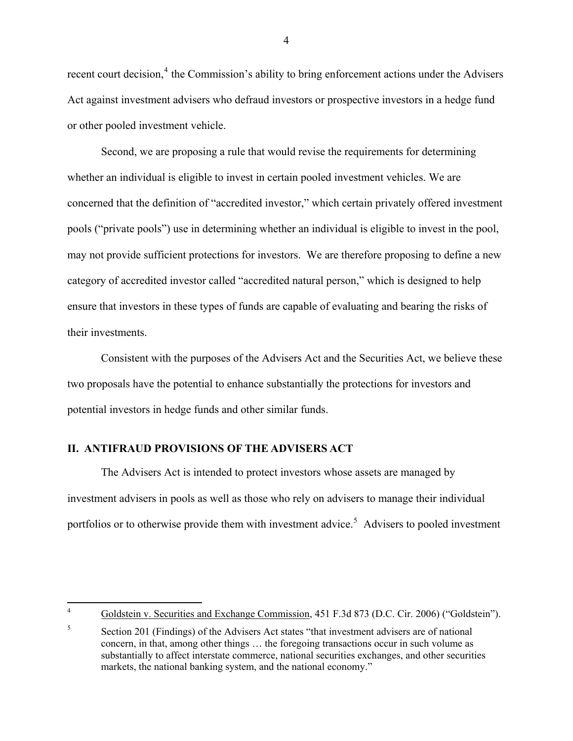recent court decision,[4] the Commission's ability to bring enforcement actions under the Advisers Act against investment advisers who defraud investors or prospective investors in a hedge fund or other pooled investment vehicle.

Second, we are proposing a rule that would revise the requirements for determining whether an individual is eligible to invest in certain pooled investment vehicles. We are concerned that the definition of "accredited investor," which certain privately offered investment pools ("private pools") use in determining whether an individual is eligible to invest in the pool, may not provide sufficient protections for investors. We are therefore proposing to define a new category of accredited investor called "accredited natural person," which is designed to help ensure that investors in these types of funds are capable of evaluating and bearing the risks of their investments.

Consistent with the purposes of the Advisers Act and the Securities Act, we believe these two proposals have the potential to enhance substantially the protections for investors and potential investors in hedge funds and other similar funds.

## II. ANTIFRAUD PROVISIONS OF THE ADVISERS ACT

The Advisers Act is intended to protect investors whose assets are managed by investment advisers in pools as well as those who rely on advisers to manage their individual portfolios or to otherwise provide them with investment advice.[5] Advisers to pooled investment

---

[4] Goldstein v. Securities and Exchange Commission, 451 F.3d 873 (D.C. Cir. 2006) ("Goldstein").

[5] Section 201 (Findings) of the Advisers Act states "that investment advisers are of national concern, in that, among other things … the foregoing transactions occur in such volume as substantially to affect interstate commerce, national securities exchanges, and other securities markets, the national banking system, and the national economy."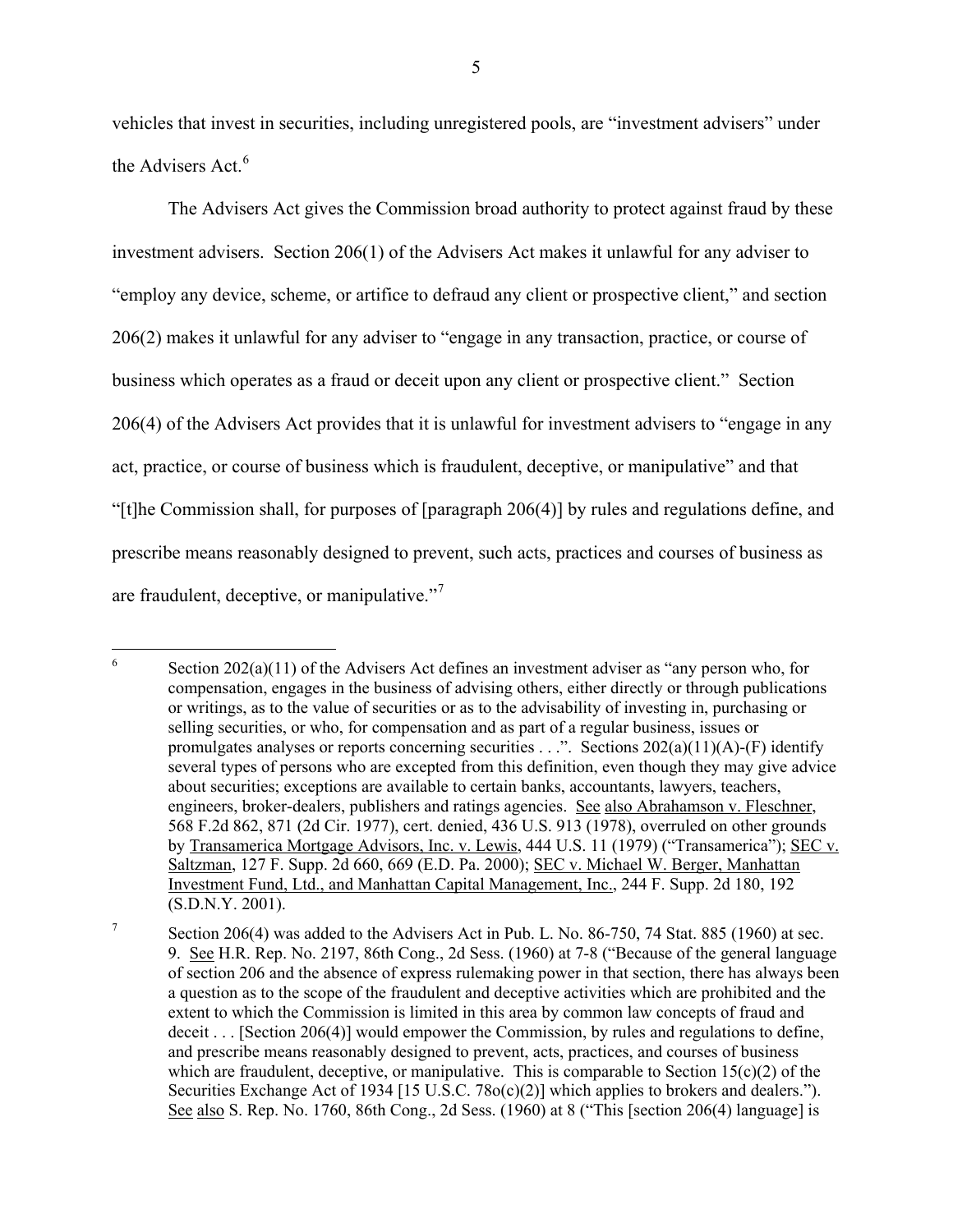vehicles that invest in securities, including unregistered pools, are "investment advisers" under the Advisers Act.[6]

The Advisers Act gives the Commission broad authority to protect against fraud by these investment advisers. Section 206(1) of the Advisers Act makes it unlawful for any adviser to "employ any device, scheme, or artifice to defraud any client or prospective client," and section 206(2) makes it unlawful for any adviser to "engage in any transaction, practice, or course of business which operates as a fraud or deceit upon any client or prospective client." Section 206(4) of the Advisers Act provides that it is unlawful for investment advisers to "engage in any act, practice, or course of business which is fraudulent, deceptive, or manipulative" and that "[t]he Commission shall, for purposes of [paragraph 206(4)] by rules and regulations define, and prescribe means reasonably designed to prevent, such acts, practices and courses of business as are fraudulent, deceptive, or manipulative."[7]

---

[6] Section 202(a)(11) of the Advisers Act defines an investment adviser as "any person who, for compensation, engages in the business of advising others, either directly or through publications or writings, as to the value of securities or as to the advisability of investing in, purchasing or selling securities, or who, for compensation and as part of a regular business, issues or promulgates analyses or reports concerning securities . . .". Sections 202(a)(11)(A)-(F) identify several types of persons who are excepted from this definition, even though they may give advice about securities; exceptions are available to certain banks, accountants, lawyers, teachers, engineers, broker-dealers, publishers and ratings agencies. See also Abrahamson v. Fleschner, 568 F.2d 862, 871 (2d Cir. 1977), cert. denied, 436 U.S. 913 (1978), overruled on other grounds by Transamerica Mortgage Advisors, Inc. v. Lewis, 444 U.S. 11 (1979) ("Transamerica"); SEC v. Saltzman, 127 F. Supp. 2d 660, 669 (E.D. Pa. 2000); SEC v. Michael W. Berger, Manhattan Investment Fund, Ltd., and Manhattan Capital Management, Inc., 244 F. Supp. 2d 180, 192 (S.D.N.Y. 2001).

[7] Section 206(4) was added to the Advisers Act in Pub. L. No. 86-750, 74 Stat. 885 (1960) at sec. 9. See H.R. Rep. No. 2197, 86th Cong., 2d Sess. (1960) at 7-8 ("Because of the general language of section 206 and the absence of express rulemaking power in that section, there has always been a question as to the scope of the fraudulent and deceptive activities which are prohibited and the extent to which the Commission is limited in this area by common law concepts of fraud and deceit . . . [Section 206(4)] would empower the Commission, by rules and regulations to define, and prescribe means reasonably designed to prevent, acts, practices, and courses of business which are fraudulent, deceptive, or manipulative. This is comparable to Section 15(c)(2) of the Securities Exchange Act of 1934 [15 U.S.C. 78o(c)(2)] which applies to brokers and dealers."). See also S. Rep. No. 1760, 86th Cong., 2d Sess. (1960) at 8 ("This [section 206(4) language] is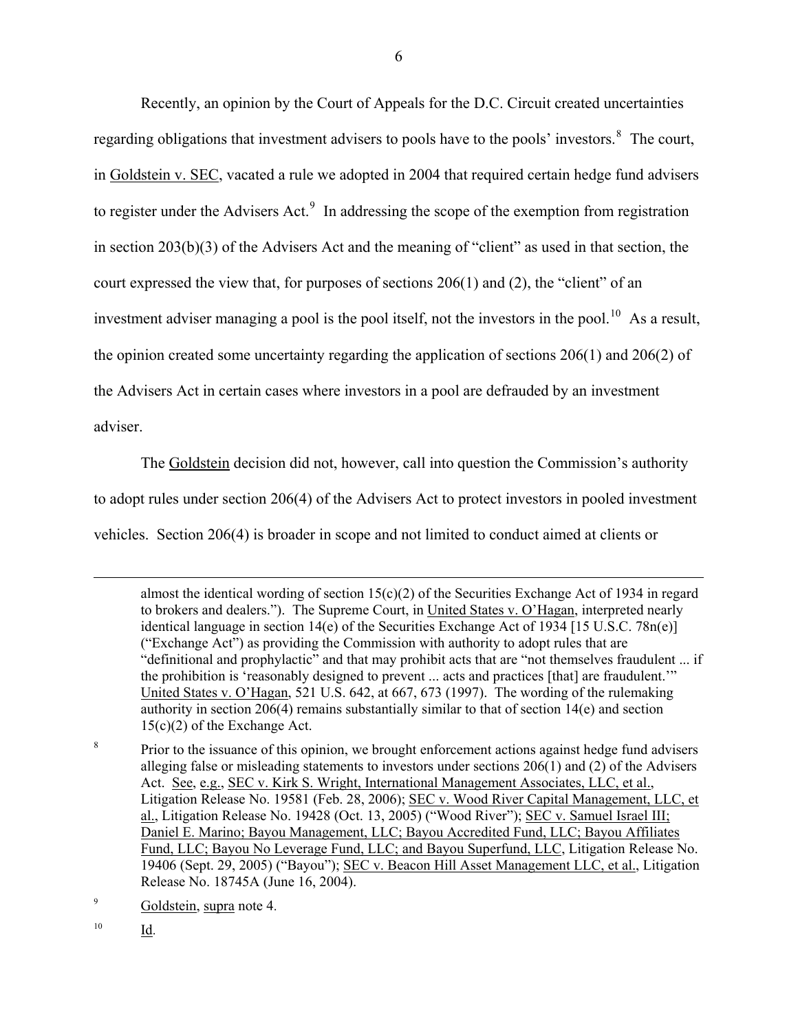Recently, an opinion by the Court of Appeals for the D.C. Circuit created uncertainties regarding obligations that investment advisers to pools have to the pools' investors.[8] The court, in Goldstein v. SEC, vacated a rule we adopted in 2004 that required certain hedge fund advisers to register under the Advisers Act.[9] In addressing the scope of the exemption from registration in section 203(b)(3) of the Advisers Act and the meaning of "client" as used in that section, the court expressed the view that, for purposes of sections 206(1) and (2), the "client" of an investment adviser managing a pool is the pool itself, not the investors in the pool.[10] As a result, the opinion created some uncertainty regarding the application of sections 206(1) and 206(2) of the Advisers Act in certain cases where investors in a pool are defrauded by an investment adviser.

The Goldstein decision did not, however, call into question the Commission's authority to adopt rules under section 206(4) of the Advisers Act to protect investors in pooled investment vehicles. Section 206(4) is broader in scope and not limited to conduct aimed at clients or

---

almost the identical wording of section 15(c)(2) of the Securities Exchange Act of 1934 in regard to brokers and dealers."). The Supreme Court, in United States v. O'Hagan, interpreted nearly identical language in section 14(e) of the Securities Exchange Act of 1934 [15 U.S.C. 78n(e)] ("Exchange Act") as providing the Commission with authority to adopt rules that are "definitional and prophylactic" and that may prohibit acts that are "not themselves fraudulent ... if the prohibition is 'reasonably designed to prevent ... acts and practices [that] are fraudulent.'" United States v. O'Hagan, 521 U.S. 642, at 667, 673 (1997). The wording of the rulemaking authority in section 206(4) remains substantially similar to that of section 14(e) and section 15(c)(2) of the Exchange Act.

[8] Prior to the issuance of this opinion, we brought enforcement actions against hedge fund advisers alleging false or misleading statements to investors under sections 206(1) and (2) of the Advisers Act. See, e.g., SEC v. Kirk S. Wright, International Management Associates, LLC, et al., Litigation Release No. 19581 (Feb. 28, 2006); SEC v. Wood River Capital Management, LLC, et al., Litigation Release No. 19428 (Oct. 13, 2005) ("Wood River"); SEC v. Samuel Israel III; Daniel E. Marino; Bayou Management, LLC; Bayou Accredited Fund, LLC; Bayou Affiliates Fund, LLC; Bayou No Leverage Fund, LLC; and Bayou Superfund, LLC, Litigation Release No. 19406 (Sept. 29, 2005) ("Bayou"); SEC v. Beacon Hill Asset Management LLC, et al., Litigation Release No. 18745A (June 16, 2004).

[9] Goldstein, supra note 4.

[10] Id.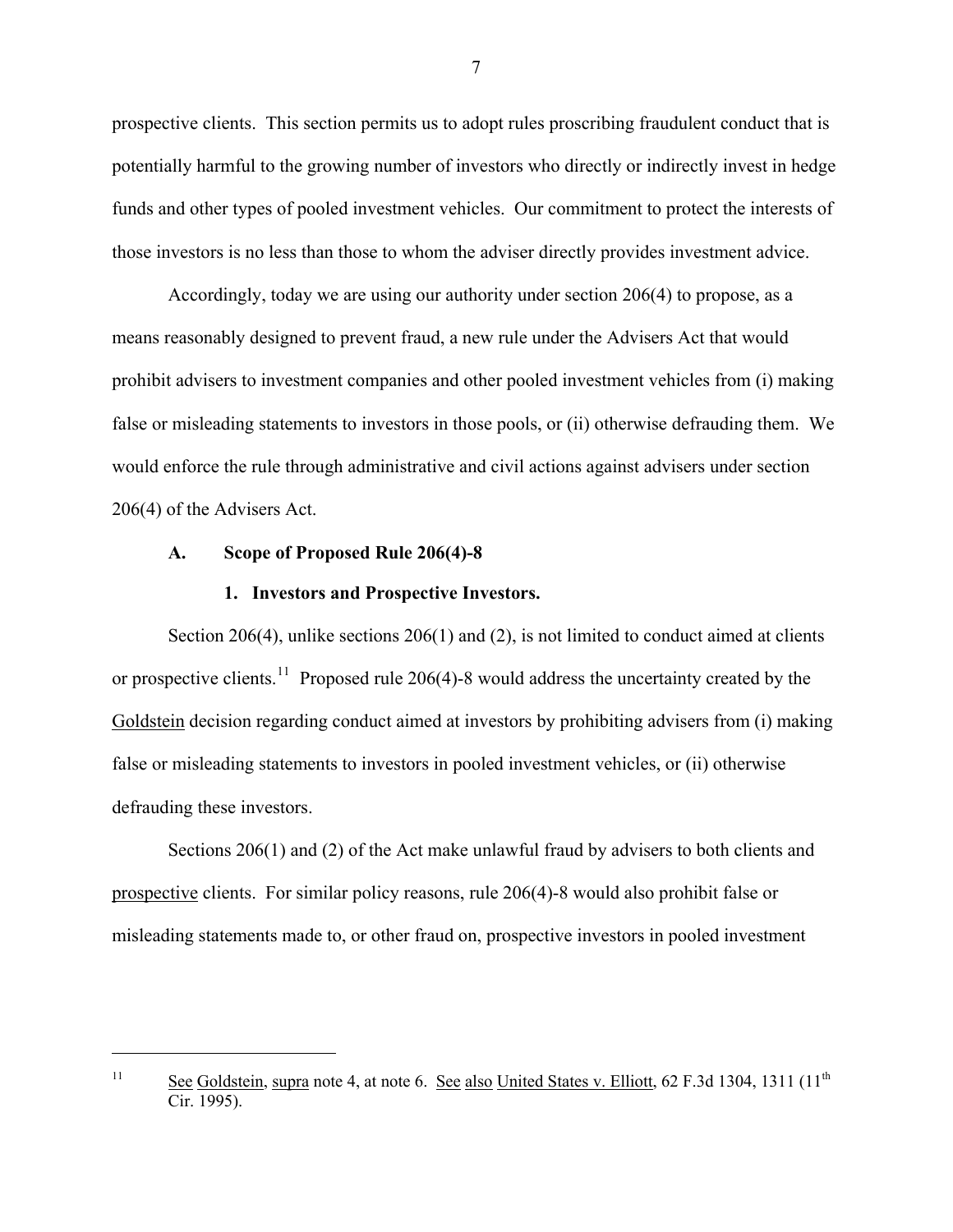prospective clients. This section permits us to adopt rules proscribing fraudulent conduct that is potentially harmful to the growing number of investors who directly or indirectly invest in hedge funds and other types of pooled investment vehicles. Our commitment to protect the interests of those investors is no less than those to whom the adviser directly provides investment advice.

Accordingly, today we are using our authority under section 206(4) to propose, as a means reasonably designed to prevent fraud, a new rule under the Advisers Act that would prohibit advisers to investment companies and other pooled investment vehicles from (i) making false or misleading statements to investors in those pools, or (ii) otherwise defrauding them. We would enforce the rule through administrative and civil actions against advisers under section 206(4) of the Advisers Act.

### A. Scope of Proposed Rule 206(4)-8

#### 1. Investors and Prospective Investors.

Section 206(4), unlike sections 206(1) and (2), is not limited to conduct aimed at clients or prospective clients.[11] Proposed rule 206(4)-8 would address the uncertainty created by the Goldstein decision regarding conduct aimed at investors by prohibiting advisers from (i) making false or misleading statements to investors in pooled investment vehicles, or (ii) otherwise defrauding these investors.

Sections 206(1) and (2) of the Act make unlawful fraud by advisers to both clients and prospective clients. For similar policy reasons, rule 206(4)-8 would also prohibit false or misleading statements made to, or other fraud on, prospective investors in pooled investment

---

[11] See Goldstein, supra note 4, at note 6. See also United States v. Elliott, 62 F.3d 1304, 1311 (11th Cir. 1995).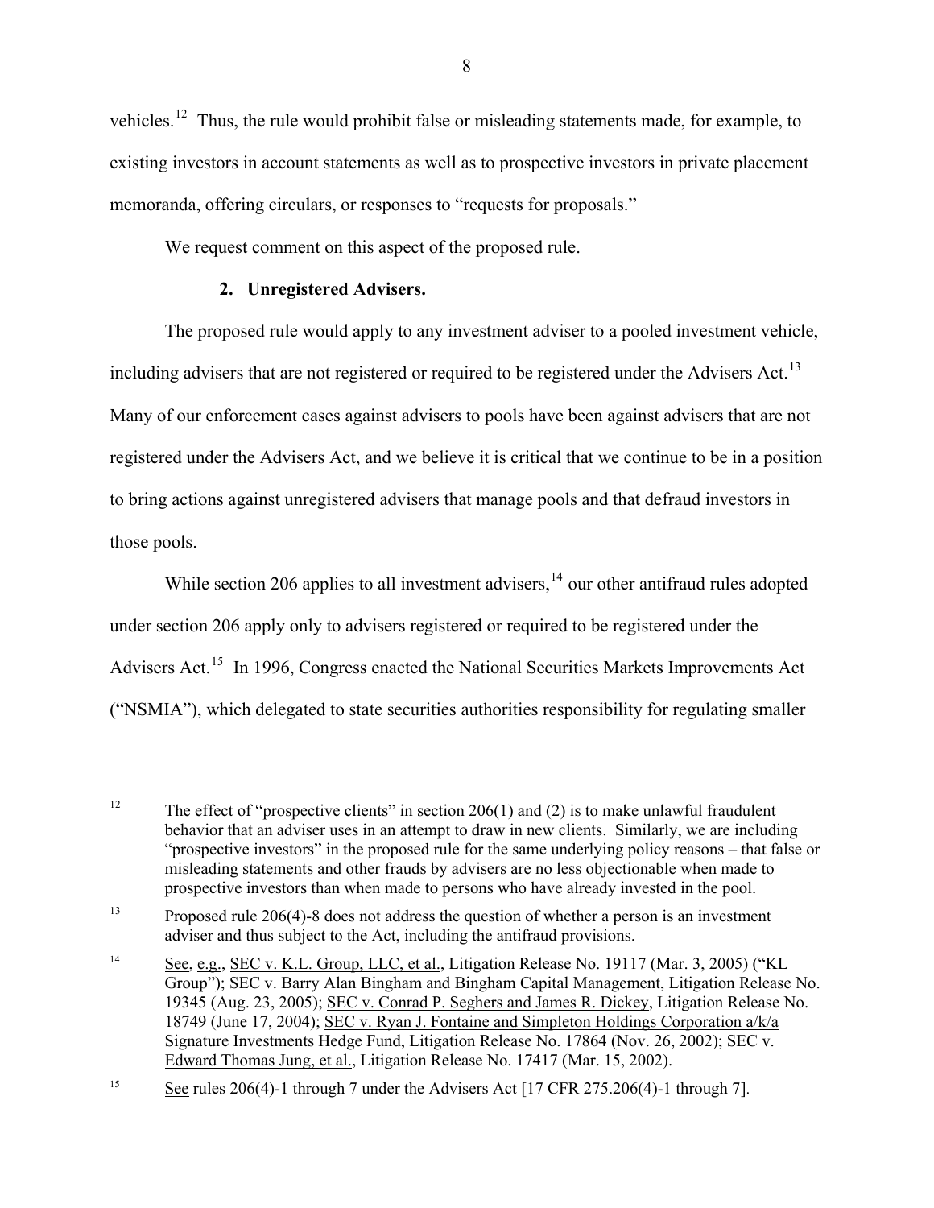vehicles.[12] Thus, the rule would prohibit false or misleading statements made, for example, to existing investors in account statements as well as to prospective investors in private placement memoranda, offering circulars, or responses to "requests for proposals."

We request comment on this aspect of the proposed rule.

### 2. Unregistered Advisers.

The proposed rule would apply to any investment adviser to a pooled investment vehicle, including advisers that are not registered or required to be registered under the Advisers Act.[13] Many of our enforcement cases against advisers to pools have been against advisers that are not registered under the Advisers Act, and we believe it is critical that we continue to be in a position to bring actions against unregistered advisers that manage pools and that defraud investors in those pools.

While section 206 applies to all investment advisers,[14] our other antifraud rules adopted under section 206 apply only to advisers registered or required to be registered under the Advisers Act.[15] In 1996, Congress enacted the National Securities Markets Improvements Act ("NSMIA"), which delegated to state securities authorities responsibility for regulating smaller

---

[12] The effect of "prospective clients" in section 206(1) and (2) is to make unlawful fraudulent behavior that an adviser uses in an attempt to draw in new clients. Similarly, we are including "prospective investors" in the proposed rule for the same underlying policy reasons – that false or misleading statements and other frauds by advisers are no less objectionable when made to prospective investors than when made to persons who have already invested in the pool.

[13] Proposed rule 206(4)-8 does not address the question of whether a person is an investment adviser and thus subject to the Act, including the antifraud provisions.

[14] See, e.g., SEC v. K.L. Group, LLC, et al., Litigation Release No. 19117 (Mar. 3, 2005) ("KL Group"); SEC v. Barry Alan Bingham and Bingham Capital Management, Litigation Release No. 19345 (Aug. 23, 2005); SEC v. Conrad P. Seghers and James R. Dickey, Litigation Release No. 18749 (June 17, 2004); SEC v. Ryan J. Fontaine and Simpleton Holdings Corporation a/k/a Signature Investments Hedge Fund, Litigation Release No. 17864 (Nov. 26, 2002); SEC v. Edward Thomas Jung, et al., Litigation Release No. 17417 (Mar. 15, 2002).

[15] See rules 206(4)-1 through 7 under the Advisers Act [17 CFR 275.206(4)-1 through 7].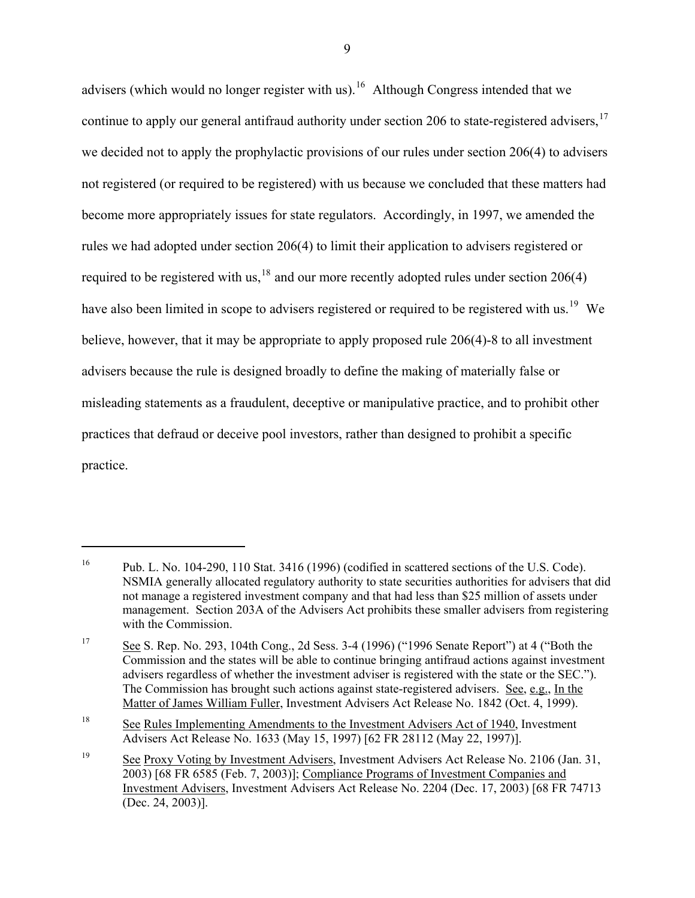advisers (which would no longer register with us).[16] Although Congress intended that we continue to apply our general antifraud authority under section 206 to state-registered advisers,[17] we decided not to apply the prophylactic provisions of our rules under section 206(4) to advisers not registered (or required to be registered) with us because we concluded that these matters had become more appropriately issues for state regulators. Accordingly, in 1997, we amended the rules we had adopted under section 206(4) to limit their application to advisers registered or required to be registered with us,[18] and our more recently adopted rules under section 206(4) have also been limited in scope to advisers registered or required to be registered with us.[19] We believe, however, that it may be appropriate to apply proposed rule 206(4)-8 to all investment advisers because the rule is designed broadly to define the making of materially false or misleading statements as a fraudulent, deceptive or manipulative practice, and to prohibit other practices that defraud or deceive pool investors, rather than designed to prohibit a specific practice.

---

[16] Pub. L. No. 104-290, 110 Stat. 3416 (1996) (codified in scattered sections of the U.S. Code). NSMIA generally allocated regulatory authority to state securities authorities for advisers that did not manage a registered investment company and that had less than $25 million of assets under management. Section 203A of the Advisers Act prohibits these smaller advisers from registering with the Commission.

[17] See S. Rep. No. 293, 104th Cong., 2d Sess. 3-4 (1996) ("1996 Senate Report") at 4 ("Both the Commission and the states will be able to continue bringing antifraud actions against investment advisers regardless of whether the investment adviser is registered with the state or the SEC."). The Commission has brought such actions against state-registered advisers. See, e.g., In the Matter of James William Fuller, Investment Advisers Act Release No. 1842 (Oct. 4, 1999).

[18] See Rules Implementing Amendments to the Investment Advisers Act of 1940, Investment Advisers Act Release No. 1633 (May 15, 1997) [62 FR 28112 (May 22, 1997)].

[19] See Proxy Voting by Investment Advisers, Investment Advisers Act Release No. 2106 (Jan. 31, 2003) [68 FR 6585 (Feb. 7, 2003)]; Compliance Programs of Investment Companies and Investment Advisers, Investment Advisers Act Release No. 2204 (Dec. 17, 2003) [68 FR 74713 (Dec. 24, 2003)].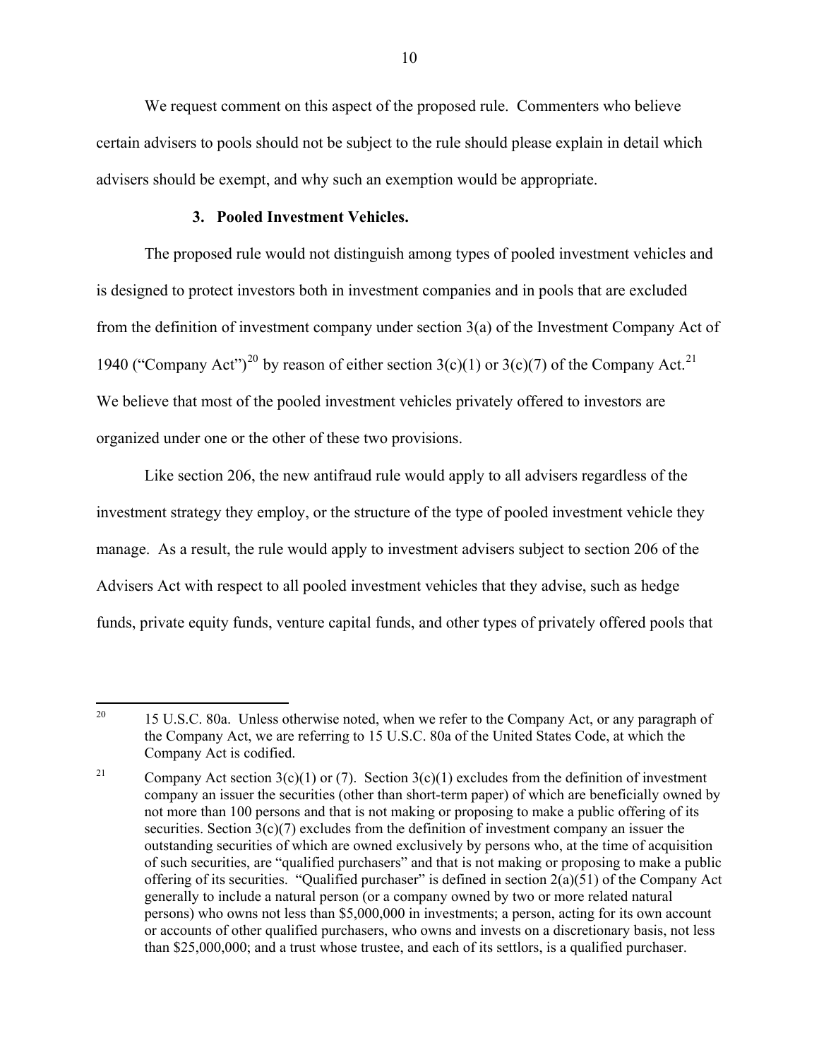We request comment on this aspect of the proposed rule. Commenters who believe certain advisers to pools should not be subject to the rule should please explain in detail which advisers should be exempt, and why such an exemption would be appropriate.

### 3. Pooled Investment Vehicles.

The proposed rule would not distinguish among types of pooled investment vehicles and is designed to protect investors both in investment companies and in pools that are excluded from the definition of investment company under section 3(a) of the Investment Company Act of 1940 ("Company Act")[20] by reason of either section 3(c)(1) or 3(c)(7) of the Company Act.[21] We believe that most of the pooled investment vehicles privately offered to investors are organized under one or the other of these two provisions.

Like section 206, the new antifraud rule would apply to all advisers regardless of the investment strategy they employ, or the structure of the type of pooled investment vehicle they manage. As a result, the rule would apply to investment advisers subject to section 206 of the Advisers Act with respect to all pooled investment vehicles that they advise, such as hedge funds, private equity funds, venture capital funds, and other types of privately offered pools that

---

[20] 15 U.S.C. 80a. Unless otherwise noted, when we refer to the Company Act, or any paragraph of the Company Act, we are referring to 15 U.S.C. 80a of the United States Code, at which the Company Act is codified.

[21] Company Act section 3(c)(1) or (7). Section 3(c)(1) excludes from the definition of investment company an issuer the securities (other than short-term paper) of which are beneficially owned by not more than 100 persons and that is not making or proposing to make a public offering of its securities. Section 3(c)(7) excludes from the definition of investment company an issuer the outstanding securities of which are owned exclusively by persons who, at the time of acquisition of such securities, are "qualified purchasers" and that is not making or proposing to make a public offering of its securities. "Qualified purchaser" is defined in section 2(a)(51) of the Company Act generally to include a natural person (or a company owned by two or more related natural persons) who owns not less than $5,000,000 in investments; a person, acting for its own account or accounts of other qualified purchasers, who owns and invests on a discretionary basis, not less than $25,000,000; and a trust whose trustee, and each of its settlors, is a qualified purchaser.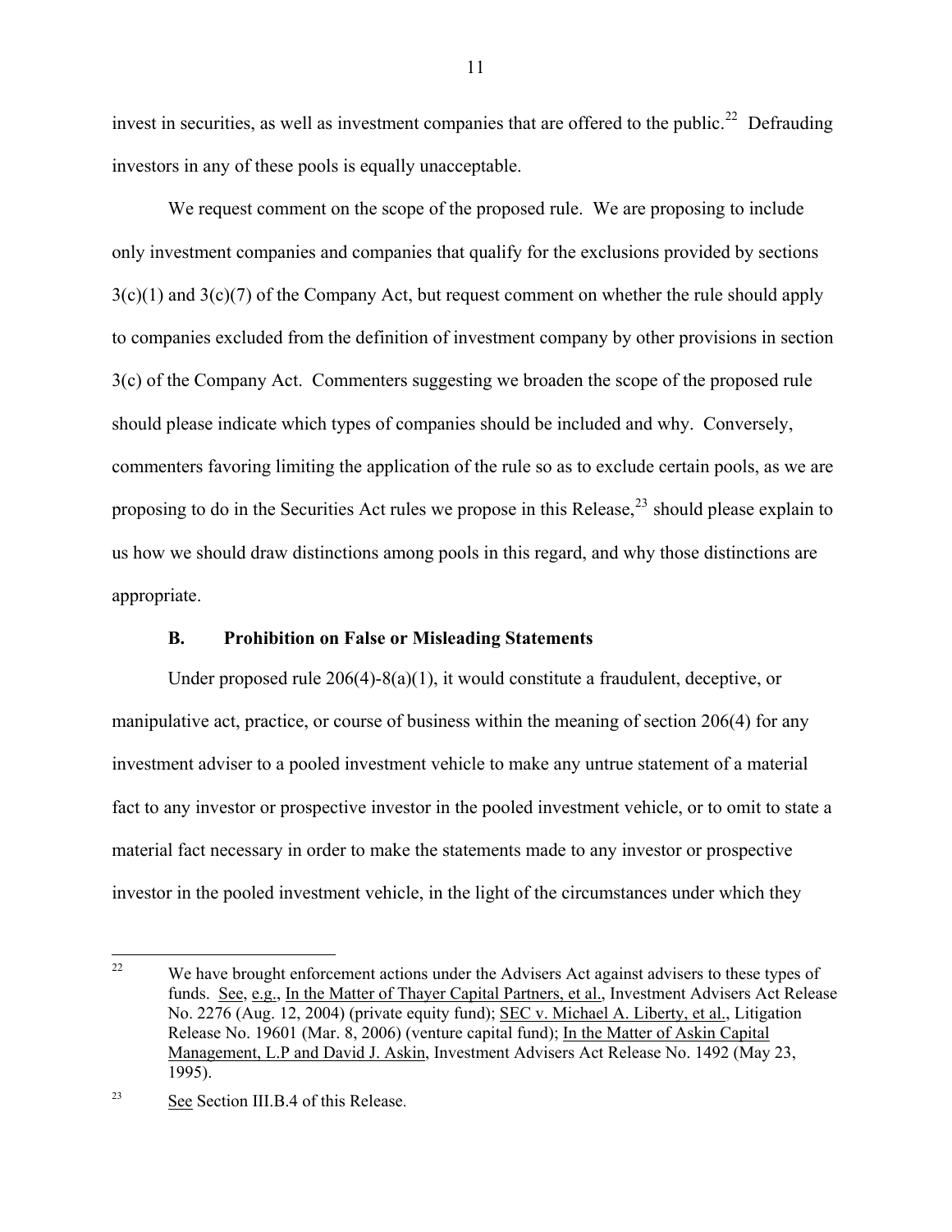invest in securities, as well as investment companies that are offered to the public.[22] Defrauding investors in any of these pools is equally unacceptable.

We request comment on the scope of the proposed rule. We are proposing to include only investment companies and companies that qualify for the exclusions provided by sections 3(c)(1) and 3(c)(7) of the Company Act, but request comment on whether the rule should apply to companies excluded from the definition of investment company by other provisions in section 3(c) of the Company Act. Commenters suggesting we broaden the scope of the proposed rule should please indicate which types of companies should be included and why. Conversely, commenters favoring limiting the application of the rule so as to exclude certain pools, as we are proposing to do in the Securities Act rules we propose in this Release,[23] should please explain to us how we should draw distinctions among pools in this regard, and why those distinctions are appropriate.

### B. Prohibition on False or Misleading Statements

Under proposed rule 206(4)-8(a)(1), it would constitute a fraudulent, deceptive, or manipulative act, practice, or course of business within the meaning of section 206(4) for any investment adviser to a pooled investment vehicle to make any untrue statement of a material fact to any investor or prospective investor in the pooled investment vehicle, or to omit to state a material fact necessary in order to make the statements made to any investor or prospective investor in the pooled investment vehicle, in the light of the circumstances under which they

---

[22] We have brought enforcement actions under the Advisers Act against advisers to these types of funds. See, e.g., In the Matter of Thayer Capital Partners, et al., Investment Advisers Act Release No. 2276 (Aug. 12, 2004) (private equity fund); SEC v. Michael A. Liberty, et al., Litigation Release No. 19601 (Mar. 8, 2006) (venture capital fund); In the Matter of Askin Capital Management, L.P and David J. Askin, Investment Advisers Act Release No. 1492 (May 23, 1995).

[23] See Section III.B.4 of this Release.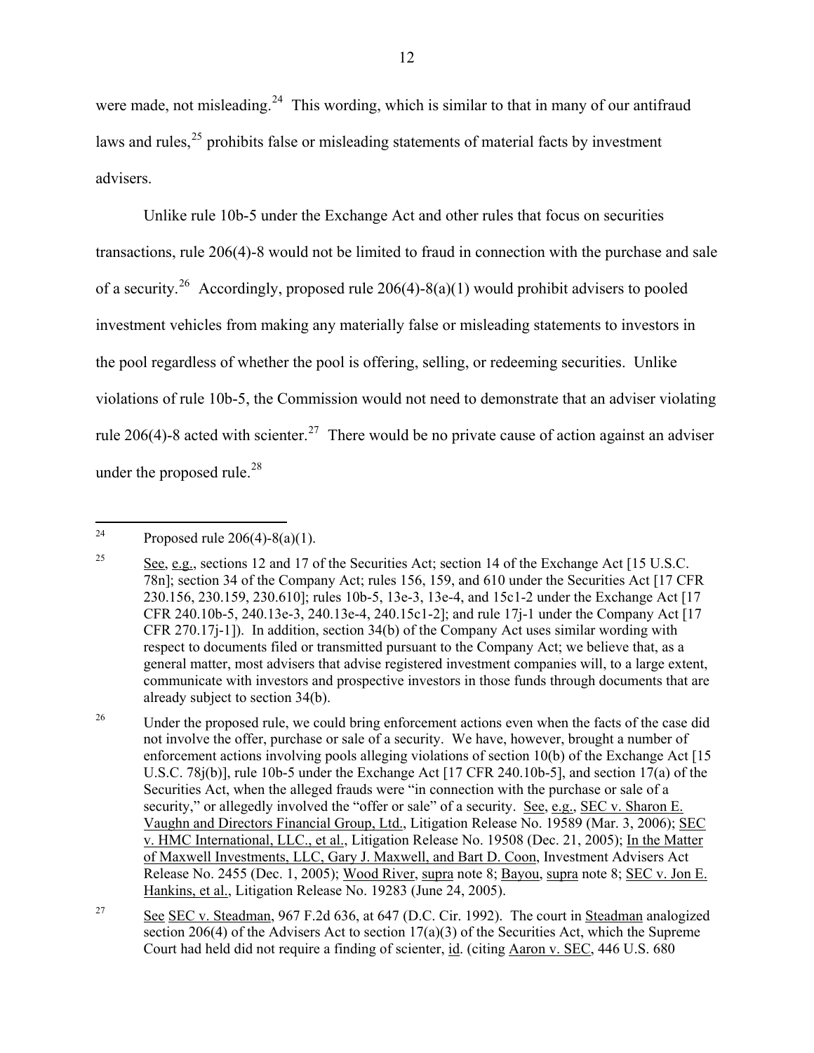were made, not misleading.[24] This wording, which is similar to that in many of our antifraud laws and rules,[25] prohibits false or misleading statements of material facts by investment advisers.

Unlike rule 10b-5 under the Exchange Act and other rules that focus on securities transactions, rule 206(4)-8 would not be limited to fraud in connection with the purchase and sale of a security.[26] Accordingly, proposed rule 206(4)-8(a)(1) would prohibit advisers to pooled investment vehicles from making any materially false or misleading statements to investors in the pool regardless of whether the pool is offering, selling, or redeeming securities. Unlike violations of rule 10b-5, the Commission would not need to demonstrate that an adviser violating rule 206(4)-8 acted with scienter.[27] There would be no private cause of action against an adviser under the proposed rule.[28]

---

[24] Proposed rule 206(4)-8(a)(1).

[25] See, e.g., sections 12 and 17 of the Securities Act; section 14 of the Exchange Act [15 U.S.C. 78n]; section 34 of the Company Act; rules 156, 159, and 610 under the Securities Act [17 CFR 230.156, 230.159, 230.610]; rules 10b-5, 13e-3, 13e-4, and 15c1-2 under the Exchange Act [17 CFR 240.10b-5, 240.13e-3, 240.13e-4, 240.15c1-2]; and rule 17j-1 under the Company Act [17 CFR 270.17j-1]). In addition, section 34(b) of the Company Act uses similar wording with respect to documents filed or transmitted pursuant to the Company Act; we believe that, as a general matter, most advisers that advise registered investment companies will, to a large extent, communicate with investors and prospective investors in those funds through documents that are already subject to section 34(b).

[26] Under the proposed rule, we could bring enforcement actions even when the facts of the case did not involve the offer, purchase or sale of a security. We have, however, brought a number of enforcement actions involving pools alleging violations of section 10(b) of the Exchange Act [15 U.S.C. 78j(b)], rule 10b-5 under the Exchange Act [17 CFR 240.10b-5], and section 17(a) of the Securities Act, when the alleged frauds were "in connection with the purchase or sale of a security," or allegedly involved the "offer or sale" of a security. See, e.g., SEC v. Sharon E. Vaughn and Directors Financial Group, Ltd., Litigation Release No. 19589 (Mar. 3, 2006); SEC v. HMC International, LLC., et al., Litigation Release No. 19508 (Dec. 21, 2005); In the Matter of Maxwell Investments, LLC, Gary J. Maxwell, and Bart D. Coon, Investment Advisers Act Release No. 2455 (Dec. 1, 2005); Wood River, supra note 8; Bayou, supra note 8; SEC v. Jon E. Hankins, et al., Litigation Release No. 19283 (June 24, 2005).

[27] See SEC v. Steadman, 967 F.2d 636, at 647 (D.C. Cir. 1992). The court in Steadman analogized section 206(4) of the Advisers Act to section 17(a)(3) of the Securities Act, which the Supreme Court had held did not require a finding of scienter, id. (citing Aaron v. SEC, 446 U.S. 680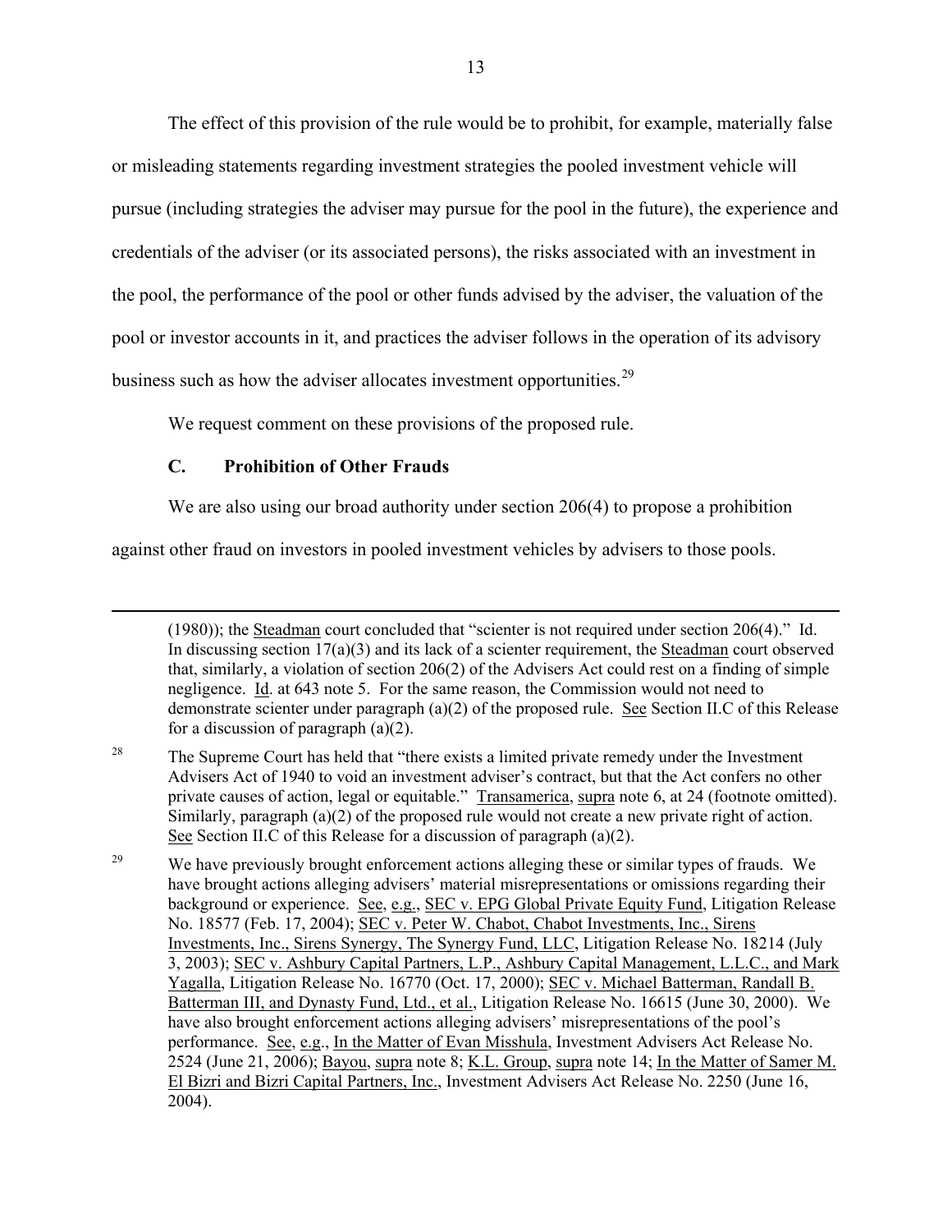The effect of this provision of the rule would be to prohibit, for example, materially false or misleading statements regarding investment strategies the pooled investment vehicle will pursue (including strategies the adviser may pursue for the pool in the future), the experience and credentials of the adviser (or its associated persons), the risks associated with an investment in the pool, the performance of the pool or other funds advised by the adviser, the valuation of the pool or investor accounts in it, and practices the adviser follows in the operation of its advisory business such as how the adviser allocates investment opportunities.[29]

We request comment on these provisions of the proposed rule.

### C. Prohibition of Other Frauds

We are also using our broad authority under section 206(4) to propose a prohibition against other fraud on investors in pooled investment vehicles by advisers to those pools.

---

(1980)); the Steadman court concluded that "scienter is not required under section 206(4)." Id. In discussing section 17(a)(3) and its lack of a scienter requirement, the Steadman court observed that, similarly, a violation of section 206(2) of the Advisers Act could rest on a finding of simple negligence. Id. at 643 note 5. For the same reason, the Commission would not need to demonstrate scienter under paragraph (a)(2) of the proposed rule. See Section II.C of this Release for a discussion of paragraph (a)(2).

[28] The Supreme Court has held that "there exists a limited private remedy under the Investment Advisers Act of 1940 to void an investment adviser's contract, but that the Act confers no other private causes of action, legal or equitable." Transamerica, supra note 6, at 24 (footnote omitted). Similarly, paragraph (a)(2) of the proposed rule would not create a new private right of action. See Section II.C of this Release for a discussion of paragraph (a)(2).

[29] We have previously brought enforcement actions alleging these or similar types of frauds. We have brought actions alleging advisers' material misrepresentations or omissions regarding their background or experience. See, e.g., SEC v. EPG Global Private Equity Fund, Litigation Release No. 18577 (Feb. 17, 2004); SEC v. Peter W. Chabot, Chabot Investments, Inc., Sirens Investments, Inc., Sirens Synergy, The Synergy Fund, LLC, Litigation Release No. 18214 (July 3, 2003); SEC v. Ashbury Capital Partners, L.P., Ashbury Capital Management, L.L.C., and Mark Yagalla, Litigation Release No. 16770 (Oct. 17, 2000); SEC v. Michael Batterman, Randall B. Batterman III, and Dynasty Fund, Ltd., et al., Litigation Release No. 16615 (June 30, 2000). We have also brought enforcement actions alleging advisers' misrepresentations of the pool's performance. See, e.g., In the Matter of Evan Misshula, Investment Advisers Act Release No. 2524 (June 21, 2006); Bayou, supra note 8; K.L. Group, supra note 14; In the Matter of Samer M. El Bizri and Bizri Capital Partners, Inc., Investment Advisers Act Release No. 2250 (June 16, 2004).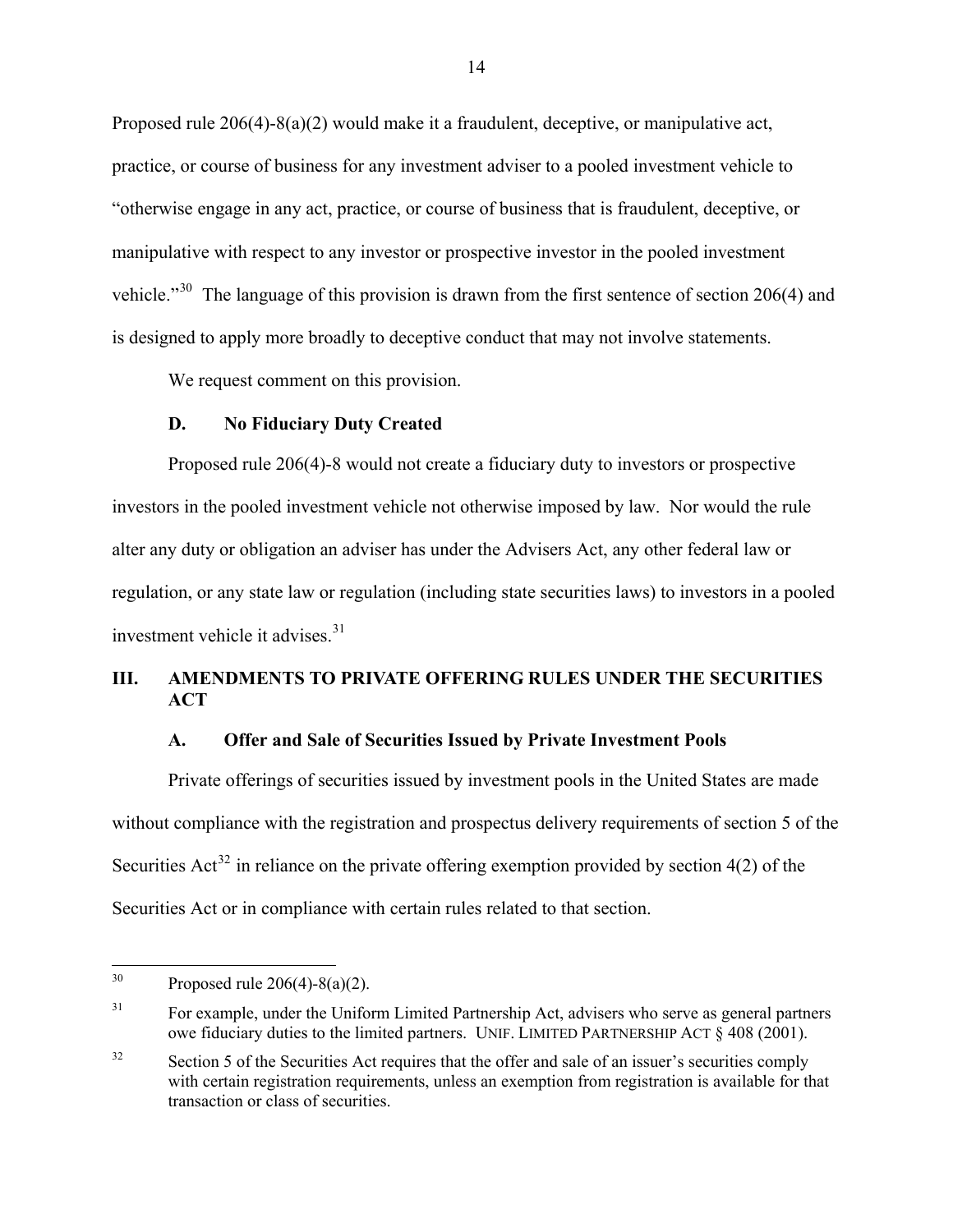Proposed rule 206(4)-8(a)(2) would make it a fraudulent, deceptive, or manipulative act, practice, or course of business for any investment adviser to a pooled investment vehicle to "otherwise engage in any act, practice, or course of business that is fraudulent, deceptive, or manipulative with respect to any investor or prospective investor in the pooled investment vehicle."[30] The language of this provision is drawn from the first sentence of section 206(4) and is designed to apply more broadly to deceptive conduct that may not involve statements.

We request comment on this provision.

### D. No Fiduciary Duty Created

Proposed rule 206(4)-8 would not create a fiduciary duty to investors or prospective investors in the pooled investment vehicle not otherwise imposed by law. Nor would the rule alter any duty or obligation an adviser has under the Advisers Act, any other federal law or regulation, or any state law or regulation (including state securities laws) to investors in a pooled investment vehicle it advises.[31]

## III. AMENDMENTS TO PRIVATE OFFERING RULES UNDER THE SECURITIES ACT

### A. Offer and Sale of Securities Issued by Private Investment Pools

Private offerings of securities issued by investment pools in the United States are made without compliance with the registration and prospectus delivery requirements of section 5 of the Securities Act[32] in reliance on the private offering exemption provided by section 4(2) of the Securities Act or in compliance with certain rules related to that section.

---

[30] Proposed rule 206(4)-8(a)(2).

[31] For example, under the Uniform Limited Partnership Act, advisers who serve as general partners owe fiduciary duties to the limited partners. UNIF. LIMITED PARTNERSHIP ACT § 408 (2001).

[32] Section 5 of the Securities Act requires that the offer and sale of an issuer's securities comply with certain registration requirements, unless an exemption from registration is available for that transaction or class of securities.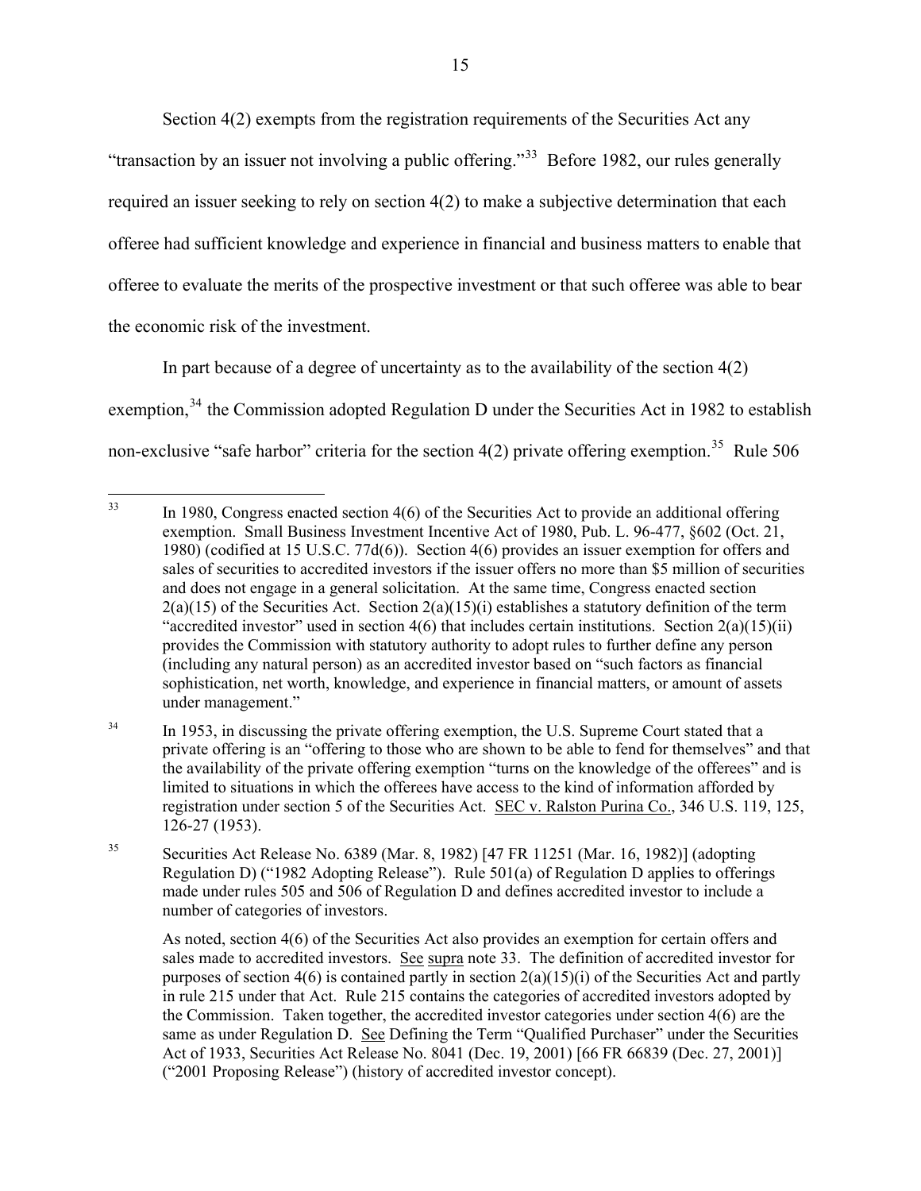Section 4(2) exempts from the registration requirements of the Securities Act any "transaction by an issuer not involving a public offering."[33] Before 1982, our rules generally required an issuer seeking to rely on section 4(2) to make a subjective determination that each offeree had sufficient knowledge and experience in financial and business matters to enable that offeree to evaluate the merits of the prospective investment or that such offeree was able to bear the economic risk of the investment.

In part because of a degree of uncertainty as to the availability of the section 4(2) exemption,[34] the Commission adopted Regulation D under the Securities Act in 1982 to establish non-exclusive "safe harbor" criteria for the section 4(2) private offering exemption.[35] Rule 506

---

[33] In 1980, Congress enacted section 4(6) of the Securities Act to provide an additional offering exemption. Small Business Investment Incentive Act of 1980, Pub. L. 96-477, §602 (Oct. 21, 1980) (codified at 15 U.S.C. 77d(6)). Section 4(6) provides an issuer exemption for offers and sales of securities to accredited investors if the issuer offers no more than $5 million of securities and does not engage in a general solicitation. At the same time, Congress enacted section 2(a)(15) of the Securities Act. Section 2(a)(15)(i) establishes a statutory definition of the term "accredited investor" used in section 4(6) that includes certain institutions. Section 2(a)(15)(ii) provides the Commission with statutory authority to adopt rules to further define any person (including any natural person) as an accredited investor based on "such factors as financial sophistication, net worth, knowledge, and experience in financial matters, or amount of assets under management."

[34] In 1953, in discussing the private offering exemption, the U.S. Supreme Court stated that a private offering is an "offering to those who are shown to be able to fend for themselves" and that the availability of the private offering exemption "turns on the knowledge of the offerees" and is limited to situations in which the offerees have access to the kind of information afforded by registration under section 5 of the Securities Act. SEC v. Ralston Purina Co., 346 U.S. 119, 125, 126-27 (1953).

[35] Securities Act Release No. 6389 (Mar. 8, 1982) [47 FR 11251 (Mar. 16, 1982)] (adopting Regulation D) ("1982 Adopting Release"). Rule 501(a) of Regulation D applies to offerings made under rules 505 and 506 of Regulation D and defines accredited investor to include a number of categories of investors.

As noted, section 4(6) of the Securities Act also provides an exemption for certain offers and sales made to accredited investors. See supra note 33. The definition of accredited investor for purposes of section 4(6) is contained partly in section 2(a)(15)(i) of the Securities Act and partly in rule 215 under that Act. Rule 215 contains the categories of accredited investors adopted by the Commission. Taken together, the accredited investor categories under section 4(6) are the same as under Regulation D. See Defining the Term "Qualified Purchaser" under the Securities Act of 1933, Securities Act Release No. 8041 (Dec. 19, 2001) [66 FR 66839 (Dec. 27, 2001)] ("2001 Proposing Release") (history of accredited investor concept).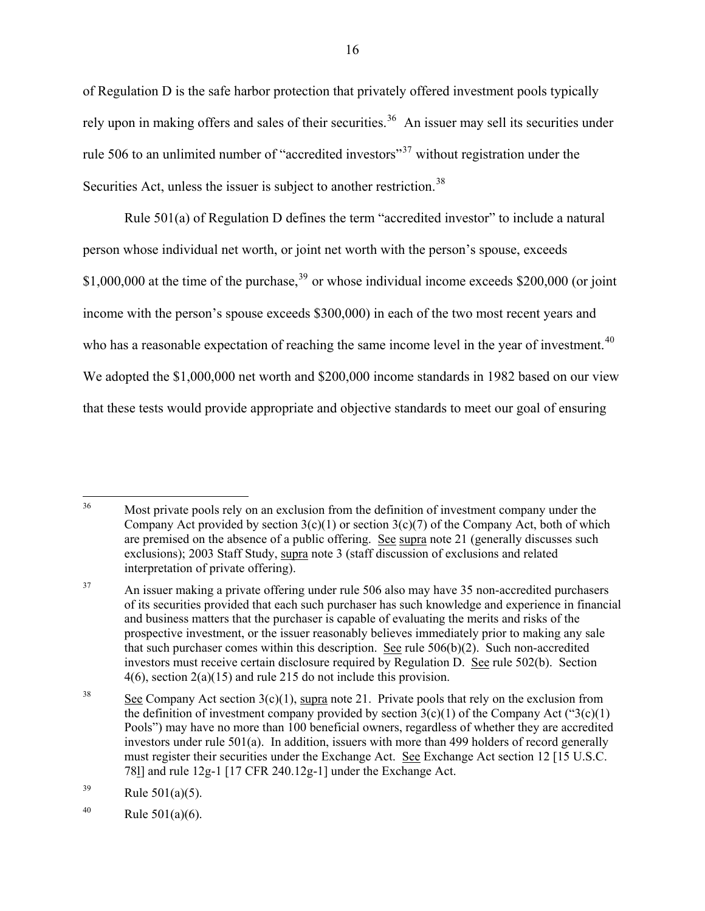of Regulation D is the safe harbor protection that privately offered investment pools typically rely upon in making offers and sales of their securities.[36] An issuer may sell its securities under rule 506 to an unlimited number of "accredited investors"[37] without registration under the Securities Act, unless the issuer is subject to another restriction.[38]

Rule 501(a) of Regulation D defines the term "accredited investor" to include a natural person whose individual net worth, or joint net worth with the person's spouse, exceeds $1,000,000 at the time of the purchase,[39] or whose individual income exceeds $200,000 (or joint income with the person's spouse exceeds $300,000) in each of the two most recent years and who has a reasonable expectation of reaching the same income level in the year of investment.[40] We adopted the $1,000,000 net worth and $200,000 income standards in 1982 based on our view that these tests would provide appropriate and objective standards to meet our goal of ensuring

---

[36] Most private pools rely on an exclusion from the definition of investment company under the Company Act provided by section 3(c)(1) or section 3(c)(7) of the Company Act, both of which are premised on the absence of a public offering. See supra note 21 (generally discusses such exclusions); 2003 Staff Study, supra note 3 (staff discussion of exclusions and related interpretation of private offering).

[37] An issuer making a private offering under rule 506 also may have 35 non-accredited purchasers of its securities provided that each such purchaser has such knowledge and experience in financial and business matters that the purchaser is capable of evaluating the merits and risks of the prospective investment, or the issuer reasonably believes immediately prior to making any sale that such purchaser comes within this description. See rule 506(b)(2). Such non-accredited investors must receive certain disclosure required by Regulation D. See rule 502(b). Section 4(6), section 2(a)(15) and rule 215 do not include this provision.

[38] See Company Act section 3(c)(1), supra note 21. Private pools that rely on the exclusion from the definition of investment company provided by section 3(c)(1) of the Company Act ("3(c)(1) Pools") may have no more than 100 beneficial owners, regardless of whether they are accredited investors under rule 501(a). In addition, issuers with more than 499 holders of record generally must register their securities under the Exchange Act. See Exchange Act section 12 [15 U.S.C. 78l] and rule 12g-1 [17 CFR 240.12g-1] under the Exchange Act.

[39] Rule 501(a)(5).

[40] Rule 501(a)(6).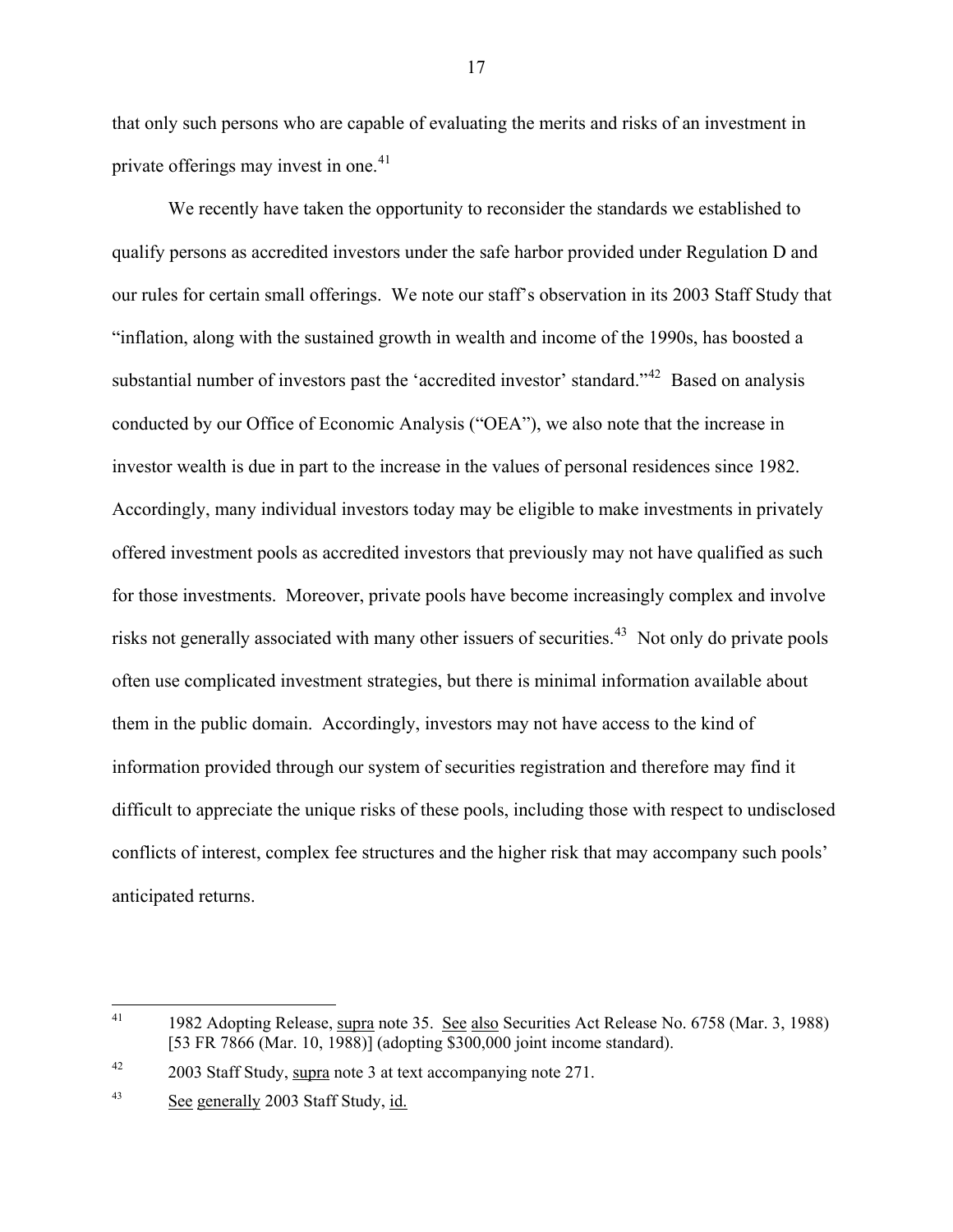that only such persons who are capable of evaluating the merits and risks of an investment in private offerings may invest in one.[41]

We recently have taken the opportunity to reconsider the standards we established to qualify persons as accredited investors under the safe harbor provided under Regulation D and our rules for certain small offerings. We note our staff's observation in its 2003 Staff Study that "inflation, along with the sustained growth in wealth and income of the 1990s, has boosted a substantial number of investors past the 'accredited investor' standard."[42] Based on analysis conducted by our Office of Economic Analysis ("OEA"), we also note that the increase in investor wealth is due in part to the increase in the values of personal residences since 1982. Accordingly, many individual investors today may be eligible to make investments in privately offered investment pools as accredited investors that previously may not have qualified as such for those investments. Moreover, private pools have become increasingly complex and involve risks not generally associated with many other issuers of securities.[43] Not only do private pools often use complicated investment strategies, but there is minimal information available about them in the public domain. Accordingly, investors may not have access to the kind of information provided through our system of securities registration and therefore may find it difficult to appreciate the unique risks of these pools, including those with respect to undisclosed conflicts of interest, complex fee structures and the higher risk that may accompany such pools' anticipated returns.

---

[41] 1982 Adopting Release, supra note 35. See also Securities Act Release No. 6758 (Mar. 3, 1988) [53 FR 7866 (Mar. 10, 1988)] (adopting $300,000 joint income standard).

[42] 2003 Staff Study, supra note 3 at text accompanying note 271.

[43] See generally 2003 Staff Study, id.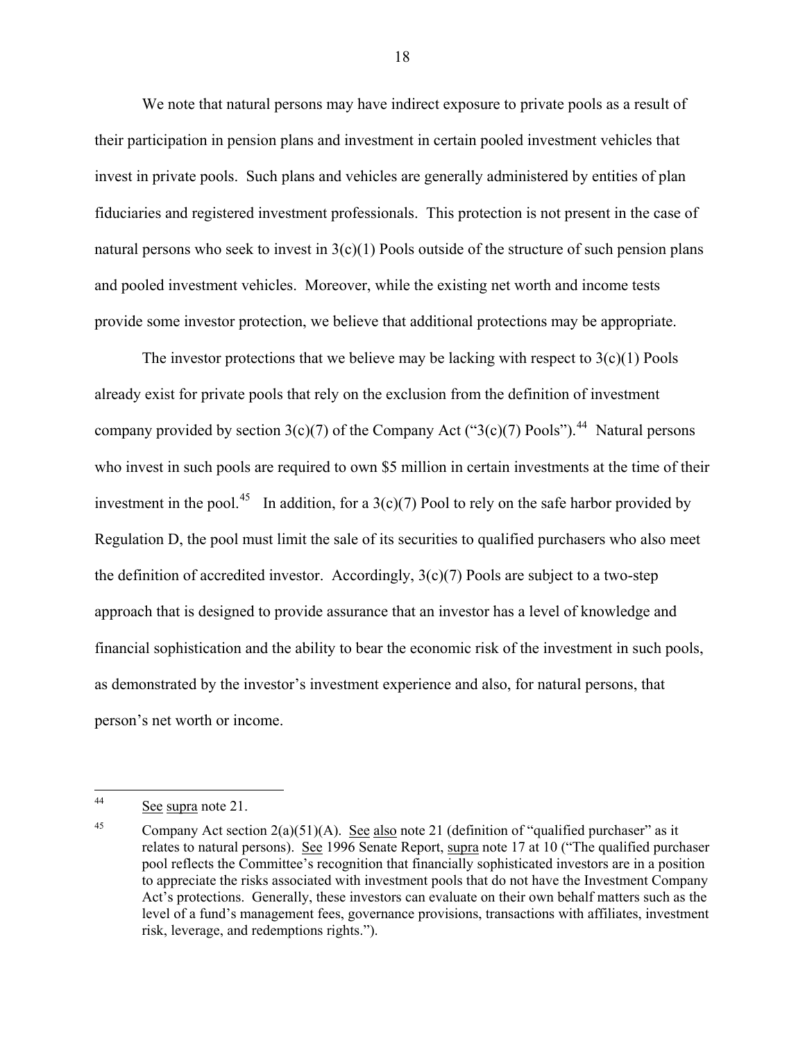We note that natural persons may have indirect exposure to private pools as a result of their participation in pension plans and investment in certain pooled investment vehicles that invest in private pools. Such plans and vehicles are generally administered by entities of plan fiduciaries and registered investment professionals. This protection is not present in the case of natural persons who seek to invest in 3(c)(1) Pools outside of the structure of such pension plans and pooled investment vehicles. Moreover, while the existing net worth and income tests provide some investor protection, we believe that additional protections may be appropriate.

The investor protections that we believe may be lacking with respect to 3(c)(1) Pools already exist for private pools that rely on the exclusion from the definition of investment company provided by section 3(c)(7) of the Company Act ("3(c)(7) Pools").[44] Natural persons who invest in such pools are required to own $5 million in certain investments at the time of their investment in the pool.[45] In addition, for a 3(c)(7) Pool to rely on the safe harbor provided by Regulation D, the pool must limit the sale of its securities to qualified purchasers who also meet the definition of accredited investor. Accordingly, 3(c)(7) Pools are subject to a two-step approach that is designed to provide assurance that an investor has a level of knowledge and financial sophistication and the ability to bear the economic risk of the investment in such pools, as demonstrated by the investor's investment experience and also, for natural persons, that person's net worth or income.

---

[44] See supra note 21.

[45] Company Act section 2(a)(51)(A). See also note 21 (definition of "qualified purchaser" as it relates to natural persons). See 1996 Senate Report, supra note 17 at 10 ("The qualified purchaser pool reflects the Committee's recognition that financially sophisticated investors are in a position to appreciate the risks associated with investment pools that do not have the Investment Company Act's protections. Generally, these investors can evaluate on their own behalf matters such as the level of a fund's management fees, governance provisions, transactions with affiliates, investment risk, leverage, and redemptions rights.").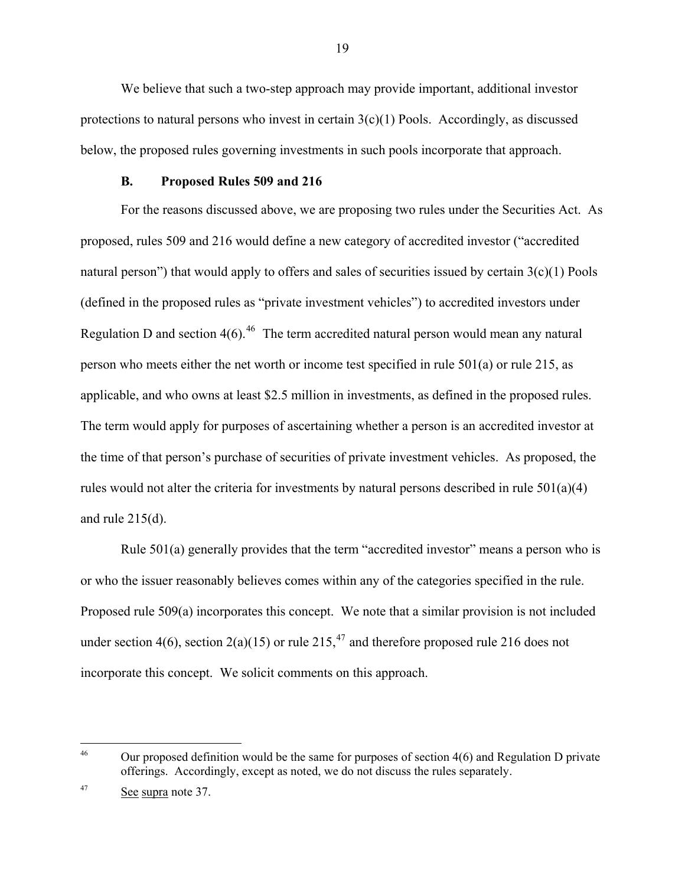We believe that such a two-step approach may provide important, additional investor protections to natural persons who invest in certain 3(c)(1) Pools. Accordingly, as discussed below, the proposed rules governing investments in such pools incorporate that approach.

### B. Proposed Rules 509 and 216

For the reasons discussed above, we are proposing two rules under the Securities Act. As proposed, rules 509 and 216 would define a new category of accredited investor ("accredited natural person") that would apply to offers and sales of securities issued by certain 3(c)(1) Pools (defined in the proposed rules as "private investment vehicles") to accredited investors under Regulation D and section 4(6).[46] The term accredited natural person would mean any natural person who meets either the net worth or income test specified in rule 501(a) or rule 215, as applicable, and who owns at least $2.5 million in investments, as defined in the proposed rules. The term would apply for purposes of ascertaining whether a person is an accredited investor at the time of that person's purchase of securities of private investment vehicles. As proposed, the rules would not alter the criteria for investments by natural persons described in rule 501(a)(4) and rule 215(d).

Rule 501(a) generally provides that the term "accredited investor" means a person who is or who the issuer reasonably believes comes within any of the categories specified in the rule. Proposed rule 509(a) incorporates this concept. We note that a similar provision is not included under section 4(6), section 2(a)(15) or rule 215,[47] and therefore proposed rule 216 does not incorporate this concept. We solicit comments on this approach.

---

[46] Our proposed definition would be the same for purposes of section 4(6) and Regulation D private offerings. Accordingly, except as noted, we do not discuss the rules separately.

[47] See supra note 37.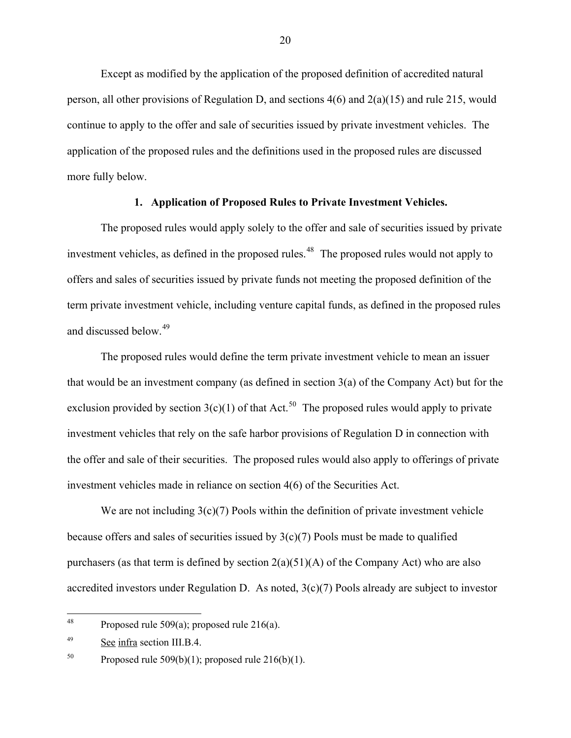Except as modified by the application of the proposed definition of accredited natural person, all other provisions of Regulation D, and sections 4(6) and 2(a)(15) and rule 215, would continue to apply to the offer and sale of securities issued by private investment vehicles. The application of the proposed rules and the definitions used in the proposed rules are discussed more fully below.

### 1. Application of Proposed Rules to Private Investment Vehicles.

The proposed rules would apply solely to the offer and sale of securities issued by private investment vehicles, as defined in the proposed rules.[48] The proposed rules would not apply to offers and sales of securities issued by private funds not meeting the proposed definition of the term private investment vehicle, including venture capital funds, as defined in the proposed rules and discussed below.[49]

The proposed rules would define the term private investment vehicle to mean an issuer that would be an investment company (as defined in section 3(a) of the Company Act) but for the exclusion provided by section 3(c)(1) of that Act.[50] The proposed rules would apply to private investment vehicles that rely on the safe harbor provisions of Regulation D in connection with the offer and sale of their securities. The proposed rules would also apply to offerings of private investment vehicles made in reliance on section 4(6) of the Securities Act.

We are not including 3(c)(7) Pools within the definition of private investment vehicle because offers and sales of securities issued by 3(c)(7) Pools must be made to qualified purchasers (as that term is defined by section 2(a)(51)(A) of the Company Act) who are also accredited investors under Regulation D. As noted, 3(c)(7) Pools already are subject to investor

---

[48] Proposed rule 509(a); proposed rule 216(a).

[49] See infra section III.B.4.

[50] Proposed rule 509(b)(1); proposed rule 216(b)(1).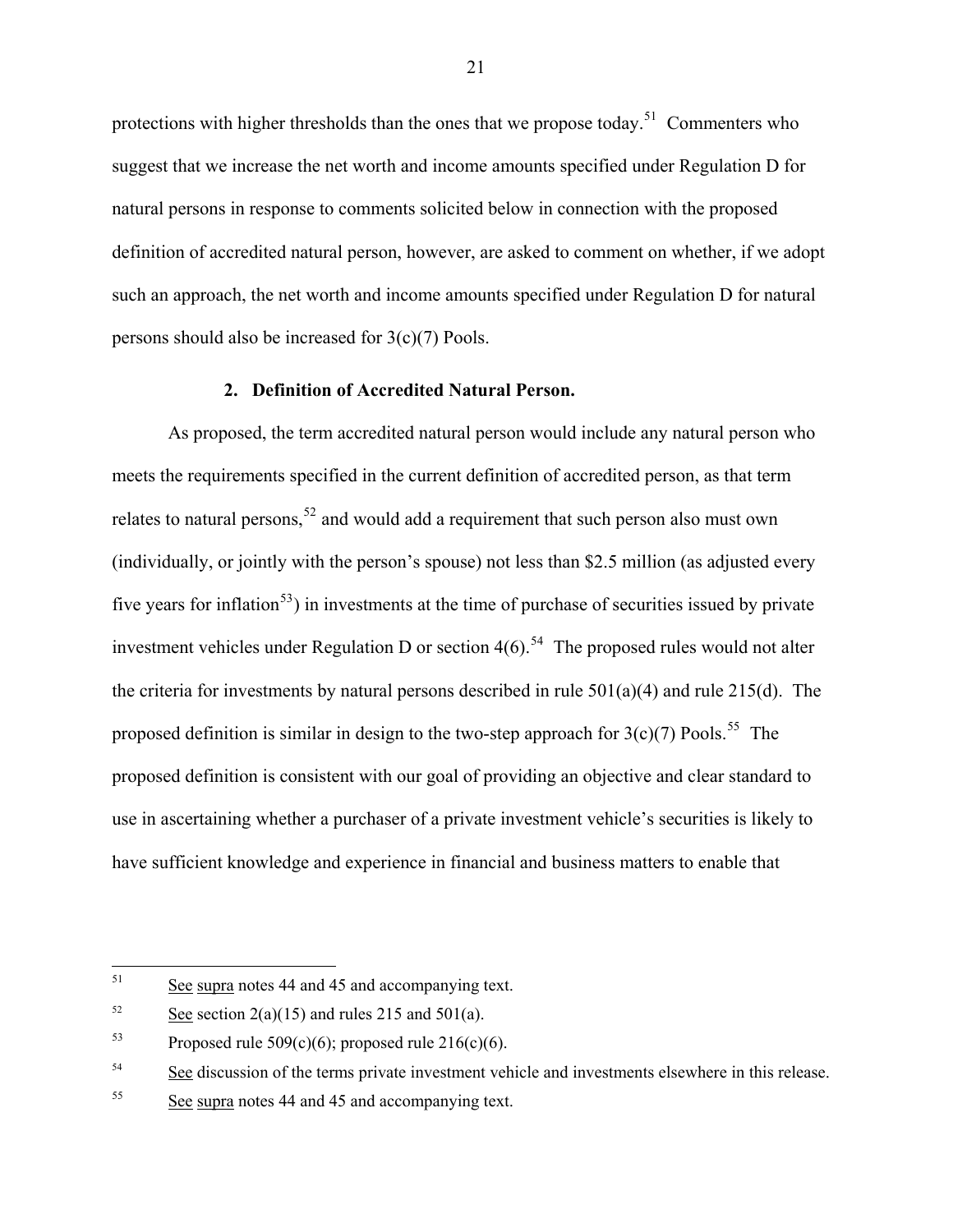protections with higher thresholds than the ones that we propose today.[51] Commenters who suggest that we increase the net worth and income amounts specified under Regulation D for natural persons in response to comments solicited below in connection with the proposed definition of accredited natural person, however, are asked to comment on whether, if we adopt such an approach, the net worth and income amounts specified under Regulation D for natural persons should also be increased for 3(c)(7) Pools.

### 2. Definition of Accredited Natural Person.

As proposed, the term accredited natural person would include any natural person who meets the requirements specified in the current definition of accredited person, as that term relates to natural persons,[52] and would add a requirement that such person also must own (individually, or jointly with the person's spouse) not less than $2.5 million (as adjusted every five years for inflation[53]) in investments at the time of purchase of securities issued by private investment vehicles under Regulation D or section 4(6).[54] The proposed rules would not alter the criteria for investments by natural persons described in rule 501(a)(4) and rule 215(d). The proposed definition is similar in design to the two-step approach for 3(c)(7) Pools.[55] The proposed definition is consistent with our goal of providing an objective and clear standard to use in ascertaining whether a purchaser of a private investment vehicle's securities is likely to have sufficient knowledge and experience in financial and business matters to enable that

---

[51] See supra notes 44 and 45 and accompanying text.

[52] See section 2(a)(15) and rules 215 and 501(a).

[53] Proposed rule 509(c)(6); proposed rule 216(c)(6).

[54] See discussion of the terms private investment vehicle and investments elsewhere in this release.

[55] See supra notes 44 and 45 and accompanying text.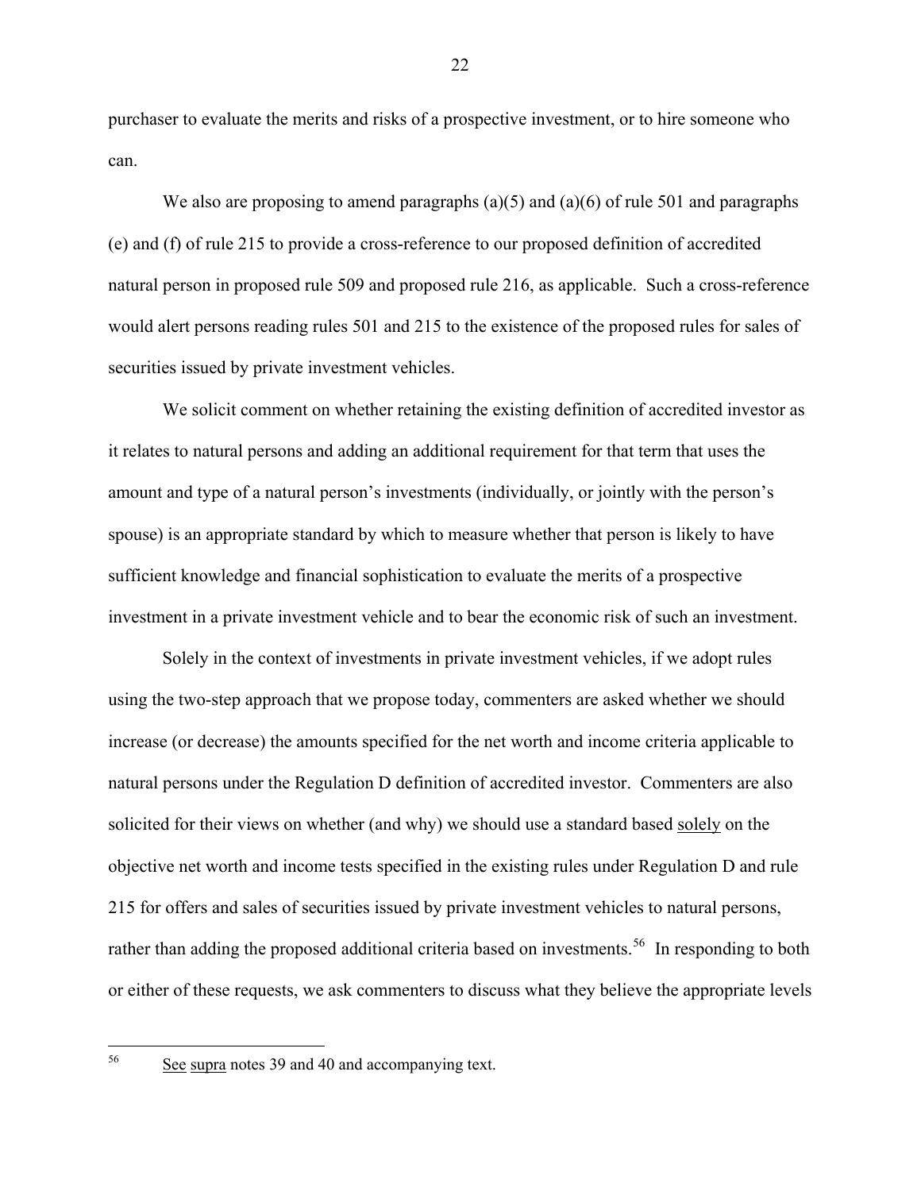purchaser to evaluate the merits and risks of a prospective investment, or to hire someone who can.

We also are proposing to amend paragraphs (a)(5) and (a)(6) of rule 501 and paragraphs (e) and (f) of rule 215 to provide a cross-reference to our proposed definition of accredited natural person in proposed rule 509 and proposed rule 216, as applicable. Such a cross-reference would alert persons reading rules 501 and 215 to the existence of the proposed rules for sales of securities issued by private investment vehicles.

We solicit comment on whether retaining the existing definition of accredited investor as it relates to natural persons and adding an additional requirement for that term that uses the amount and type of a natural person's investments (individually, or jointly with the person's spouse) is an appropriate standard by which to measure whether that person is likely to have sufficient knowledge and financial sophistication to evaluate the merits of a prospective investment in a private investment vehicle and to bear the economic risk of such an investment.

Solely in the context of investments in private investment vehicles, if we adopt rules using the two-step approach that we propose today, commenters are asked whether we should increase (or decrease) the amounts specified for the net worth and income criteria applicable to natural persons under the Regulation D definition of accredited investor. Commenters are also solicited for their views on whether (and why) we should use a standard based solely on the objective net worth and income tests specified in the existing rules under Regulation D and rule 215 for offers and sales of securities issued by private investment vehicles to natural persons, rather than adding the proposed additional criteria based on investments.[56] In responding to both or either of these requests, we ask commenters to discuss what they believe the appropriate levels

---

[56] See supra notes 39 and 40 and accompanying text.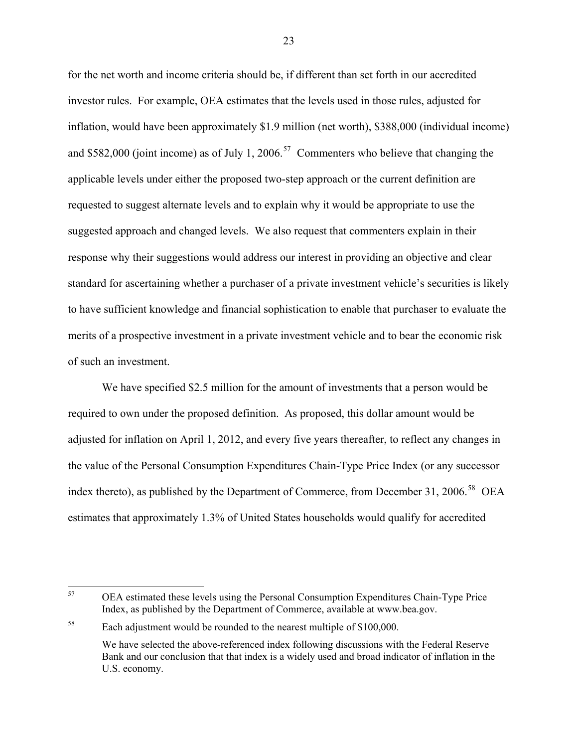for the net worth and income criteria should be, if different than set forth in our accredited investor rules. For example, OEA estimates that the levels used in those rules, adjusted for inflation, would have been approximately \$1.9 million (net worth), \$388,000 (individual income) and \$582,000 (joint income) as of July 1, 2006.[57] Commenters who believe that changing the applicable levels under either the proposed two-step approach or the current definition are requested to suggest alternate levels and to explain why it would be appropriate to use the suggested approach and changed levels. We also request that commenters explain in their response why their suggestions would address our interest in providing an objective and clear standard for ascertaining whether a purchaser of a private investment vehicle's securities is likely to have sufficient knowledge and financial sophistication to enable that purchaser to evaluate the merits of a prospective investment in a private investment vehicle and to bear the economic risk of such an investment.

We have specified \$2.5 million for the amount of investments that a person would be required to own under the proposed definition. As proposed, this dollar amount would be adjusted for inflation on April 1, 2012, and every five years thereafter, to reflect any changes in the value of the Personal Consumption Expenditures Chain-Type Price Index (or any successor index thereto), as published by the Department of Commerce, from December 31, 2006.[58] OEA estimates that approximately 1.3% of United States households would qualify for accredited

---

[57] OEA estimated these levels using the Personal Consumption Expenditures Chain-Type Price Index, as published by the Department of Commerce, available at www.bea.gov.

[58] Each adjustment would be rounded to the nearest multiple of \$100,000.

We have selected the above-referenced index following discussions with the Federal Reserve Bank and our conclusion that that index is a widely used and broad indicator of inflation in the U.S. economy.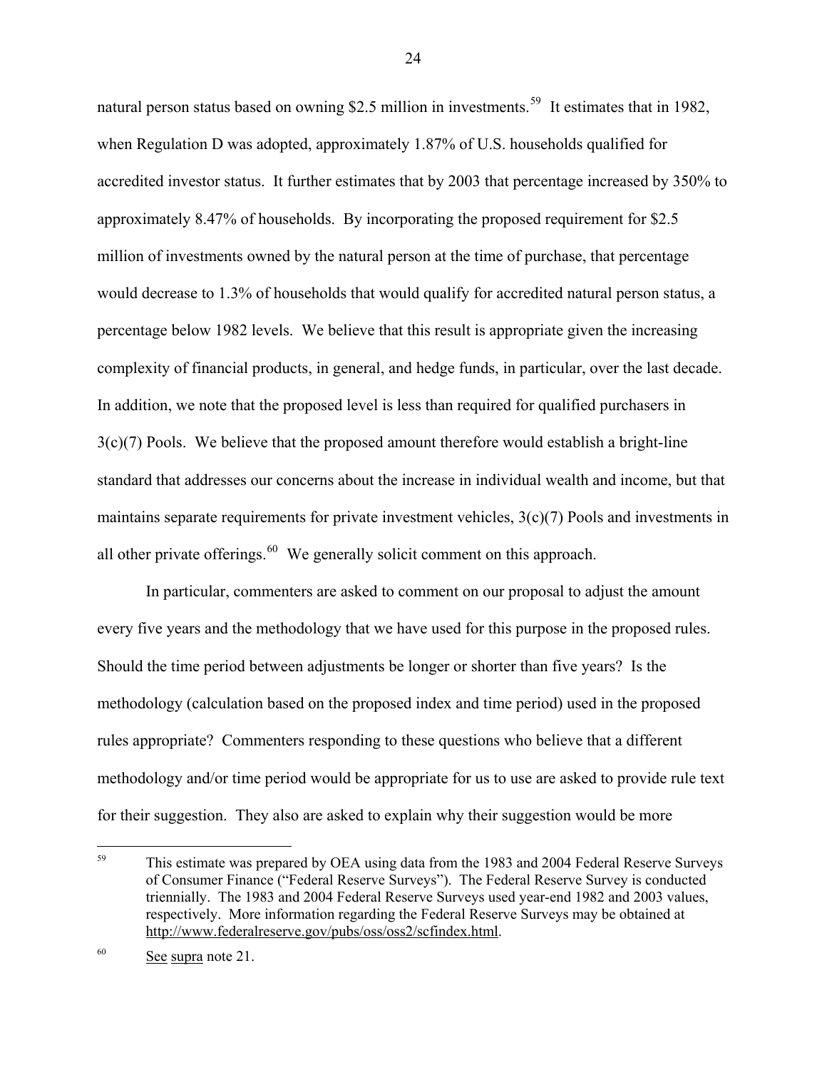natural person status based on owning $2.5 million in investments.[59] It estimates that in 1982, when Regulation D was adopted, approximately 1.87% of U.S. households qualified for accredited investor status. It further estimates that by 2003 that percentage increased by 350% to approximately 8.47% of households. By incorporating the proposed requirement for $2.5 million of investments owned by the natural person at the time of purchase, that percentage would decrease to 1.3% of households that would qualify for accredited natural person status, a percentage below 1982 levels. We believe that this result is appropriate given the increasing complexity of financial products, in general, and hedge funds, in particular, over the last decade. In addition, we note that the proposed level is less than required for qualified purchasers in 3(c)(7) Pools. We believe that the proposed amount therefore would establish a bright-line standard that addresses our concerns about the increase in individual wealth and income, but that maintains separate requirements for private investment vehicles, 3(c)(7) Pools and investments in all other private offerings.[60] We generally solicit comment on this approach.

In particular, commenters are asked to comment on our proposal to adjust the amount every five years and the methodology that we have used for this purpose in the proposed rules. Should the time period between adjustments be longer or shorter than five years? Is the methodology (calculation based on the proposed index and time period) used in the proposed rules appropriate? Commenters responding to these questions who believe that a different methodology and/or time period would be appropriate for us to use are asked to provide rule text for their suggestion. They also are asked to explain why their suggestion would be more

---

[59] This estimate was prepared by OEA using data from the 1983 and 2004 Federal Reserve Surveys of Consumer Finance ("Federal Reserve Surveys"). The Federal Reserve Survey is conducted triennially. The 1983 and 2004 Federal Reserve Surveys used year-end 1982 and 2003 values, respectively. More information regarding the Federal Reserve Surveys may be obtained at http://www.federalreserve.gov/pubs/oss/oss2/scfindex.html.

[60] See supra note 21.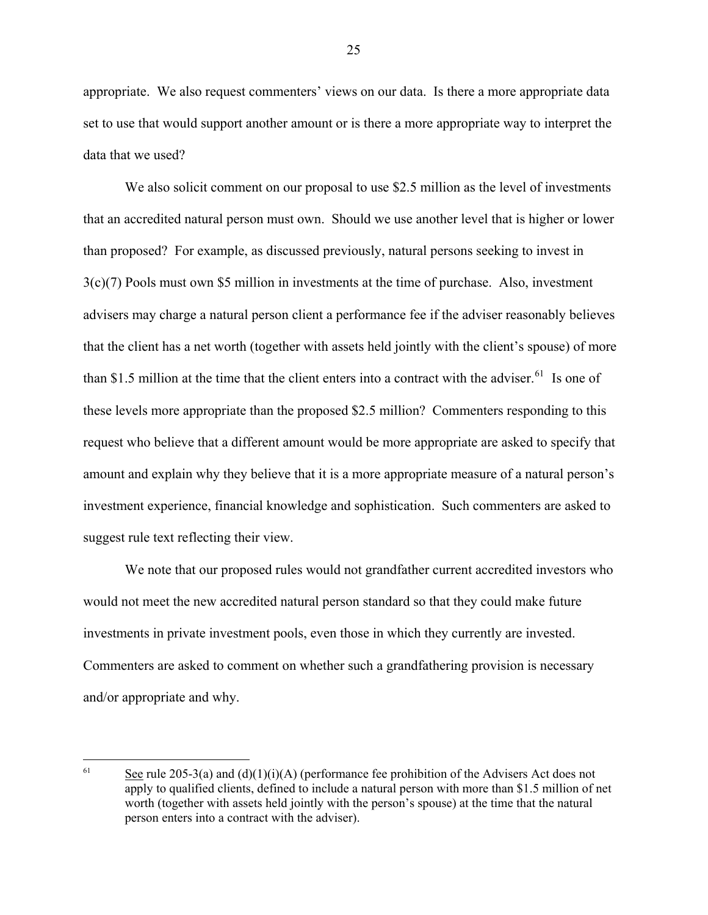appropriate. We also request commenters' views on our data. Is there a more appropriate data set to use that would support another amount or is there a more appropriate way to interpret the data that we used?

We also solicit comment on our proposal to use $2.5 million as the level of investments that an accredited natural person must own. Should we use another level that is higher or lower than proposed? For example, as discussed previously, natural persons seeking to invest in 3(c)(7) Pools must own $5 million in investments at the time of purchase. Also, investment advisers may charge a natural person client a performance fee if the adviser reasonably believes that the client has a net worth (together with assets held jointly with the client's spouse) of more than $1.5 million at the time that the client enters into a contract with the adviser.[61] Is one of these levels more appropriate than the proposed $2.5 million? Commenters responding to this request who believe that a different amount would be more appropriate are asked to specify that amount and explain why they believe that it is a more appropriate measure of a natural person's investment experience, financial knowledge and sophistication. Such commenters are asked to suggest rule text reflecting their view.

We note that our proposed rules would not grandfather current accredited investors who would not meet the new accredited natural person standard so that they could make future investments in private investment pools, even those in which they currently are invested. Commenters are asked to comment on whether such a grandfathering provision is necessary and/or appropriate and why.

---

[61] See rule 205-3(a) and (d)(1)(i)(A) (performance fee prohibition of the Advisers Act does not apply to qualified clients, defined to include a natural person with more than $1.5 million of net worth (together with assets held jointly with the person's spouse) at the time that the natural person enters into a contract with the adviser).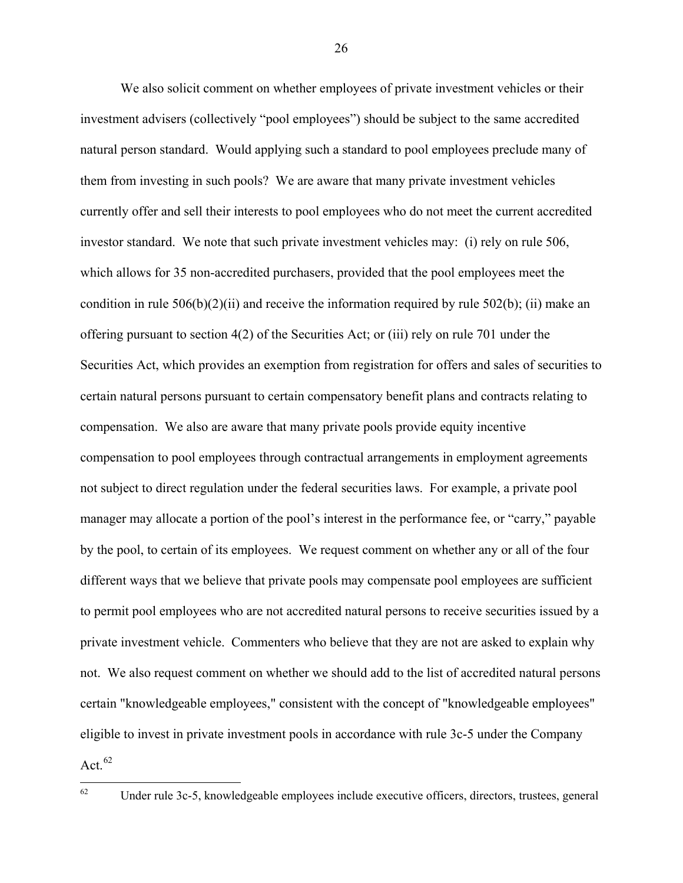We also solicit comment on whether employees of private investment vehicles or their investment advisers (collectively "pool employees") should be subject to the same accredited natural person standard. Would applying such a standard to pool employees preclude many of them from investing in such pools? We are aware that many private investment vehicles currently offer and sell their interests to pool employees who do not meet the current accredited investor standard. We note that such private investment vehicles may: (i) rely on rule 506, which allows for 35 non-accredited purchasers, provided that the pool employees meet the condition in rule 506(b)(2)(ii) and receive the information required by rule 502(b); (ii) make an offering pursuant to section 4(2) of the Securities Act; or (iii) rely on rule 701 under the Securities Act, which provides an exemption from registration for offers and sales of securities to certain natural persons pursuant to certain compensatory benefit plans and contracts relating to compensation. We also are aware that many private pools provide equity incentive compensation to pool employees through contractual arrangements in employment agreements not subject to direct regulation under the federal securities laws. For example, a private pool manager may allocate a portion of the pool's interest in the performance fee, or "carry," payable by the pool, to certain of its employees. We request comment on whether any or all of the four different ways that we believe that private pools may compensate pool employees are sufficient to permit pool employees who are not accredited natural persons to receive securities issued by a private investment vehicle. Commenters who believe that they are not are asked to explain why not. We also request comment on whether we should add to the list of accredited natural persons certain "knowledgeable employees," consistent with the concept of "knowledgeable employees" eligible to invest in private investment pools in accordance with rule 3c-5 under the Company Act.[62]

---

[62] Under rule 3c-5, knowledgeable employees include executive officers, directors, trustees, general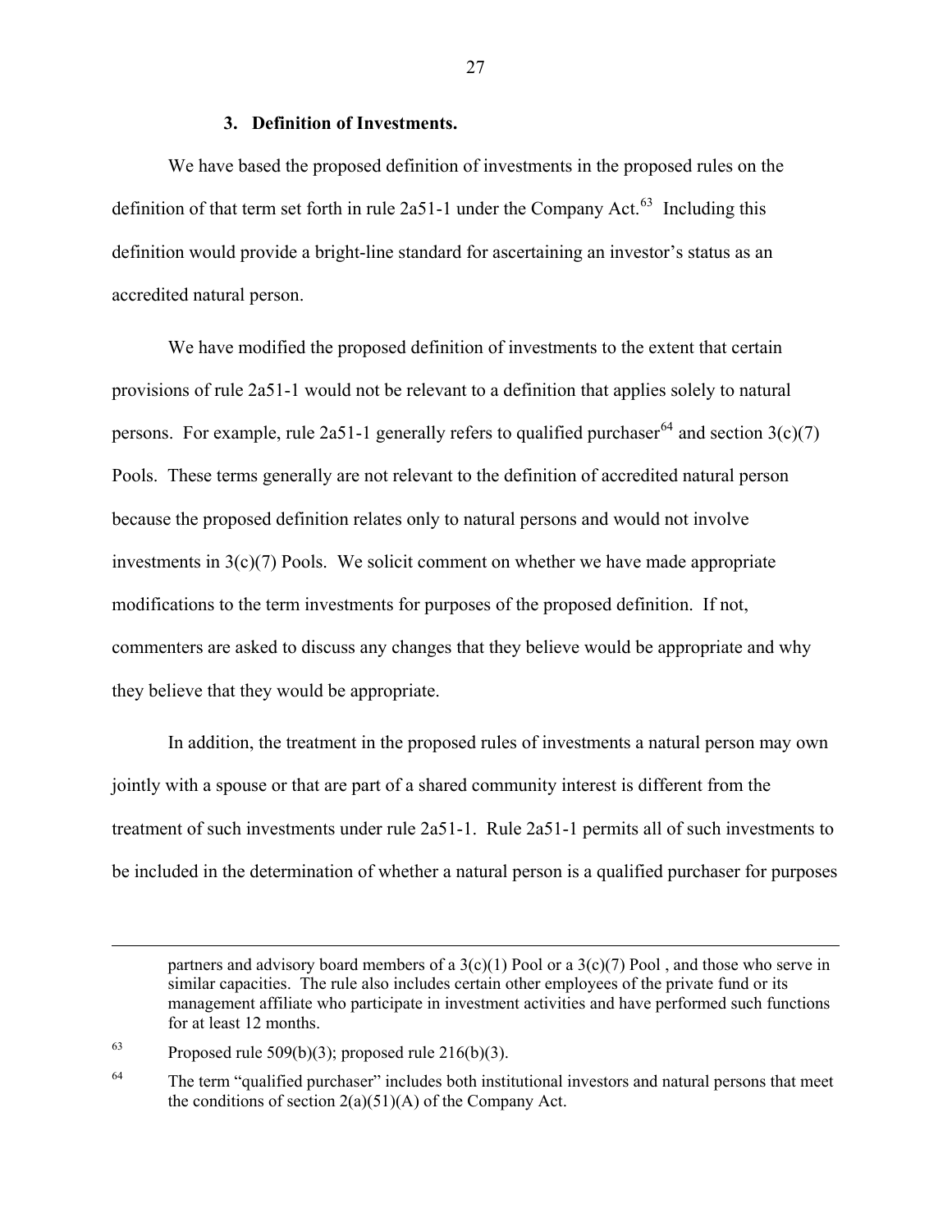### 3. Definition of Investments.

We have based the proposed definition of investments in the proposed rules on the definition of that term set forth in rule 2a51-1 under the Company Act.[63] Including this definition would provide a bright-line standard for ascertaining an investor's status as an accredited natural person.

We have modified the proposed definition of investments to the extent that certain provisions of rule 2a51-1 would not be relevant to a definition that applies solely to natural persons. For example, rule 2a51-1 generally refers to qualified purchaser[64] and section 3(c)(7) Pools. These terms generally are not relevant to the definition of accredited natural person because the proposed definition relates only to natural persons and would not involve investments in 3(c)(7) Pools. We solicit comment on whether we have made appropriate modifications to the term investments for purposes of the proposed definition. If not, commenters are asked to discuss any changes that they believe would be appropriate and why they believe that they would be appropriate.

In addition, the treatment in the proposed rules of investments a natural person may own jointly with a spouse or that are part of a shared community interest is different from the treatment of such investments under rule 2a51-1. Rule 2a51-1 permits all of such investments to be included in the determination of whether a natural person is a qualified purchaser for purposes

---

partners and advisory board members of a 3(c)(1) Pool or a 3(c)(7) Pool , and those who serve in similar capacities. The rule also includes certain other employees of the private fund or its management affiliate who participate in investment activities and have performed such functions for at least 12 months.

[63] Proposed rule 509(b)(3); proposed rule 216(b)(3).

[64] The term "qualified purchaser" includes both institutional investors and natural persons that meet the conditions of section 2(a)(51)(A) of the Company Act.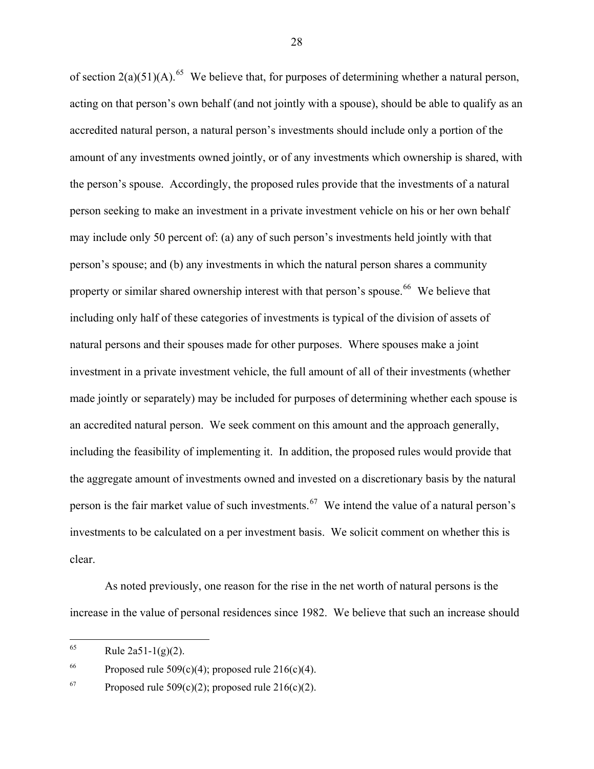of section 2(a)(51)(A).[65] We believe that, for purposes of determining whether a natural person, acting on that person's own behalf (and not jointly with a spouse), should be able to qualify as an accredited natural person, a natural person's investments should include only a portion of the amount of any investments owned jointly, or of any investments which ownership is shared, with the person's spouse. Accordingly, the proposed rules provide that the investments of a natural person seeking to make an investment in a private investment vehicle on his or her own behalf may include only 50 percent of: (a) any of such person's investments held jointly with that person's spouse; and (b) any investments in which the natural person shares a community property or similar shared ownership interest with that person's spouse.[66] We believe that including only half of these categories of investments is typical of the division of assets of natural persons and their spouses made for other purposes. Where spouses make a joint investment in a private investment vehicle, the full amount of all of their investments (whether made jointly or separately) may be included for purposes of determining whether each spouse is an accredited natural person. We seek comment on this amount and the approach generally, including the feasibility of implementing it. In addition, the proposed rules would provide that the aggregate amount of investments owned and invested on a discretionary basis by the natural person is the fair market value of such investments.[67] We intend the value of a natural person's investments to be calculated on a per investment basis. We solicit comment on whether this is clear.

As noted previously, one reason for the rise in the net worth of natural persons is the increase in the value of personal residences since 1982. We believe that such an increase should

---

[65] Rule 2a51-1(g)(2).

[66] Proposed rule 509(c)(4); proposed rule 216(c)(4).

[67] Proposed rule 509(c)(2); proposed rule 216(c)(2).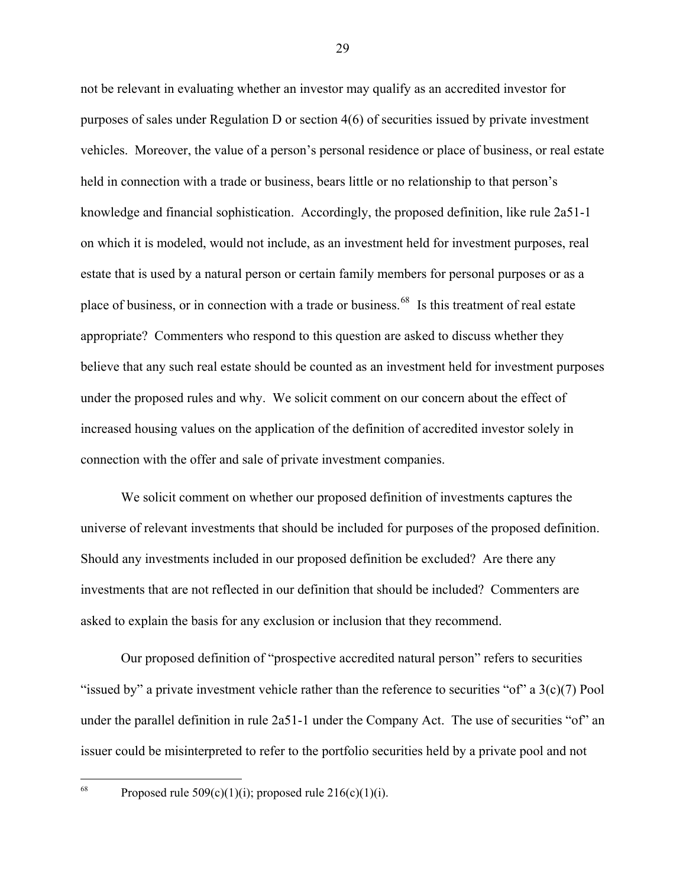not be relevant in evaluating whether an investor may qualify as an accredited investor for purposes of sales under Regulation D or section 4(6) of securities issued by private investment vehicles. Moreover, the value of a person's personal residence or place of business, or real estate held in connection with a trade or business, bears little or no relationship to that person's knowledge and financial sophistication. Accordingly, the proposed definition, like rule 2a51-1 on which it is modeled, would not include, as an investment held for investment purposes, real estate that is used by a natural person or certain family members for personal purposes or as a place of business, or in connection with a trade or business.[68] Is this treatment of real estate appropriate? Commenters who respond to this question are asked to discuss whether they believe that any such real estate should be counted as an investment held for investment purposes under the proposed rules and why. We solicit comment on our concern about the effect of increased housing values on the application of the definition of accredited investor solely in connection with the offer and sale of private investment companies.

We solicit comment on whether our proposed definition of investments captures the universe of relevant investments that should be included for purposes of the proposed definition. Should any investments included in our proposed definition be excluded? Are there any investments that are not reflected in our definition that should be included? Commenters are asked to explain the basis for any exclusion or inclusion that they recommend.

Our proposed definition of "prospective accredited natural person" refers to securities "issued by" a private investment vehicle rather than the reference to securities "of" a 3(c)(7) Pool under the parallel definition in rule 2a51-1 under the Company Act. The use of securities "of" an issuer could be misinterpreted to refer to the portfolio securities held by a private pool and not

---

[68] Proposed rule 509(c)(1)(i); proposed rule 216(c)(1)(i).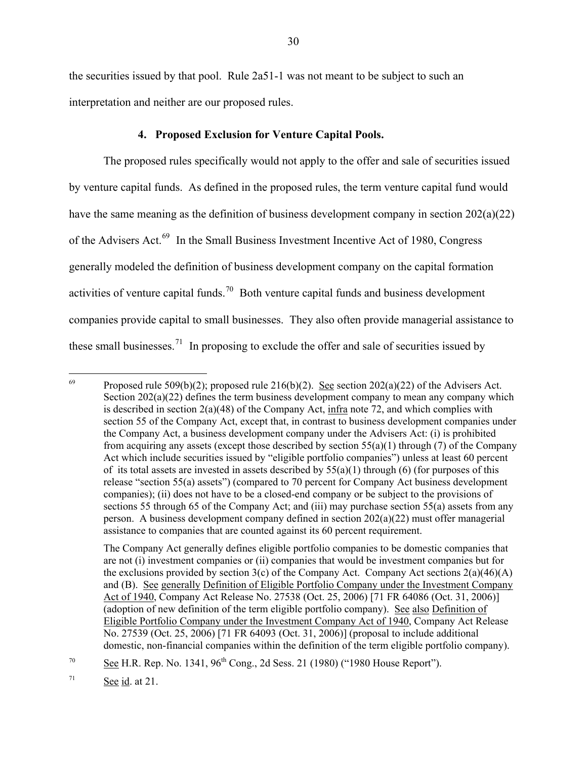the securities issued by that pool. Rule 2a51-1 was not meant to be subject to such an interpretation and neither are our proposed rules.

### 4. Proposed Exclusion for Venture Capital Pools.

The proposed rules specifically would not apply to the offer and sale of securities issued by venture capital funds. As defined in the proposed rules, the term venture capital fund would have the same meaning as the definition of business development company in section 202(a)(22) of the Advisers Act.[69] In the Small Business Investment Incentive Act of 1980, Congress generally modeled the definition of business development company on the capital formation activities of venture capital funds.[70] Both venture capital funds and business development companies provide capital to small businesses. They also often provide managerial assistance to these small businesses.[71] In proposing to exclude the offer and sale of securities issued by

---

[69] Proposed rule 509(b)(2); proposed rule 216(b)(2). See section 202(a)(22) of the Advisers Act. Section 202(a)(22) defines the term business development company to mean any company which is described in section 2(a)(48) of the Company Act, infra note 72, and which complies with section 55 of the Company Act, except that, in contrast to business development companies under the Company Act, a business development company under the Advisers Act: (i) is prohibited from acquiring any assets (except those described by section 55(a)(1) through (7) of the Company Act which include securities issued by "eligible portfolio companies") unless at least 60 percent of its total assets are invested in assets described by 55(a)(1) through (6) (for purposes of this release "section 55(a) assets") (compared to 70 percent for Company Act business development companies); (ii) does not have to be a closed-end company or be subject to the provisions of sections 55 through 65 of the Company Act; and (iii) may purchase section 55(a) assets from any person. A business development company defined in section 202(a)(22) must offer managerial assistance to companies that are counted against its 60 percent requirement.

The Company Act generally defines eligible portfolio companies to be domestic companies that are not (i) investment companies or (ii) companies that would be investment companies but for the exclusions provided by section 3(c) of the Company Act. Company Act sections 2(a)(46)(A) and (B). See generally Definition of Eligible Portfolio Company under the Investment Company Act of 1940, Company Act Release No. 27538 (Oct. 25, 2006) [71 FR 64086 (Oct. 31, 2006)] (adoption of new definition of the term eligible portfolio company). See also Definition of Eligible Portfolio Company under the Investment Company Act of 1940, Company Act Release No. 27539 (Oct. 25, 2006) [71 FR 64093 (Oct. 31, 2006)] (proposal to include additional domestic, non-financial companies within the definition of the term eligible portfolio company).

[70] See H.R. Rep. No. 1341, 96th Cong., 2d Sess. 21 (1980) ("1980 House Report").

[71] See id. at 21.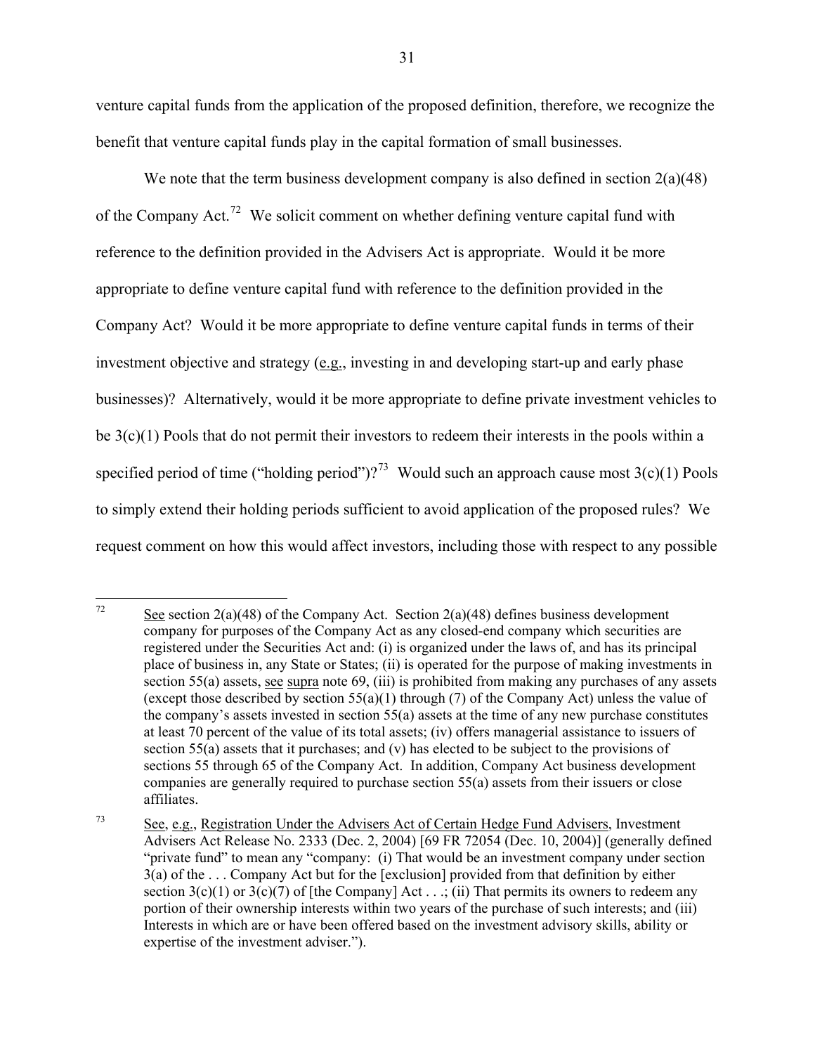venture capital funds from the application of the proposed definition, therefore, we recognize the benefit that venture capital funds play in the capital formation of small businesses.

We note that the term business development company is also defined in section 2(a)(48) of the Company Act.[72] We solicit comment on whether defining venture capital fund with reference to the definition provided in the Advisers Act is appropriate. Would it be more appropriate to define venture capital fund with reference to the definition provided in the Company Act? Would it be more appropriate to define venture capital funds in terms of their investment objective and strategy (e.g., investing in and developing start-up and early phase businesses)? Alternatively, would it be more appropriate to define private investment vehicles to be 3(c)(1) Pools that do not permit their investors to redeem their interests in the pools within a specified period of time ("holding period")?[73] Would such an approach cause most 3(c)(1) Pools to simply extend their holding periods sufficient to avoid application of the proposed rules? We request comment on how this would affect investors, including those with respect to any possible

---

[72] See section 2(a)(48) of the Company Act. Section 2(a)(48) defines business development company for purposes of the Company Act as any closed-end company which securities are registered under the Securities Act and: (i) is organized under the laws of, and has its principal place of business in, any State or States; (ii) is operated for the purpose of making investments in section 55(a) assets, see supra note 69, (iii) is prohibited from making any purchases of any assets (except those described by section 55(a)(1) through (7) of the Company Act) unless the value of the company's assets invested in section 55(a) assets at the time of any new purchase constitutes at least 70 percent of the value of its total assets; (iv) offers managerial assistance to issuers of section 55(a) assets that it purchases; and (v) has elected to be subject to the provisions of sections 55 through 65 of the Company Act. In addition, Company Act business development companies are generally required to purchase section 55(a) assets from their issuers or close affiliates.

[73] See, e.g., Registration Under the Advisers Act of Certain Hedge Fund Advisers, Investment Advisers Act Release No. 2333 (Dec. 2, 2004) [69 FR 72054 (Dec. 10, 2004)] (generally defined "private fund" to mean any "company: (i) That would be an investment company under section 3(a) of the . . . Company Act but for the [exclusion] provided from that definition by either section 3(c)(1) or 3(c)(7) of [the Company] Act . . .; (ii) That permits its owners to redeem any portion of their ownership interests within two years of the purchase of such interests; and (iii) Interests in which are or have been offered based on the investment advisory skills, ability or expertise of the investment adviser.").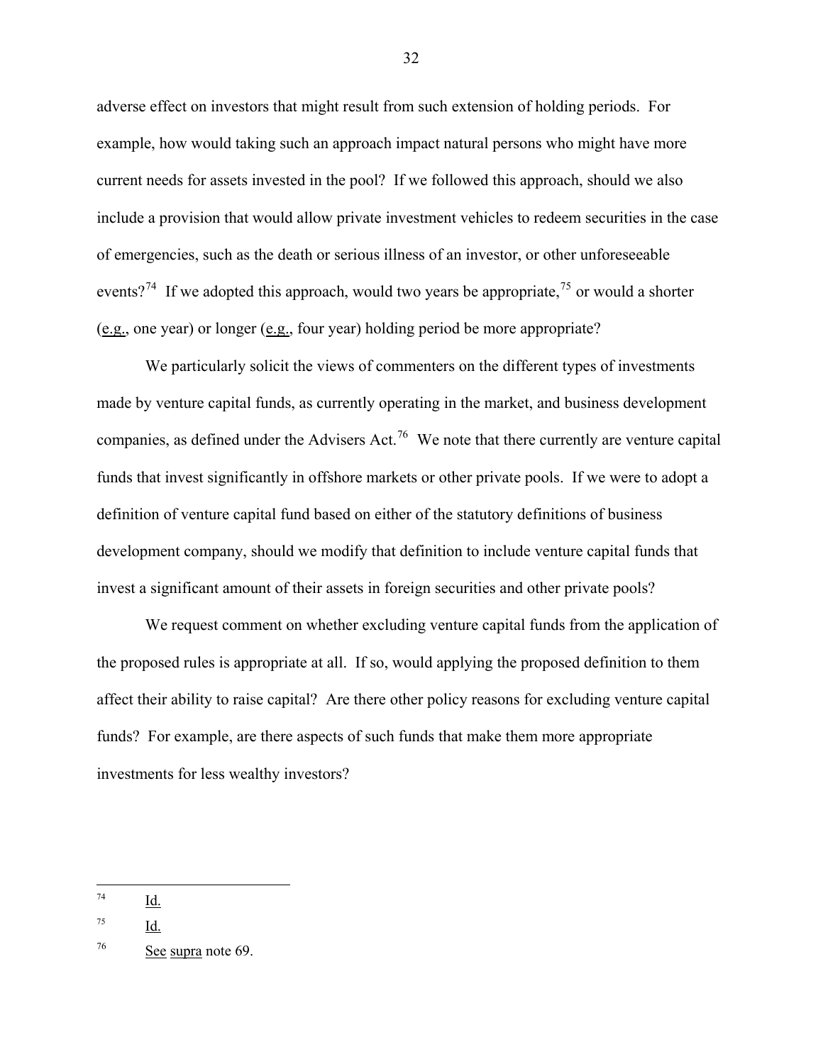adverse effect on investors that might result from such extension of holding periods. For example, how would taking such an approach impact natural persons who might have more current needs for assets invested in the pool? If we followed this approach, should we also include a provision that would allow private investment vehicles to redeem securities in the case of emergencies, such as the death or serious illness of an investor, or other unforeseeable events?[74] If we adopted this approach, would two years be appropriate,[75] or would a shorter (e.g., one year) or longer (e.g., four year) holding period be more appropriate?

We particularly solicit the views of commenters on the different types of investments made by venture capital funds, as currently operating in the market, and business development companies, as defined under the Advisers Act.[76] We note that there currently are venture capital funds that invest significantly in offshore markets or other private pools. If we were to adopt a definition of venture capital fund based on either of the statutory definitions of business development company, should we modify that definition to include venture capital funds that invest a significant amount of their assets in foreign securities and other private pools?

We request comment on whether excluding venture capital funds from the application of the proposed rules is appropriate at all. If so, would applying the proposed definition to them affect their ability to raise capital? Are there other policy reasons for excluding venture capital funds? For example, are there aspects of such funds that make them more appropriate investments for less wealthy investors?

---

[74] Id.

[75] Id.

[76] See supra note 69.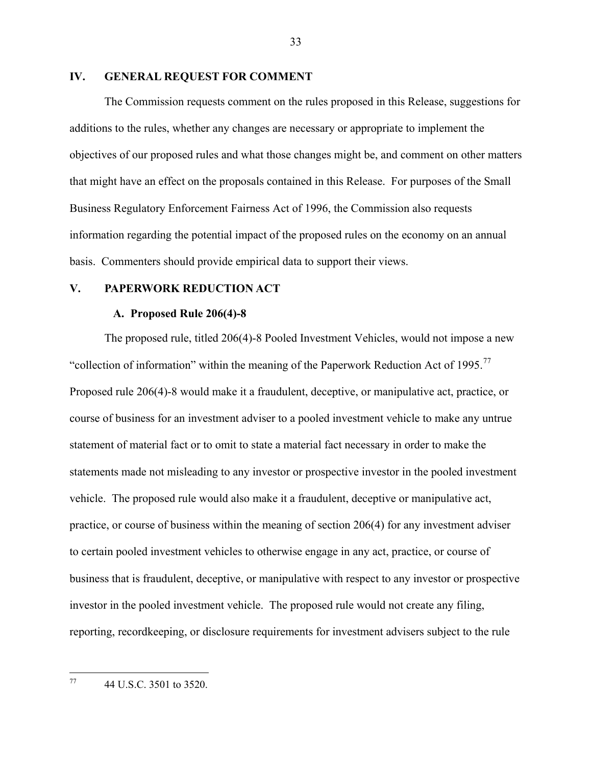## IV. GENERAL REQUEST FOR COMMENT

The Commission requests comment on the rules proposed in this Release, suggestions for additions to the rules, whether any changes are necessary or appropriate to implement the objectives of our proposed rules and what those changes might be, and comment on other matters that might have an effect on the proposals contained in this Release. For purposes of the Small Business Regulatory Enforcement Fairness Act of 1996, the Commission also requests information regarding the potential impact of the proposed rules on the economy on an annual basis. Commenters should provide empirical data to support their views.

## V. PAPERWORK REDUCTION ACT

### A. Proposed Rule 206(4)-8

The proposed rule, titled 206(4)-8 Pooled Investment Vehicles, would not impose a new "collection of information" within the meaning of the Paperwork Reduction Act of 1995.[77] Proposed rule 206(4)-8 would make it a fraudulent, deceptive, or manipulative act, practice, or course of business for an investment adviser to a pooled investment vehicle to make any untrue statement of material fact or to omit to state a material fact necessary in order to make the statements made not misleading to any investor or prospective investor in the pooled investment vehicle. The proposed rule would also make it a fraudulent, deceptive or manipulative act, practice, or course of business within the meaning of section 206(4) for any investment adviser to certain pooled investment vehicles to otherwise engage in any act, practice, or course of business that is fraudulent, deceptive, or manipulative with respect to any investor or prospective investor in the pooled investment vehicle. The proposed rule would not create any filing, reporting, recordkeeping, or disclosure requirements for investment advisers subject to the rule

---

[77] 44 U.S.C. 3501 to 3520.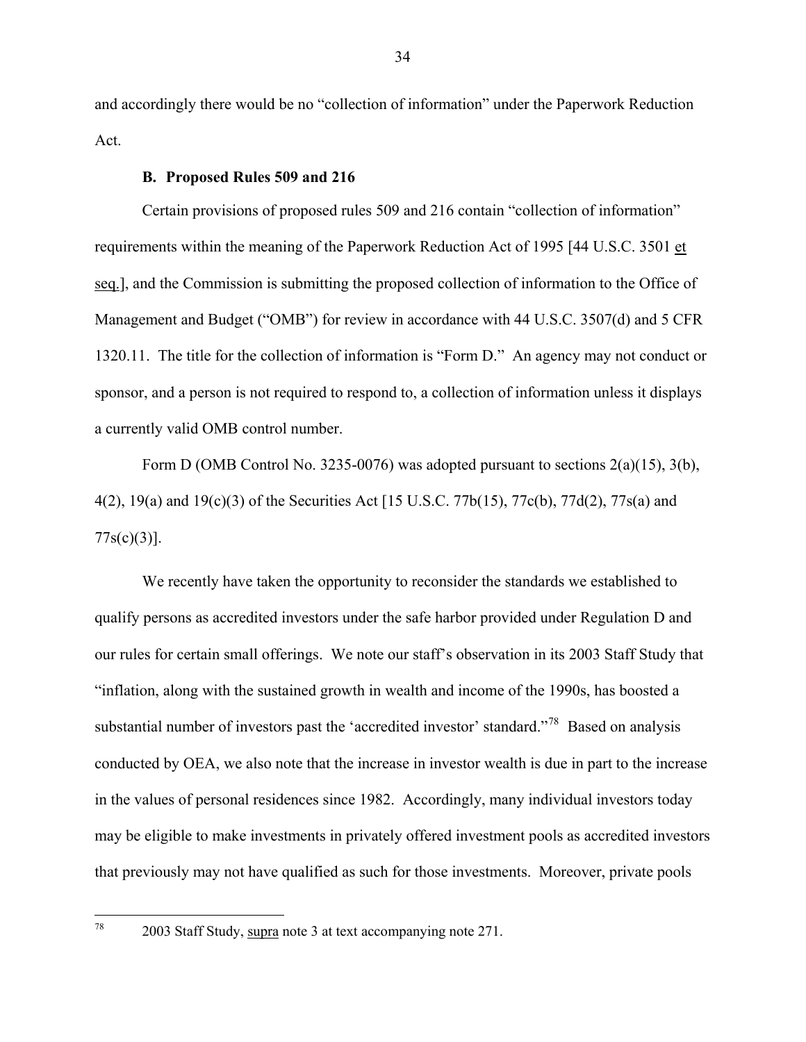and accordingly there would be no "collection of information" under the Paperwork Reduction Act.

### B. Proposed Rules 509 and 216

Certain provisions of proposed rules 509 and 216 contain "collection of information" requirements within the meaning of the Paperwork Reduction Act of 1995 [44 U.S.C. 3501 et seq.], and the Commission is submitting the proposed collection of information to the Office of Management and Budget ("OMB") for review in accordance with 44 U.S.C. 3507(d) and 5 CFR 1320.11. The title for the collection of information is "Form D." An agency may not conduct or sponsor, and a person is not required to respond to, a collection of information unless it displays a currently valid OMB control number.

Form D (OMB Control No. 3235-0076) was adopted pursuant to sections 2(a)(15), 3(b), 4(2), 19(a) and 19(c)(3) of the Securities Act [15 U.S.C. 77b(15), 77c(b), 77d(2), 77s(a) and 77s(c)(3)].

We recently have taken the opportunity to reconsider the standards we established to qualify persons as accredited investors under the safe harbor provided under Regulation D and our rules for certain small offerings. We note our staff's observation in its 2003 Staff Study that "inflation, along with the sustained growth in wealth and income of the 1990s, has boosted a substantial number of investors past the 'accredited investor' standard."[78] Based on analysis conducted by OEA, we also note that the increase in investor wealth is due in part to the increase in the values of personal residences since 1982. Accordingly, many individual investors today may be eligible to make investments in privately offered investment pools as accredited investors that previously may not have qualified as such for those investments. Moreover, private pools

[78] 2003 Staff Study, supra note 3 at text accompanying note 271.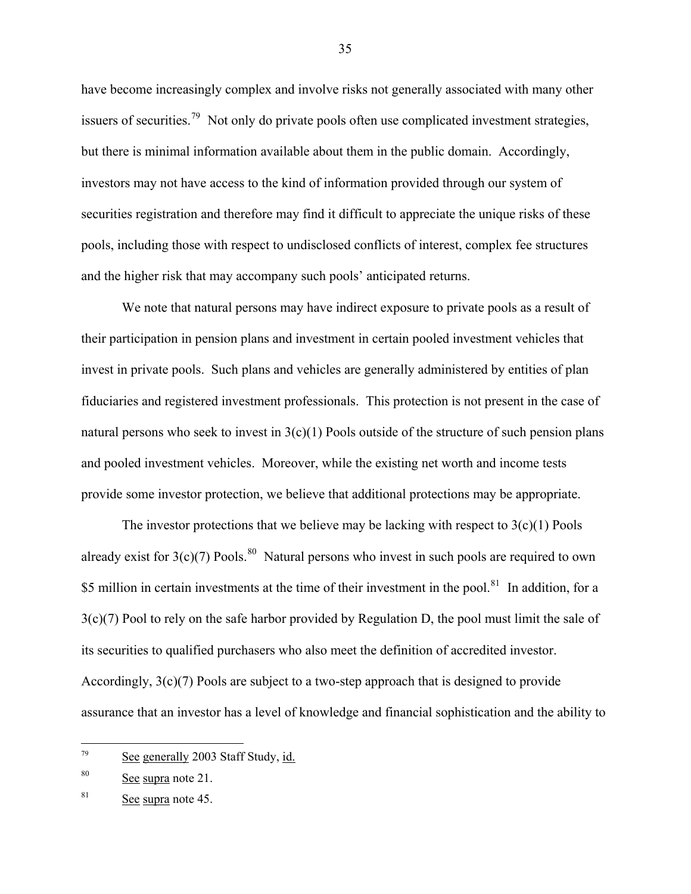have become increasingly complex and involve risks not generally associated with many other issuers of securities.[79] Not only do private pools often use complicated investment strategies, but there is minimal information available about them in the public domain. Accordingly, investors may not have access to the kind of information provided through our system of securities registration and therefore may find it difficult to appreciate the unique risks of these pools, including those with respect to undisclosed conflicts of interest, complex fee structures and the higher risk that may accompany such pools' anticipated returns.

We note that natural persons may have indirect exposure to private pools as a result of their participation in pension plans and investment in certain pooled investment vehicles that invest in private pools. Such plans and vehicles are generally administered by entities of plan fiduciaries and registered investment professionals. This protection is not present in the case of natural persons who seek to invest in 3(c)(1) Pools outside of the structure of such pension plans and pooled investment vehicles. Moreover, while the existing net worth and income tests provide some investor protection, we believe that additional protections may be appropriate.

The investor protections that we believe may be lacking with respect to 3(c)(1) Pools already exist for 3(c)(7) Pools.[80] Natural persons who invest in such pools are required to own \$5 million in certain investments at the time of their investment in the pool.[81] In addition, for a 3(c)(7) Pool to rely on the safe harbor provided by Regulation D, the pool must limit the sale of its securities to qualified purchasers who also meet the definition of accredited investor. Accordingly, 3(c)(7) Pools are subject to a two-step approach that is designed to provide assurance that an investor has a level of knowledge and financial sophistication and the ability to

---

[79] See generally 2003 Staff Study, id.

[80] See supra note 21.

[81] See supra note 45.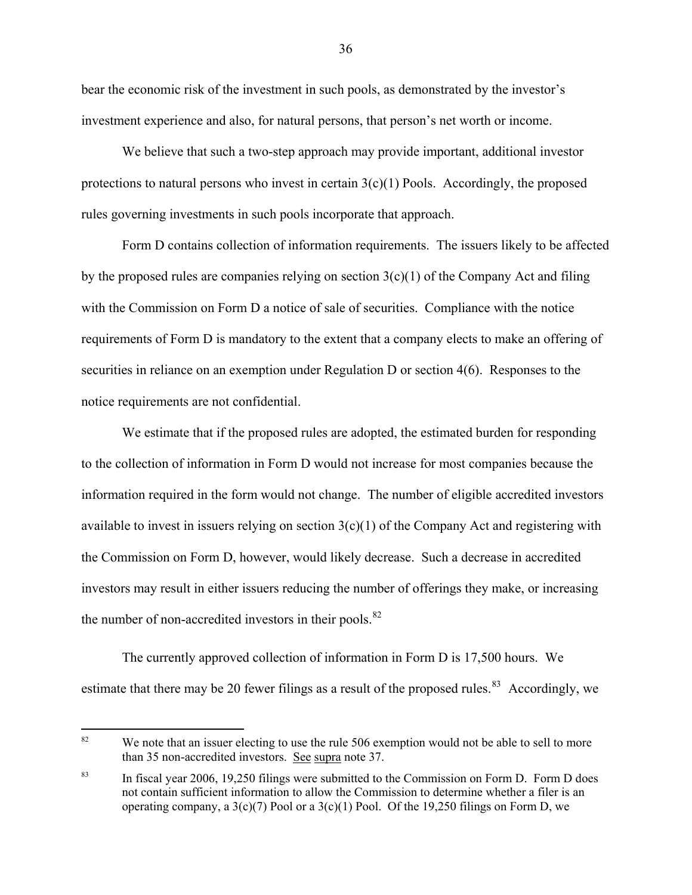bear the economic risk of the investment in such pools, as demonstrated by the investor's investment experience and also, for natural persons, that person's net worth or income.

We believe that such a two-step approach may provide important, additional investor protections to natural persons who invest in certain 3(c)(1) Pools. Accordingly, the proposed rules governing investments in such pools incorporate that approach.

Form D contains collection of information requirements. The issuers likely to be affected by the proposed rules are companies relying on section 3(c)(1) of the Company Act and filing with the Commission on Form D a notice of sale of securities. Compliance with the notice requirements of Form D is mandatory to the extent that a company elects to make an offering of securities in reliance on an exemption under Regulation D or section 4(6). Responses to the notice requirements are not confidential.

We estimate that if the proposed rules are adopted, the estimated burden for responding to the collection of information in Form D would not increase for most companies because the information required in the form would not change. The number of eligible accredited investors available to invest in issuers relying on section 3(c)(1) of the Company Act and registering with the Commission on Form D, however, would likely decrease. Such a decrease in accredited investors may result in either issuers reducing the number of offerings they make, or increasing the number of non-accredited investors in their pools.[82]

The currently approved collection of information in Form D is 17,500 hours. We estimate that there may be 20 fewer filings as a result of the proposed rules.[83] Accordingly, we

---

[82] We note that an issuer electing to use the rule 506 exemption would not be able to sell to more than 35 non-accredited investors. See supra note 37.

[83] In fiscal year 2006, 19,250 filings were submitted to the Commission on Form D. Form D does not contain sufficient information to allow the Commission to determine whether a filer is an operating company, a 3(c)(7) Pool or a 3(c)(1) Pool. Of the 19,250 filings on Form D, we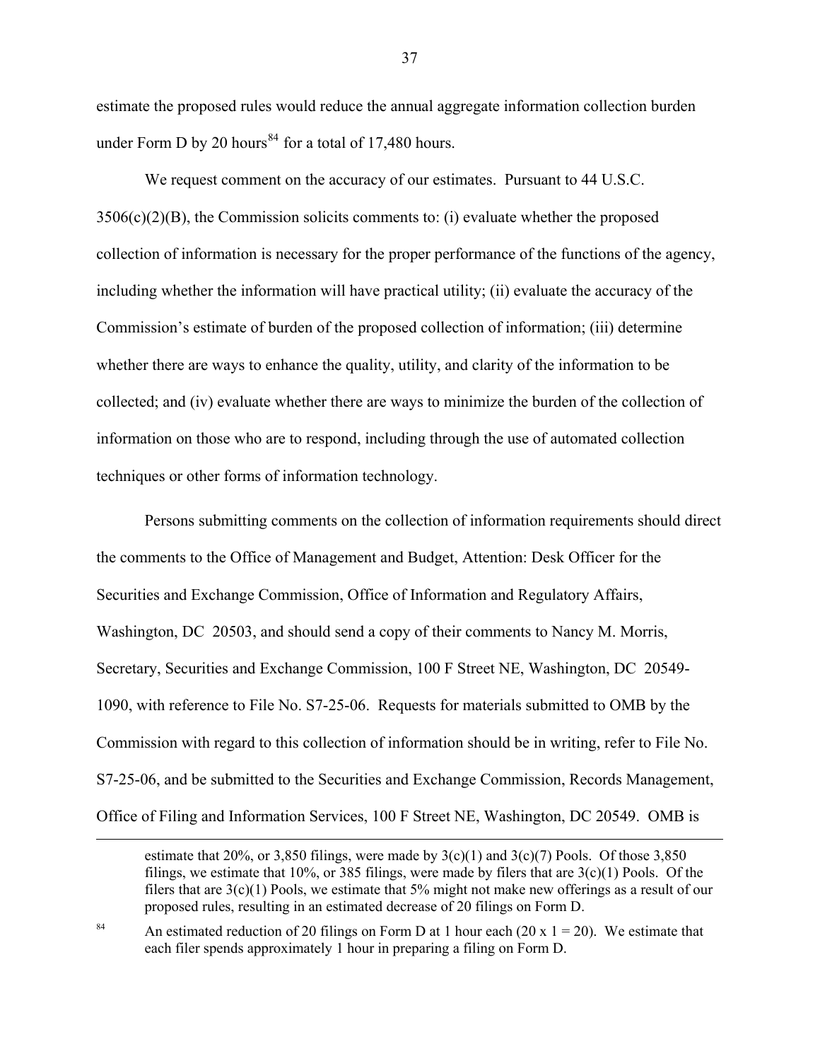estimate the proposed rules would reduce the annual aggregate information collection burden under Form D by 20 hours[84] for a total of 17,480 hours.

We request comment on the accuracy of our estimates. Pursuant to 44 U.S.C. 3506(c)(2)(B), the Commission solicits comments to: (i) evaluate whether the proposed collection of information is necessary for the proper performance of the functions of the agency, including whether the information will have practical utility; (ii) evaluate the accuracy of the Commission's estimate of burden of the proposed collection of information; (iii) determine whether there are ways to enhance the quality, utility, and clarity of the information to be collected; and (iv) evaluate whether there are ways to minimize the burden of the collection of information on those who are to respond, including through the use of automated collection techniques or other forms of information technology.

Persons submitting comments on the collection of information requirements should direct the comments to the Office of Management and Budget, Attention: Desk Officer for the Securities and Exchange Commission, Office of Information and Regulatory Affairs, Washington, DC 20503, and should send a copy of their comments to Nancy M. Morris, Secretary, Securities and Exchange Commission, 100 F Street NE, Washington, DC 20549-1090, with reference to File No. S7-25-06. Requests for materials submitted to OMB by the Commission with regard to this collection of information should be in writing, refer to File No. S7-25-06, and be submitted to the Securities and Exchange Commission, Records Management, Office of Filing and Information Services, 100 F Street NE, Washington, DC 20549. OMB is

---

estimate that 20%, or 3,850 filings, were made by 3(c)(1) and 3(c)(7) Pools. Of those 3,850 filings, we estimate that 10%, or 385 filings, were made by filers that are 3(c)(1) Pools. Of the filers that are 3(c)(1) Pools, we estimate that 5% might not make new offerings as a result of our proposed rules, resulting in an estimated decrease of 20 filings on Form D.

[84] An estimated reduction of 20 filings on Form D at 1 hour each (20 x 1 = 20). We estimate that each filer spends approximately 1 hour in preparing a filing on Form D.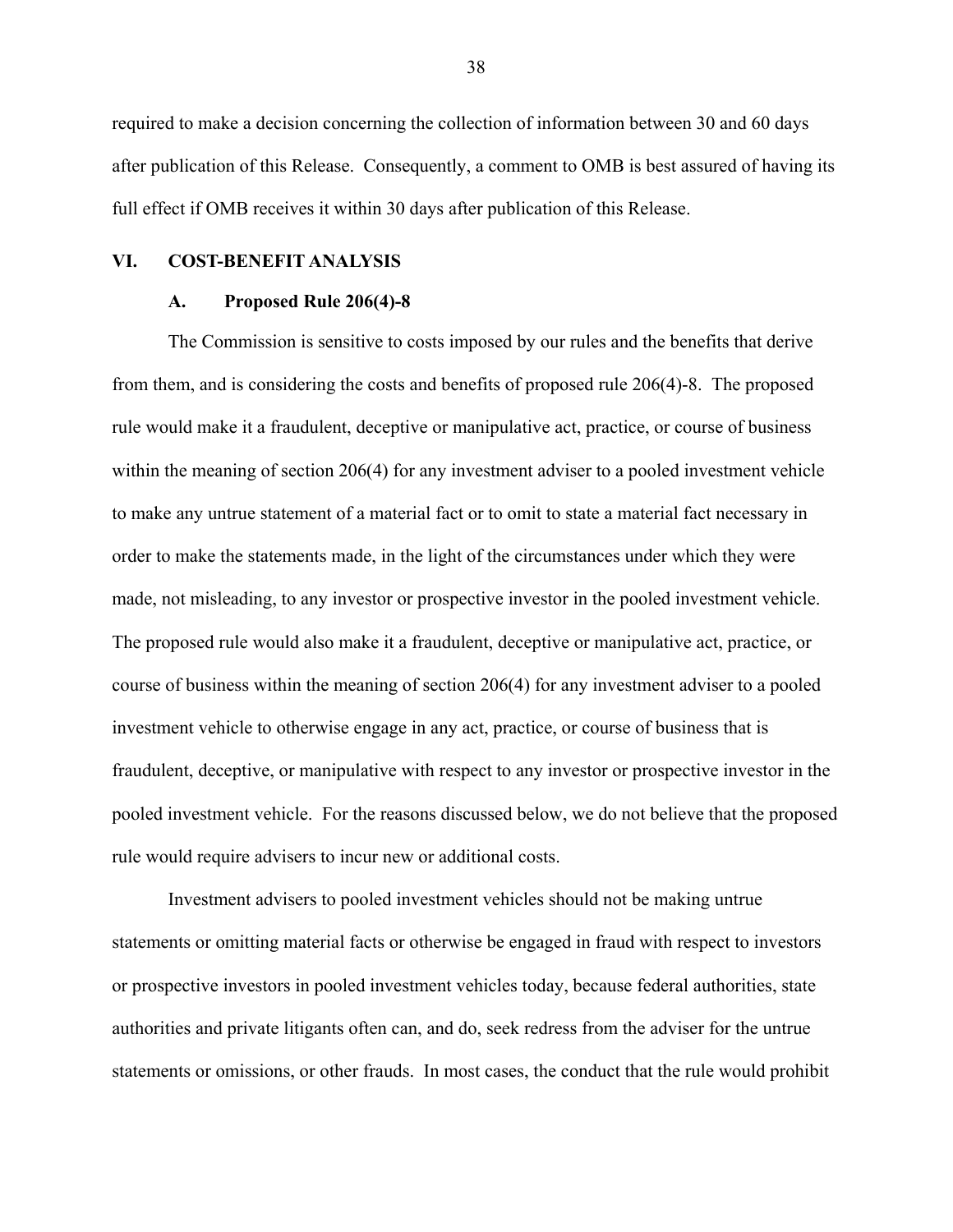required to make a decision concerning the collection of information between 30 and 60 days after publication of this Release. Consequently, a comment to OMB is best assured of having its full effect if OMB receives it within 30 days after publication of this Release.

## VI. COST-BENEFIT ANALYSIS

### A. Proposed Rule 206(4)-8

The Commission is sensitive to costs imposed by our rules and the benefits that derive from them, and is considering the costs and benefits of proposed rule 206(4)-8. The proposed rule would make it a fraudulent, deceptive or manipulative act, practice, or course of business within the meaning of section 206(4) for any investment adviser to a pooled investment vehicle to make any untrue statement of a material fact or to omit to state a material fact necessary in order to make the statements made, in the light of the circumstances under which they were made, not misleading, to any investor or prospective investor in the pooled investment vehicle. The proposed rule would also make it a fraudulent, deceptive or manipulative act, practice, or course of business within the meaning of section 206(4) for any investment adviser to a pooled investment vehicle to otherwise engage in any act, practice, or course of business that is fraudulent, deceptive, or manipulative with respect to any investor or prospective investor in the pooled investment vehicle. For the reasons discussed below, we do not believe that the proposed rule would require advisers to incur new or additional costs.

Investment advisers to pooled investment vehicles should not be making untrue statements or omitting material facts or otherwise be engaged in fraud with respect to investors or prospective investors in pooled investment vehicles today, because federal authorities, state authorities and private litigants often can, and do, seek redress from the adviser for the untrue statements or omissions, or other frauds. In most cases, the conduct that the rule would prohibit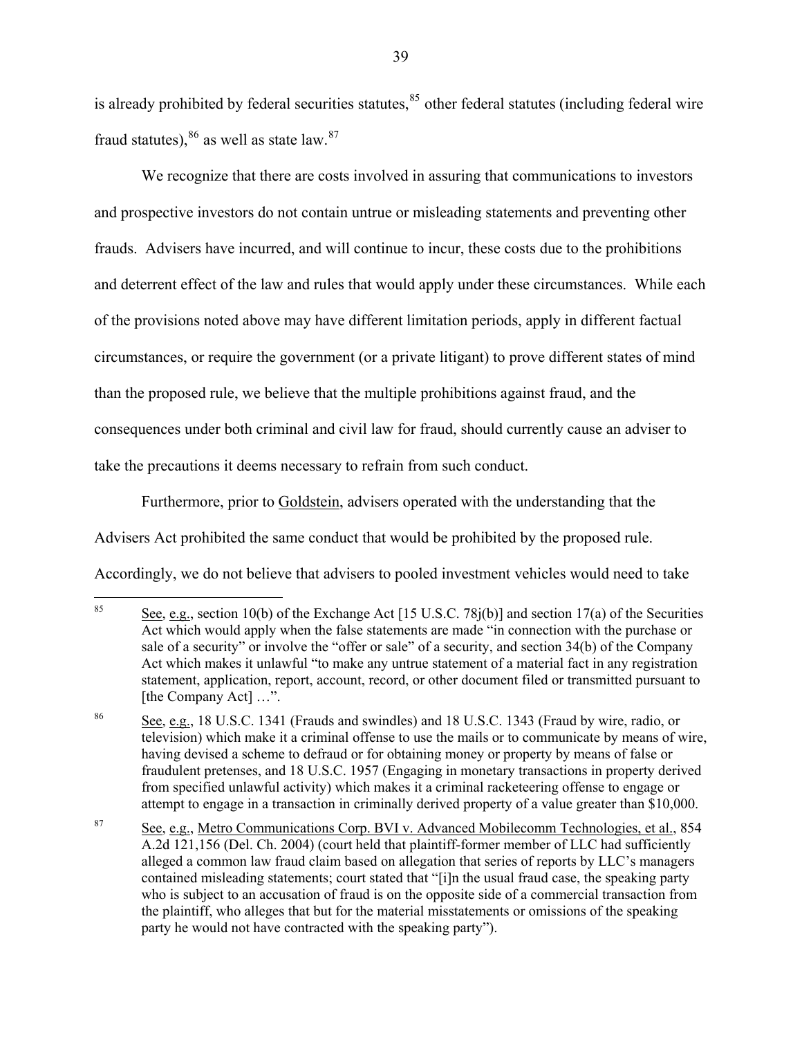is already prohibited by federal securities statutes,[85] other federal statutes (including federal wire fraud statutes),[86] as well as state law.[87]

We recognize that there are costs involved in assuring that communications to investors and prospective investors do not contain untrue or misleading statements and preventing other frauds. Advisers have incurred, and will continue to incur, these costs due to the prohibitions and deterrent effect of the law and rules that would apply under these circumstances. While each of the provisions noted above may have different limitation periods, apply in different factual circumstances, or require the government (or a private litigant) to prove different states of mind than the proposed rule, we believe that the multiple prohibitions against fraud, and the consequences under both criminal and civil law for fraud, should currently cause an adviser to take the precautions it deems necessary to refrain from such conduct.

Furthermore, prior to Goldstein, advisers operated with the understanding that the Advisers Act prohibited the same conduct that would be prohibited by the proposed rule. Accordingly, we do not believe that advisers to pooled investment vehicles would need to take

---

[85] See, e.g., section 10(b) of the Exchange Act [15 U.S.C. 78j(b)] and section 17(a) of the Securities Act which would apply when the false statements are made "in connection with the purchase or sale of a security" or involve the "offer or sale" of a security, and section 34(b) of the Company Act which makes it unlawful "to make any untrue statement of a material fact in any registration statement, application, report, account, record, or other document filed or transmitted pursuant to [the Company Act] …".

[86] See, e.g., 18 U.S.C. 1341 (Frauds and swindles) and 18 U.S.C. 1343 (Fraud by wire, radio, or television) which make it a criminal offense to use the mails or to communicate by means of wire, having devised a scheme to defraud or for obtaining money or property by means of false or fraudulent pretenses, and 18 U.S.C. 1957 (Engaging in monetary transactions in property derived from specified unlawful activity) which makes it a criminal racketeering offense to engage or attempt to engage in a transaction in criminally derived property of a value greater than $10,000.

[87] See, e.g., Metro Communications Corp. BVI v. Advanced Mobilecomm Technologies, et al., 854 A.2d 121,156 (Del. Ch. 2004) (court held that plaintiff-former member of LLC had sufficiently alleged a common law fraud claim based on allegation that series of reports by LLC's managers contained misleading statements; court stated that "[i]n the usual fraud case, the speaking party who is subject to an accusation of fraud is on the opposite side of a commercial transaction from the plaintiff, who alleges that but for the material misstatements or omissions of the speaking party he would not have contracted with the speaking party").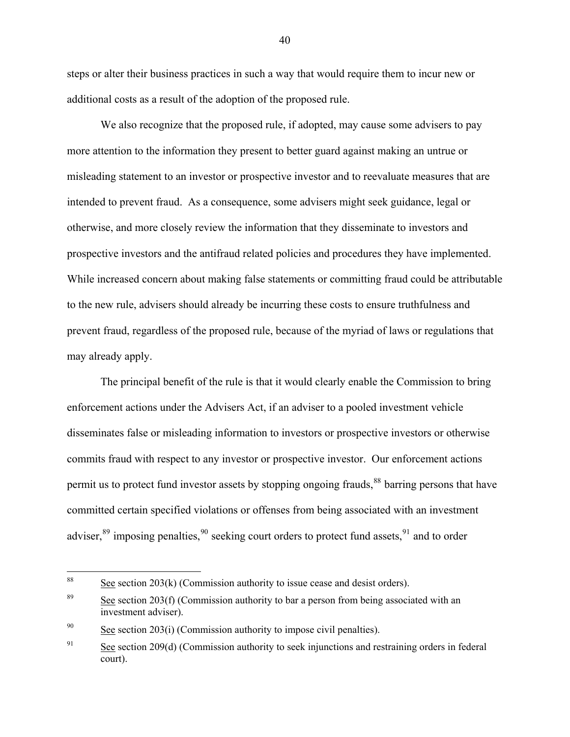steps or alter their business practices in such a way that would require them to incur new or additional costs as a result of the adoption of the proposed rule.

We also recognize that the proposed rule, if adopted, may cause some advisers to pay more attention to the information they present to better guard against making an untrue or misleading statement to an investor or prospective investor and to reevaluate measures that are intended to prevent fraud. As a consequence, some advisers might seek guidance, legal or otherwise, and more closely review the information that they disseminate to investors and prospective investors and the antifraud related policies and procedures they have implemented. While increased concern about making false statements or committing fraud could be attributable to the new rule, advisers should already be incurring these costs to ensure truthfulness and prevent fraud, regardless of the proposed rule, because of the myriad of laws or regulations that may already apply.

The principal benefit of the rule is that it would clearly enable the Commission to bring enforcement actions under the Advisers Act, if an adviser to a pooled investment vehicle disseminates false or misleading information to investors or prospective investors or otherwise commits fraud with respect to any investor or prospective investor. Our enforcement actions permit us to protect fund investor assets by stopping ongoing frauds,[88] barring persons that have committed certain specified violations or offenses from being associated with an investment adviser,[89] imposing penalties,[90] seeking court orders to protect fund assets,[91] and to order

---

[88] See section 203(k) (Commission authority to issue cease and desist orders).

[89] See section 203(f) (Commission authority to bar a person from being associated with an investment adviser).

[90] See section 203(i) (Commission authority to impose civil penalties).

[91] See section 209(d) (Commission authority to seek injunctions and restraining orders in federal court).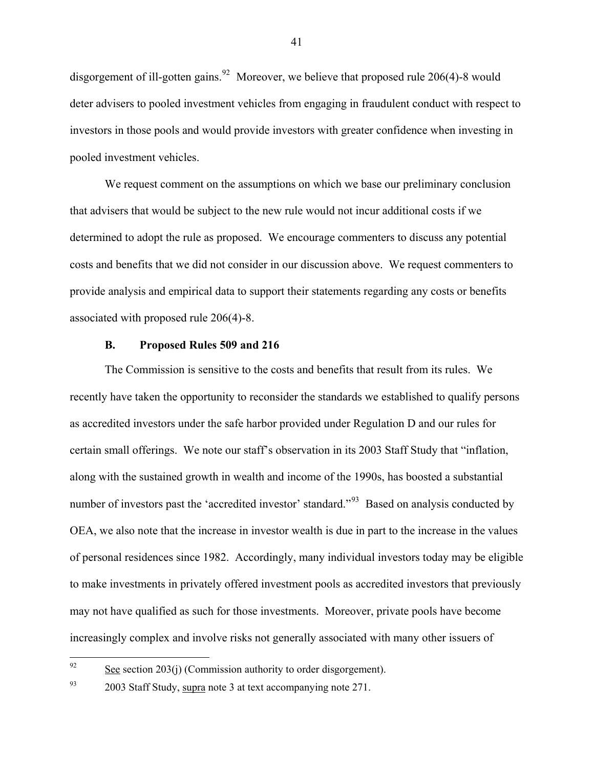disgorgement of ill-gotten gains.[92] Moreover, we believe that proposed rule 206(4)-8 would deter advisers to pooled investment vehicles from engaging in fraudulent conduct with respect to investors in those pools and would provide investors with greater confidence when investing in pooled investment vehicles.

We request comment on the assumptions on which we base our preliminary conclusion that advisers that would be subject to the new rule would not incur additional costs if we determined to adopt the rule as proposed. We encourage commenters to discuss any potential costs and benefits that we did not consider in our discussion above. We request commenters to provide analysis and empirical data to support their statements regarding any costs or benefits associated with proposed rule 206(4)-8.

### B. Proposed Rules 509 and 216

The Commission is sensitive to the costs and benefits that result from its rules. We recently have taken the opportunity to reconsider the standards we established to qualify persons as accredited investors under the safe harbor provided under Regulation D and our rules for certain small offerings. We note our staff's observation in its 2003 Staff Study that "inflation, along with the sustained growth in wealth and income of the 1990s, has boosted a substantial number of investors past the 'accredited investor' standard."[93] Based on analysis conducted by OEA, we also note that the increase in investor wealth is due in part to the increase in the values of personal residences since 1982. Accordingly, many individual investors today may be eligible to make investments in privately offered investment pools as accredited investors that previously may not have qualified as such for those investments. Moreover, private pools have become increasingly complex and involve risks not generally associated with many other issuers of

---

[92] See section 203(j) (Commission authority to order disgorgement).

[93] 2003 Staff Study, supra note 3 at text accompanying note 271.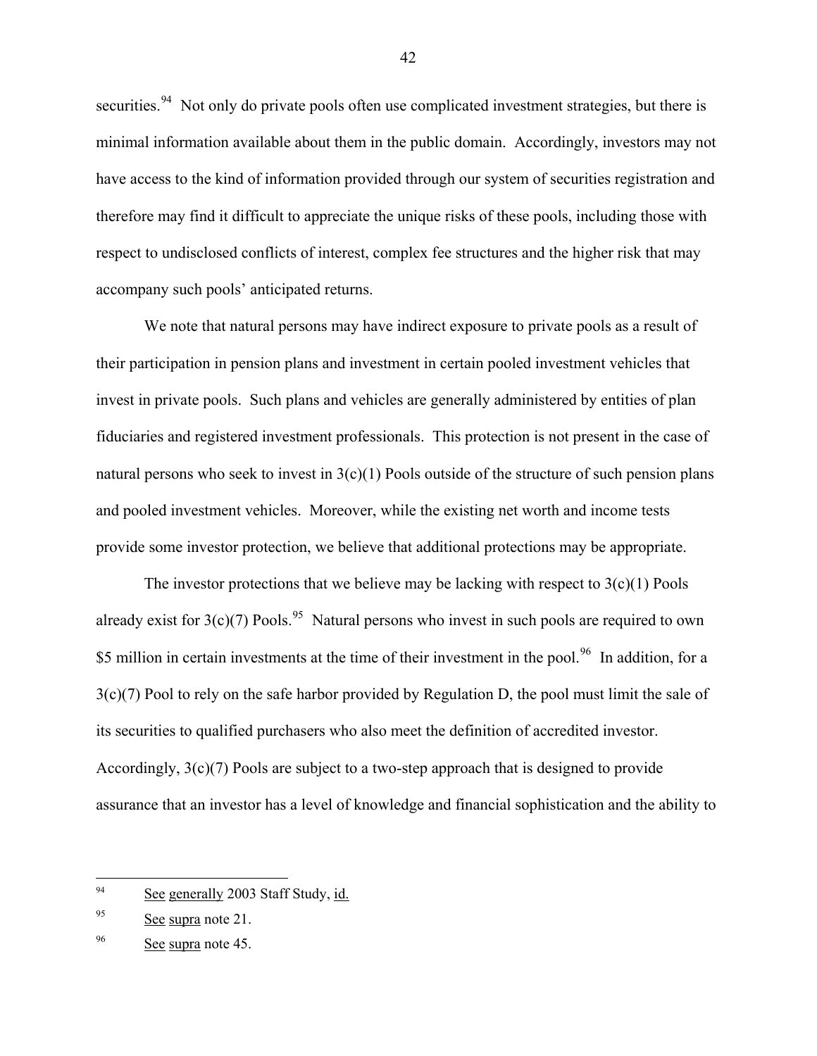securities.[94] Not only do private pools often use complicated investment strategies, but there is minimal information available about them in the public domain. Accordingly, investors may not have access to the kind of information provided through our system of securities registration and therefore may find it difficult to appreciate the unique risks of these pools, including those with respect to undisclosed conflicts of interest, complex fee structures and the higher risk that may accompany such pools' anticipated returns.

We note that natural persons may have indirect exposure to private pools as a result of their participation in pension plans and investment in certain pooled investment vehicles that invest in private pools. Such plans and vehicles are generally administered by entities of plan fiduciaries and registered investment professionals. This protection is not present in the case of natural persons who seek to invest in 3(c)(1) Pools outside of the structure of such pension plans and pooled investment vehicles. Moreover, while the existing net worth and income tests provide some investor protection, we believe that additional protections may be appropriate.

The investor protections that we believe may be lacking with respect to 3(c)(1) Pools already exist for 3(c)(7) Pools.[95] Natural persons who invest in such pools are required to own $5 million in certain investments at the time of their investment in the pool.[96] In addition, for a 3(c)(7) Pool to rely on the safe harbor provided by Regulation D, the pool must limit the sale of its securities to qualified purchasers who also meet the definition of accredited investor. Accordingly, 3(c)(7) Pools are subject to a two-step approach that is designed to provide assurance that an investor has a level of knowledge and financial sophistication and the ability to

---

[94] See generally 2003 Staff Study, id.

[95] See supra note 21.

[96] See supra note 45.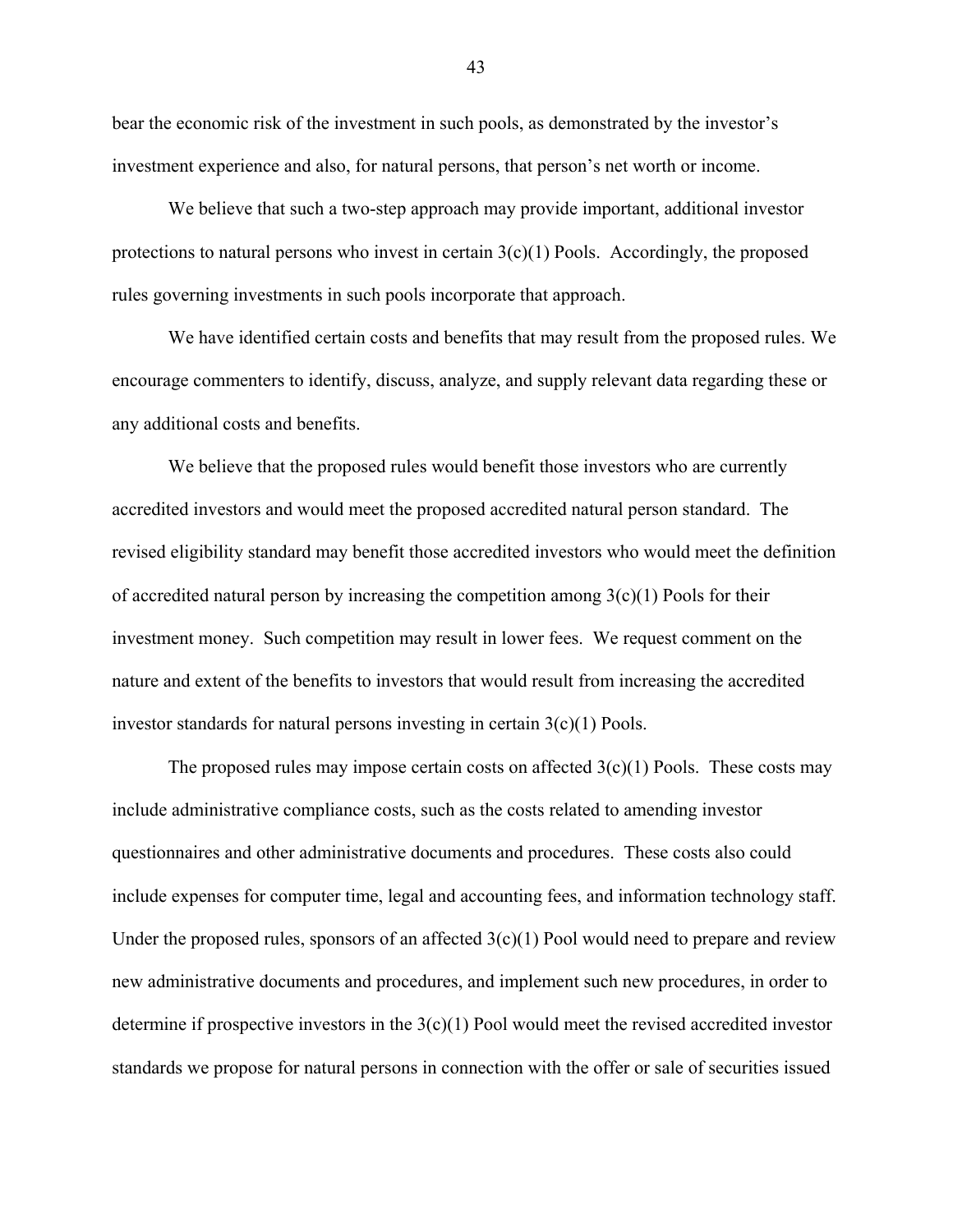bear the economic risk of the investment in such pools, as demonstrated by the investor's investment experience and also, for natural persons, that person's net worth or income.

We believe that such a two-step approach may provide important, additional investor protections to natural persons who invest in certain 3(c)(1) Pools. Accordingly, the proposed rules governing investments in such pools incorporate that approach.

We have identified certain costs and benefits that may result from the proposed rules. We encourage commenters to identify, discuss, analyze, and supply relevant data regarding these or any additional costs and benefits.

We believe that the proposed rules would benefit those investors who are currently accredited investors and would meet the proposed accredited natural person standard. The revised eligibility standard may benefit those accredited investors who would meet the definition of accredited natural person by increasing the competition among 3(c)(1) Pools for their investment money. Such competition may result in lower fees. We request comment on the nature and extent of the benefits to investors that would result from increasing the accredited investor standards for natural persons investing in certain 3(c)(1) Pools.

The proposed rules may impose certain costs on affected 3(c)(1) Pools. These costs may include administrative compliance costs, such as the costs related to amending investor questionnaires and other administrative documents and procedures. These costs also could include expenses for computer time, legal and accounting fees, and information technology staff. Under the proposed rules, sponsors of an affected 3(c)(1) Pool would need to prepare and review new administrative documents and procedures, and implement such new procedures, in order to determine if prospective investors in the 3(c)(1) Pool would meet the revised accredited investor standards we propose for natural persons in connection with the offer or sale of securities issued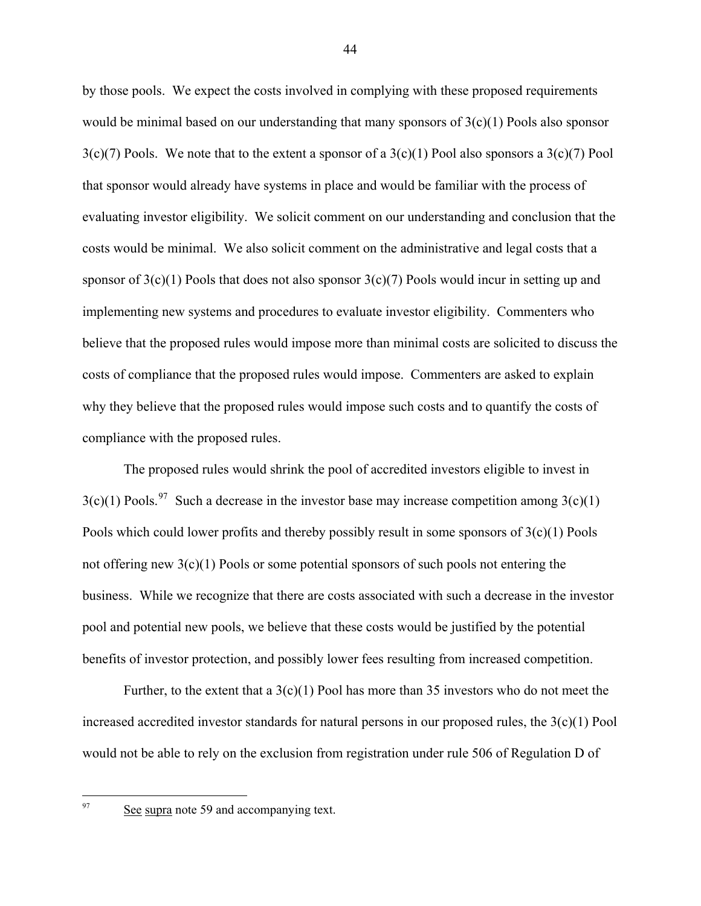by those pools. We expect the costs involved in complying with these proposed requirements would be minimal based on our understanding that many sponsors of 3(c)(1) Pools also sponsor 3(c)(7) Pools. We note that to the extent a sponsor of a 3(c)(1) Pool also sponsors a 3(c)(7) Pool that sponsor would already have systems in place and would be familiar with the process of evaluating investor eligibility. We solicit comment on our understanding and conclusion that the costs would be minimal. We also solicit comment on the administrative and legal costs that a sponsor of 3(c)(1) Pools that does not also sponsor 3(c)(7) Pools would incur in setting up and implementing new systems and procedures to evaluate investor eligibility. Commenters who believe that the proposed rules would impose more than minimal costs are solicited to discuss the costs of compliance that the proposed rules would impose. Commenters are asked to explain why they believe that the proposed rules would impose such costs and to quantify the costs of compliance with the proposed rules.

The proposed rules would shrink the pool of accredited investors eligible to invest in 3(c)(1) Pools.[97] Such a decrease in the investor base may increase competition among 3(c)(1) Pools which could lower profits and thereby possibly result in some sponsors of 3(c)(1) Pools not offering new 3(c)(1) Pools or some potential sponsors of such pools not entering the business. While we recognize that there are costs associated with such a decrease in the investor pool and potential new pools, we believe that these costs would be justified by the potential benefits of investor protection, and possibly lower fees resulting from increased competition.

Further, to the extent that a 3(c)(1) Pool has more than 35 investors who do not meet the increased accredited investor standards for natural persons in our proposed rules, the 3(c)(1) Pool would not be able to rely on the exclusion from registration under rule 506 of Regulation D of

---

[97] See supra note 59 and accompanying text.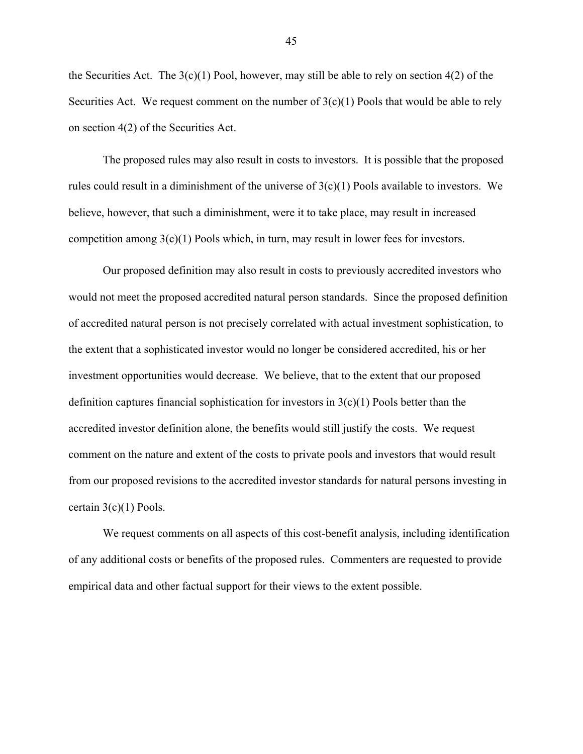the Securities Act. The 3(c)(1) Pool, however, may still be able to rely on section 4(2) of the Securities Act. We request comment on the number of 3(c)(1) Pools that would be able to rely on section 4(2) of the Securities Act.

The proposed rules may also result in costs to investors. It is possible that the proposed rules could result in a diminishment of the universe of 3(c)(1) Pools available to investors. We believe, however, that such a diminishment, were it to take place, may result in increased competition among 3(c)(1) Pools which, in turn, may result in lower fees for investors.

Our proposed definition may also result in costs to previously accredited investors who would not meet the proposed accredited natural person standards. Since the proposed definition of accredited natural person is not precisely correlated with actual investment sophistication, to the extent that a sophisticated investor would no longer be considered accredited, his or her investment opportunities would decrease. We believe, that to the extent that our proposed definition captures financial sophistication for investors in 3(c)(1) Pools better than the accredited investor definition alone, the benefits would still justify the costs. We request comment on the nature and extent of the costs to private pools and investors that would result from our proposed revisions to the accredited investor standards for natural persons investing in certain 3(c)(1) Pools.

We request comments on all aspects of this cost-benefit analysis, including identification of any additional costs or benefits of the proposed rules. Commenters are requested to provide empirical data and other factual support for their views to the extent possible.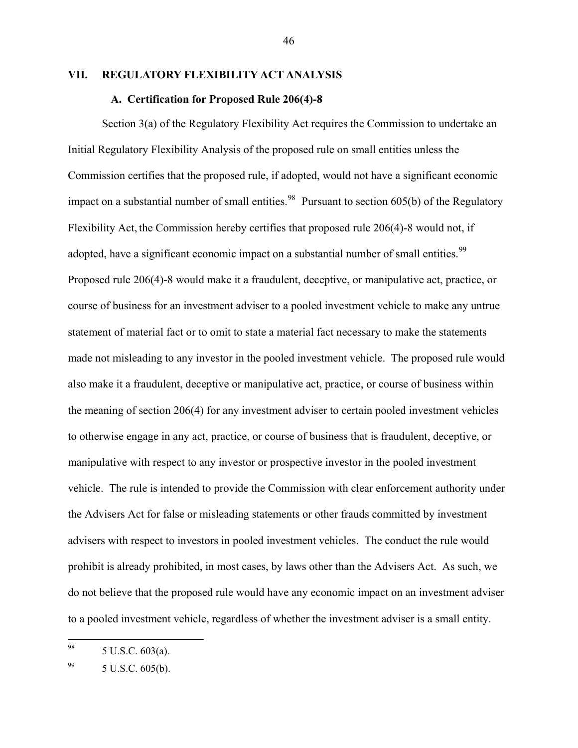## VII. REGULATORY FLEXIBILITY ACT ANALYSIS

### A. Certification for Proposed Rule 206(4)-8

Section 3(a) of the Regulatory Flexibility Act requires the Commission to undertake an Initial Regulatory Flexibility Analysis of the proposed rule on small entities unless the Commission certifies that the proposed rule, if adopted, would not have a significant economic impact on a substantial number of small entities.[98] Pursuant to section 605(b) of the Regulatory Flexibility Act, the Commission hereby certifies that proposed rule 206(4)-8 would not, if adopted, have a significant economic impact on a substantial number of small entities.[99] Proposed rule 206(4)-8 would make it a fraudulent, deceptive, or manipulative act, practice, or course of business for an investment adviser to a pooled investment vehicle to make any untrue statement of material fact or to omit to state a material fact necessary to make the statements made not misleading to any investor in the pooled investment vehicle. The proposed rule would also make it a fraudulent, deceptive or manipulative act, practice, or course of business within the meaning of section 206(4) for any investment adviser to certain pooled investment vehicles to otherwise engage in any act, practice, or course of business that is fraudulent, deceptive, or manipulative with respect to any investor or prospective investor in the pooled investment vehicle. The rule is intended to provide the Commission with clear enforcement authority under the Advisers Act for false or misleading statements or other frauds committed by investment advisers with respect to investors in pooled investment vehicles. The conduct the rule would prohibit is already prohibited, in most cases, by laws other than the Advisers Act. As such, we do not believe that the proposed rule would have any economic impact on an investment adviser to a pooled investment vehicle, regardless of whether the investment adviser is a small entity.

---

[98] 5 U.S.C. 603(a).

[99] 5 U.S.C. 605(b).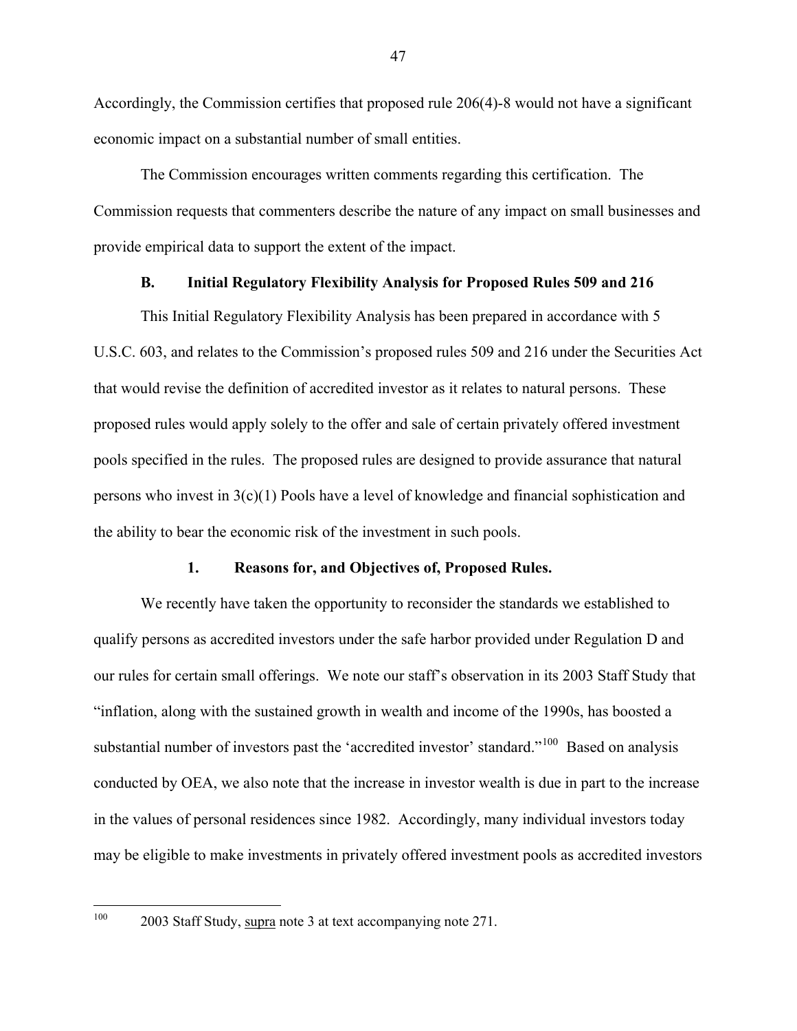Accordingly, the Commission certifies that proposed rule 206(4)-8 would not have a significant economic impact on a substantial number of small entities.

The Commission encourages written comments regarding this certification. The Commission requests that commenters describe the nature of any impact on small businesses and provide empirical data to support the extent of the impact.

### B. Initial Regulatory Flexibility Analysis for Proposed Rules 509 and 216

This Initial Regulatory Flexibility Analysis has been prepared in accordance with 5 U.S.C. 603, and relates to the Commission's proposed rules 509 and 216 under the Securities Act that would revise the definition of accredited investor as it relates to natural persons. These proposed rules would apply solely to the offer and sale of certain privately offered investment pools specified in the rules. The proposed rules are designed to provide assurance that natural persons who invest in 3(c)(1) Pools have a level of knowledge and financial sophistication and the ability to bear the economic risk of the investment in such pools.

#### 1. Reasons for, and Objectives of, Proposed Rules.

We recently have taken the opportunity to reconsider the standards we established to qualify persons as accredited investors under the safe harbor provided under Regulation D and our rules for certain small offerings. We note our staff's observation in its 2003 Staff Study that "inflation, along with the sustained growth in wealth and income of the 1990s, has boosted a substantial number of investors past the 'accredited investor' standard."[100] Based on analysis conducted by OEA, we also note that the increase in investor wealth is due in part to the increase in the values of personal residences since 1982. Accordingly, many individual investors today may be eligible to make investments in privately offered investment pools as accredited investors

---

[100] 2003 Staff Study, supra note 3 at text accompanying note 271.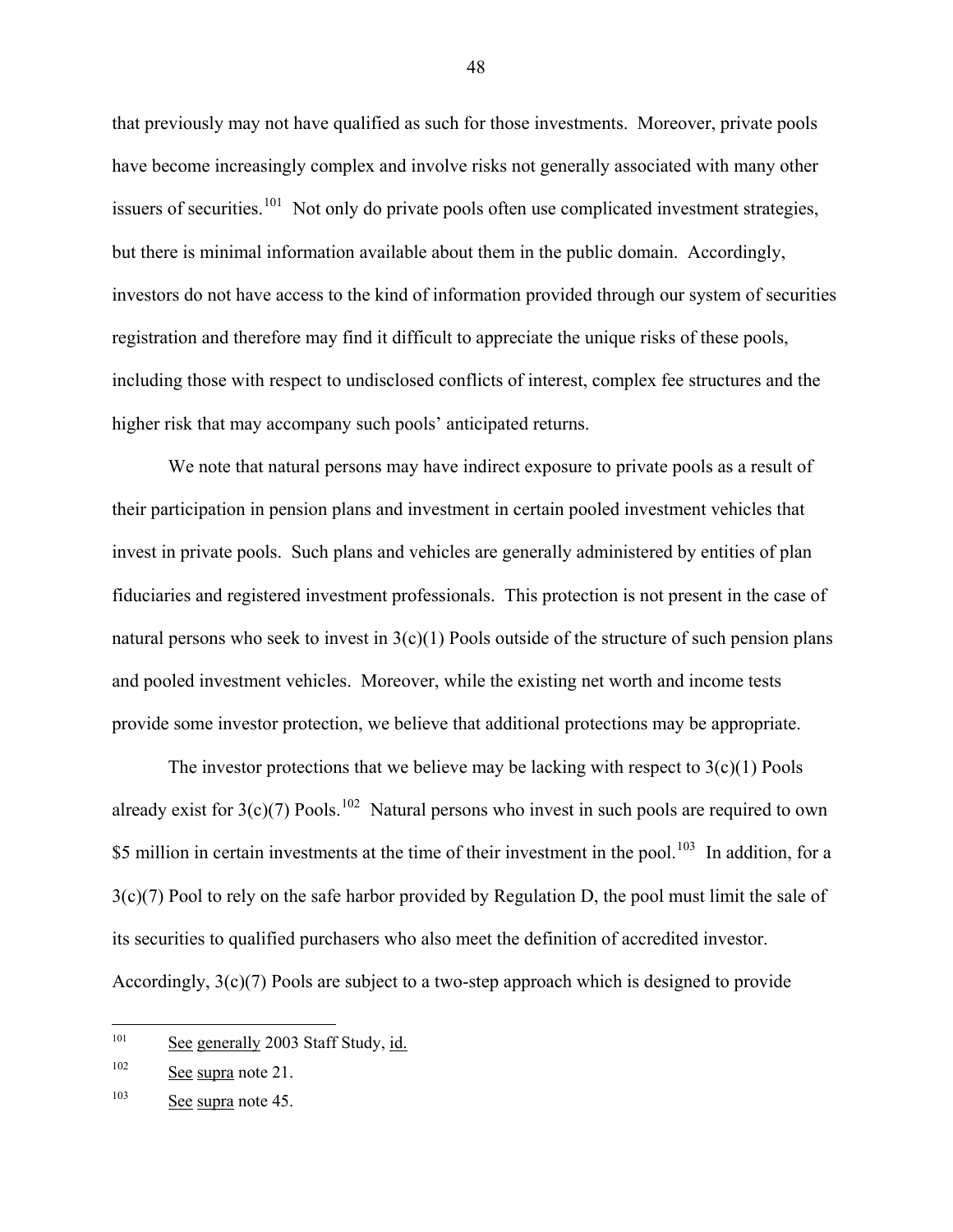that previously may not have qualified as such for those investments. Moreover, private pools have become increasingly complex and involve risks not generally associated with many other issuers of securities.[101] Not only do private pools often use complicated investment strategies, but there is minimal information available about them in the public domain. Accordingly, investors do not have access to the kind of information provided through our system of securities registration and therefore may find it difficult to appreciate the unique risks of these pools, including those with respect to undisclosed conflicts of interest, complex fee structures and the higher risk that may accompany such pools' anticipated returns.

We note that natural persons may have indirect exposure to private pools as a result of their participation in pension plans and investment in certain pooled investment vehicles that invest in private pools. Such plans and vehicles are generally administered by entities of plan fiduciaries and registered investment professionals. This protection is not present in the case of natural persons who seek to invest in 3(c)(1) Pools outside of the structure of such pension plans and pooled investment vehicles. Moreover, while the existing net worth and income tests provide some investor protection, we believe that additional protections may be appropriate.

The investor protections that we believe may be lacking with respect to 3(c)(1) Pools already exist for 3(c)(7) Pools.[102] Natural persons who invest in such pools are required to own $5 million in certain investments at the time of their investment in the pool.[103] In addition, for a 3(c)(7) Pool to rely on the safe harbor provided by Regulation D, the pool must limit the sale of its securities to qualified purchasers who also meet the definition of accredited investor. Accordingly, 3(c)(7) Pools are subject to a two-step approach which is designed to provide

---

[101] See generally 2003 Staff Study, id.

[102] See supra note 21.

[103] See supra note 45.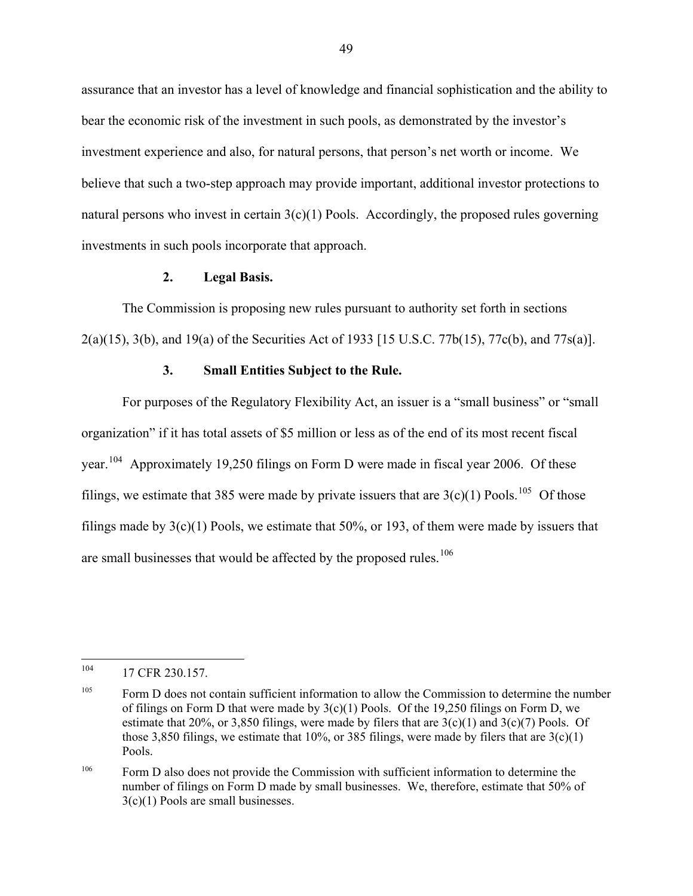assurance that an investor has a level of knowledge and financial sophistication and the ability to bear the economic risk of the investment in such pools, as demonstrated by the investor's investment experience and also, for natural persons, that person's net worth or income. We believe that such a two-step approach may provide important, additional investor protections to natural persons who invest in certain 3(c)(1) Pools. Accordingly, the proposed rules governing investments in such pools incorporate that approach.

### 2. Legal Basis.

The Commission is proposing new rules pursuant to authority set forth in sections 2(a)(15), 3(b), and 19(a) of the Securities Act of 1933 [15 U.S.C. 77b(15), 77c(b), and 77s(a)].

### 3. Small Entities Subject to the Rule.

For purposes of the Regulatory Flexibility Act, an issuer is a "small business" or "small organization" if it has total assets of $5 million or less as of the end of its most recent fiscal year.[104] Approximately 19,250 filings on Form D were made in fiscal year 2006. Of these filings, we estimate that 385 were made by private issuers that are 3(c)(1) Pools.[105] Of those filings made by 3(c)(1) Pools, we estimate that 50%, or 193, of them were made by issuers that are small businesses that would be affected by the proposed rules.[106]

---

[104] 17 CFR 230.157.

[105] Form D does not contain sufficient information to allow the Commission to determine the number of filings on Form D that were made by 3(c)(1) Pools. Of the 19,250 filings on Form D, we estimate that 20%, or 3,850 filings, were made by filers that are 3(c)(1) and 3(c)(7) Pools. Of those 3,850 filings, we estimate that 10%, or 385 filings, were made by filers that are 3(c)(1) Pools.

[106] Form D also does not provide the Commission with sufficient information to determine the number of filings on Form D made by small businesses. We, therefore, estimate that 50% of 3(c)(1) Pools are small businesses.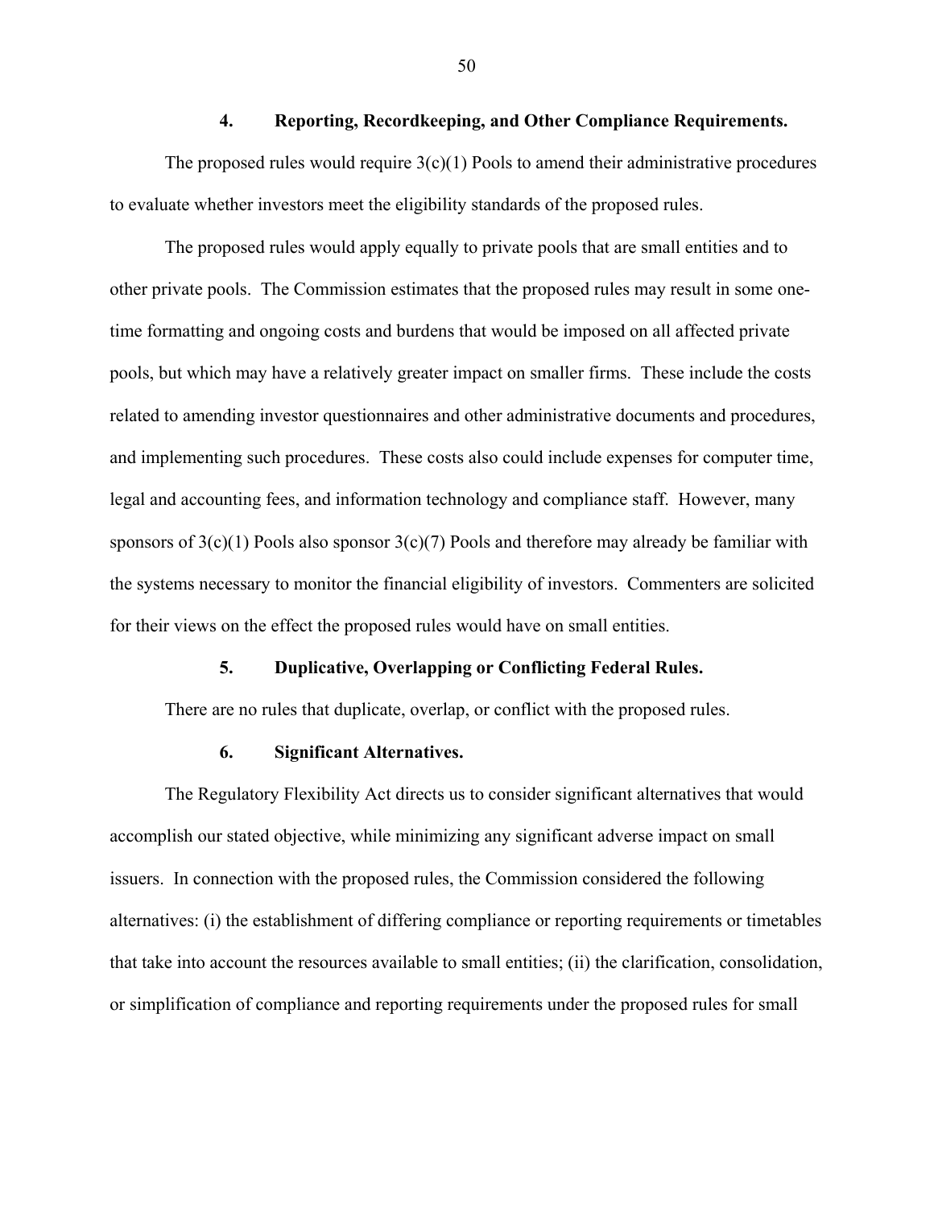#### 4. Reporting, Recordkeeping, and Other Compliance Requirements.

The proposed rules would require 3(c)(1) Pools to amend their administrative procedures to evaluate whether investors meet the eligibility standards of the proposed rules.

The proposed rules would apply equally to private pools that are small entities and to other private pools. The Commission estimates that the proposed rules may result in some one-time formatting and ongoing costs and burdens that would be imposed on all affected private pools, but which may have a relatively greater impact on smaller firms. These include the costs related to amending investor questionnaires and other administrative documents and procedures, and implementing such procedures. These costs also could include expenses for computer time, legal and accounting fees, and information technology and compliance staff. However, many sponsors of 3(c)(1) Pools also sponsor 3(c)(7) Pools and therefore may already be familiar with the systems necessary to monitor the financial eligibility of investors. Commenters are solicited for their views on the effect the proposed rules would have on small entities.

#### 5. Duplicative, Overlapping or Conflicting Federal Rules.

There are no rules that duplicate, overlap, or conflict with the proposed rules.

#### 6. Significant Alternatives.

The Regulatory Flexibility Act directs us to consider significant alternatives that would accomplish our stated objective, while minimizing any significant adverse impact on small issuers. In connection with the proposed rules, the Commission considered the following alternatives: (i) the establishment of differing compliance or reporting requirements or timetables that take into account the resources available to small entities; (ii) the clarification, consolidation, or simplification of compliance and reporting requirements under the proposed rules for small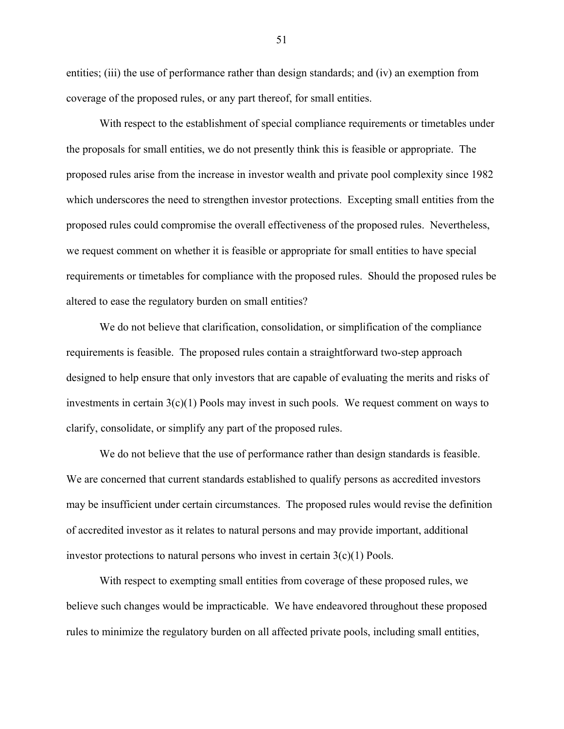entities; (iii) the use of performance rather than design standards; and (iv) an exemption from coverage of the proposed rules, or any part thereof, for small entities.

With respect to the establishment of special compliance requirements or timetables under the proposals for small entities, we do not presently think this is feasible or appropriate. The proposed rules arise from the increase in investor wealth and private pool complexity since 1982 which underscores the need to strengthen investor protections. Excepting small entities from the proposed rules could compromise the overall effectiveness of the proposed rules. Nevertheless, we request comment on whether it is feasible or appropriate for small entities to have special requirements or timetables for compliance with the proposed rules. Should the proposed rules be altered to ease the regulatory burden on small entities?

We do not believe that clarification, consolidation, or simplification of the compliance requirements is feasible. The proposed rules contain a straightforward two-step approach designed to help ensure that only investors that are capable of evaluating the merits and risks of investments in certain 3(c)(1) Pools may invest in such pools. We request comment on ways to clarify, consolidate, or simplify any part of the proposed rules.

We do not believe that the use of performance rather than design standards is feasible. We are concerned that current standards established to qualify persons as accredited investors may be insufficient under certain circumstances. The proposed rules would revise the definition of accredited investor as it relates to natural persons and may provide important, additional investor protections to natural persons who invest in certain 3(c)(1) Pools.

With respect to exempting small entities from coverage of these proposed rules, we believe such changes would be impracticable. We have endeavored throughout these proposed rules to minimize the regulatory burden on all affected private pools, including small entities,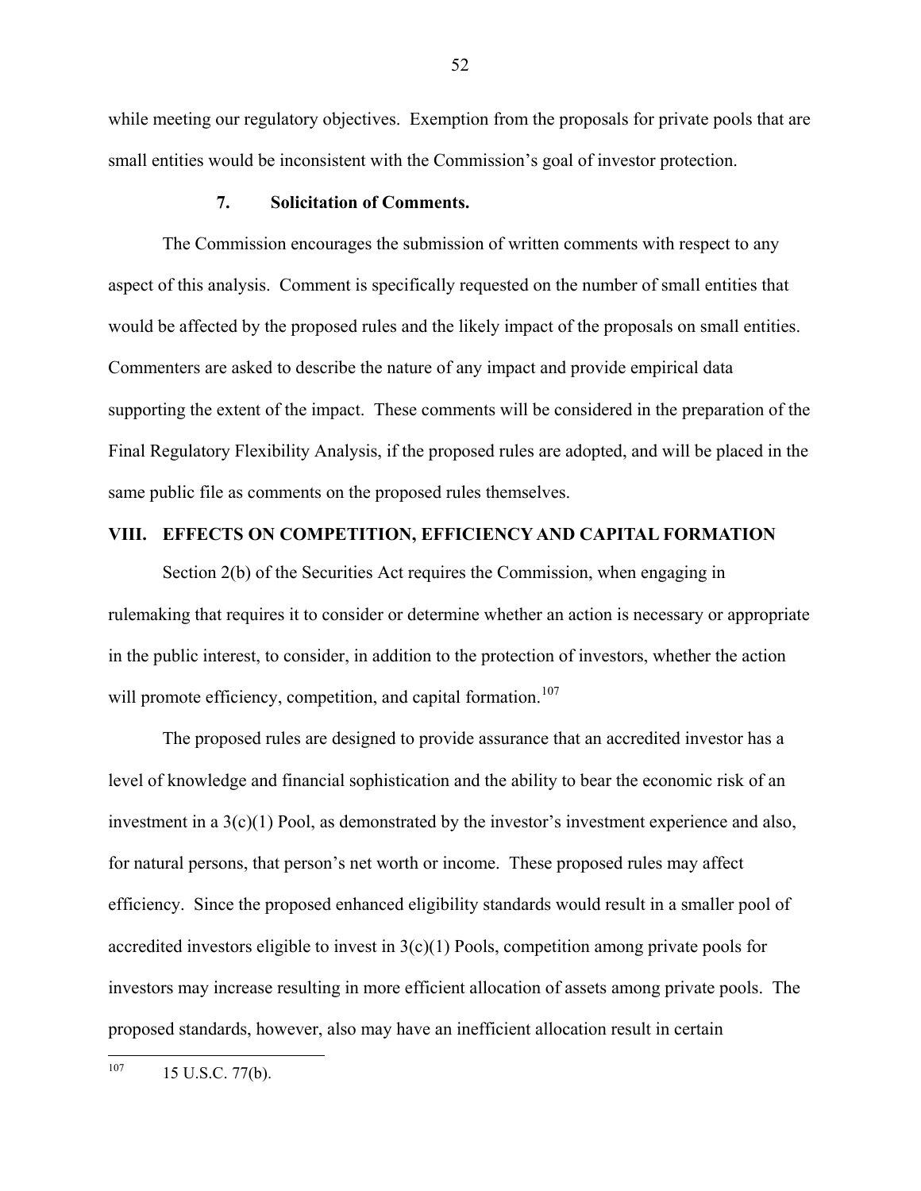while meeting our regulatory objectives. Exemption from the proposals for private pools that are small entities would be inconsistent with the Commission's goal of investor protection.

### 7. Solicitation of Comments.

The Commission encourages the submission of written comments with respect to any aspect of this analysis. Comment is specifically requested on the number of small entities that would be affected by the proposed rules and the likely impact of the proposals on small entities. Commenters are asked to describe the nature of any impact and provide empirical data supporting the extent of the impact. These comments will be considered in the preparation of the Final Regulatory Flexibility Analysis, if the proposed rules are adopted, and will be placed in the same public file as comments on the proposed rules themselves.

## VIII. EFFECTS ON COMPETITION, EFFICIENCY AND CAPITAL FORMATION

Section 2(b) of the Securities Act requires the Commission, when engaging in rulemaking that requires it to consider or determine whether an action is necessary or appropriate in the public interest, to consider, in addition to the protection of investors, whether the action will promote efficiency, competition, and capital formation.[107]

The proposed rules are designed to provide assurance that an accredited investor has a level of knowledge and financial sophistication and the ability to bear the economic risk of an investment in a 3(c)(1) Pool, as demonstrated by the investor's investment experience and also, for natural persons, that person's net worth or income. These proposed rules may affect efficiency. Since the proposed enhanced eligibility standards would result in a smaller pool of accredited investors eligible to invest in 3(c)(1) Pools, competition among private pools for investors may increase resulting in more efficient allocation of assets among private pools. The proposed standards, however, also may have an inefficient allocation result in certain

[107] 15 U.S.C. 77(b).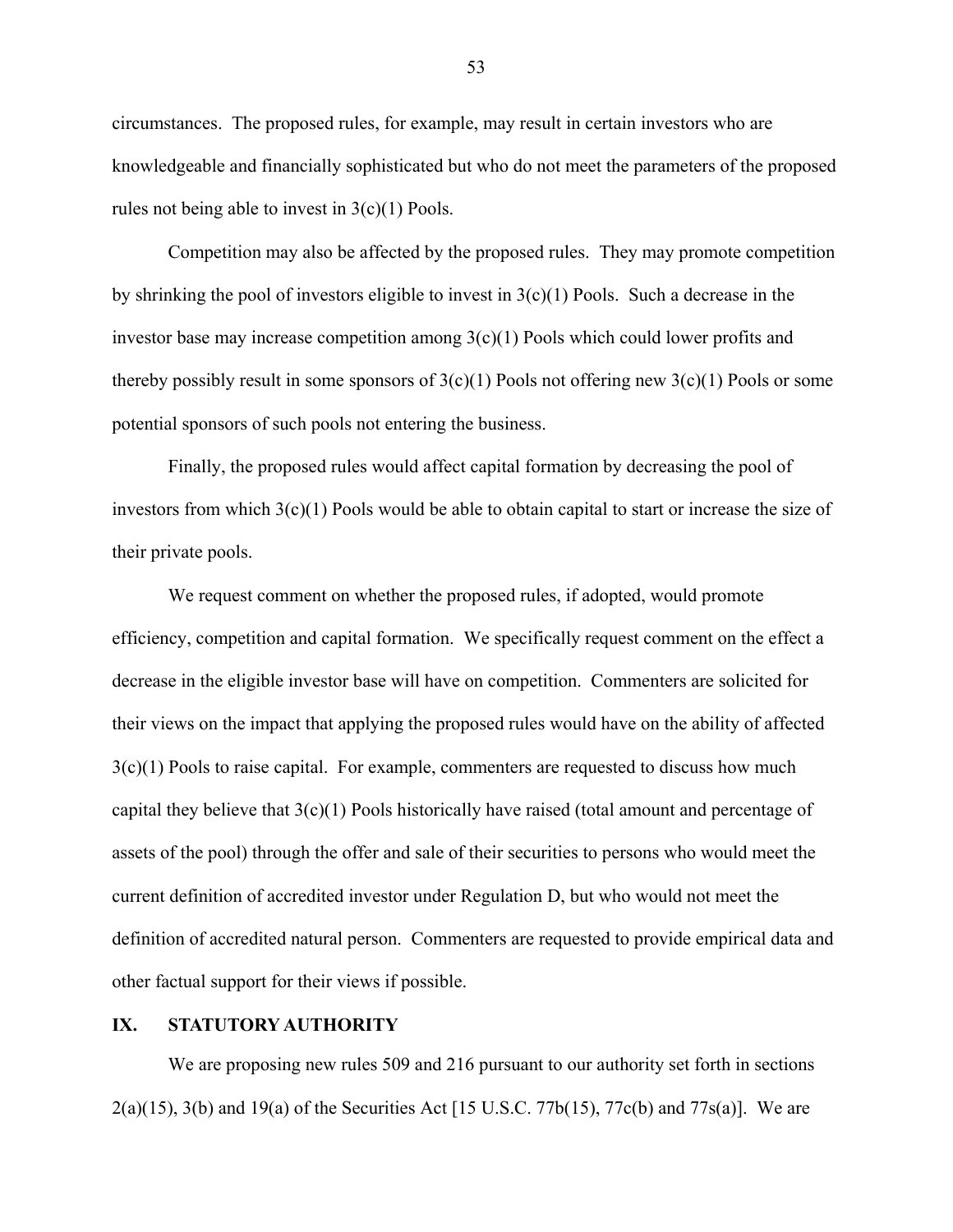circumstances. The proposed rules, for example, may result in certain investors who are knowledgeable and financially sophisticated but who do not meet the parameters of the proposed rules not being able to invest in 3(c)(1) Pools.

Competition may also be affected by the proposed rules. They may promote competition by shrinking the pool of investors eligible to invest in 3(c)(1) Pools. Such a decrease in the investor base may increase competition among 3(c)(1) Pools which could lower profits and thereby possibly result in some sponsors of 3(c)(1) Pools not offering new 3(c)(1) Pools or some potential sponsors of such pools not entering the business.

Finally, the proposed rules would affect capital formation by decreasing the pool of investors from which 3(c)(1) Pools would be able to obtain capital to start or increase the size of their private pools.

We request comment on whether the proposed rules, if adopted, would promote efficiency, competition and capital formation. We specifically request comment on the effect a decrease in the eligible investor base will have on competition. Commenters are solicited for their views on the impact that applying the proposed rules would have on the ability of affected 3(c)(1) Pools to raise capital. For example, commenters are requested to discuss how much capital they believe that 3(c)(1) Pools historically have raised (total amount and percentage of assets of the pool) through the offer and sale of their securities to persons who would meet the current definition of accredited investor under Regulation D, but who would not meet the definition of accredited natural person. Commenters are requested to provide empirical data and other factual support for their views if possible.

## IX. STATUTORY AUTHORITY

We are proposing new rules 509 and 216 pursuant to our authority set forth in sections 2(a)(15), 3(b) and 19(a) of the Securities Act [15 U.S.C. 77b(15), 77c(b) and 77s(a)]. We are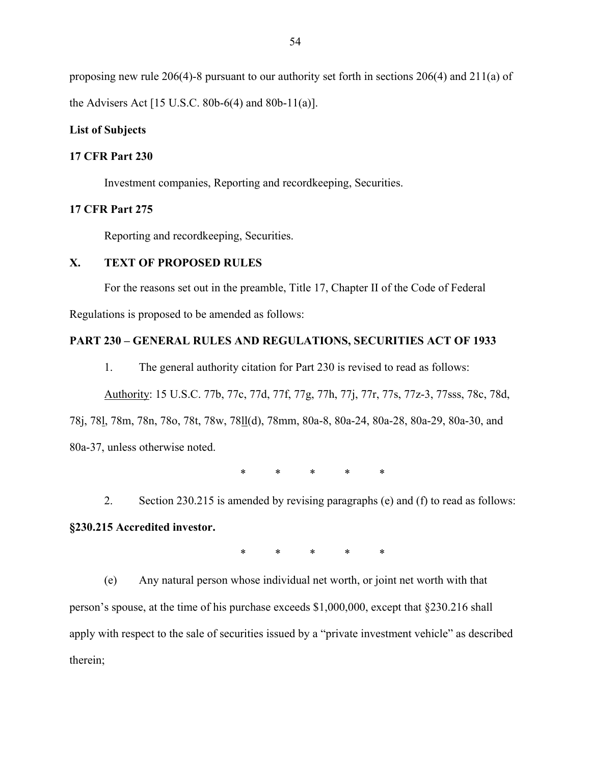proposing new rule 206(4)-8 pursuant to our authority set forth in sections 206(4) and 211(a) of the Advisers Act [15 U.S.C. 80b-6(4) and 80b-11(a)].

**List of Subjects**

**17 CFR Part 230**

Investment companies, Reporting and recordkeeping, Securities.

**17 CFR Part 275**

Reporting and recordkeeping, Securities.

## X. TEXT OF PROPOSED RULES

For the reasons set out in the preamble, Title 17, Chapter II of the Code of Federal Regulations is proposed to be amended as follows:

**PART 230 – GENERAL RULES AND REGULATIONS, SECURITIES ACT OF 1933**

1. The general authority citation for Part 230 is revised to read as follows:

Authority: 15 U.S.C. 77b, 77c, 77d, 77f, 77g, 77h, 77j, 77r, 77s, 77z-3, 77sss, 78c, 78d, 78j, 78l, 78m, 78n, 78o, 78t, 78w, 78ll(d), 78mm, 80a-8, 80a-24, 80a-28, 80a-29, 80a-30, and 80a-37, unless otherwise noted.

\* \* \* \* \*

2. Section 230.215 is amended by revising paragraphs (e) and (f) to read as follows:

**§230.215 Accredited investor.**

\* \* \* \* \*

(e) Any natural person whose individual net worth, or joint net worth with that person's spouse, at the time of his purchase exceeds $1,000,000, except that §230.216 shall apply with respect to the sale of securities issued by a "private investment vehicle" as described therein;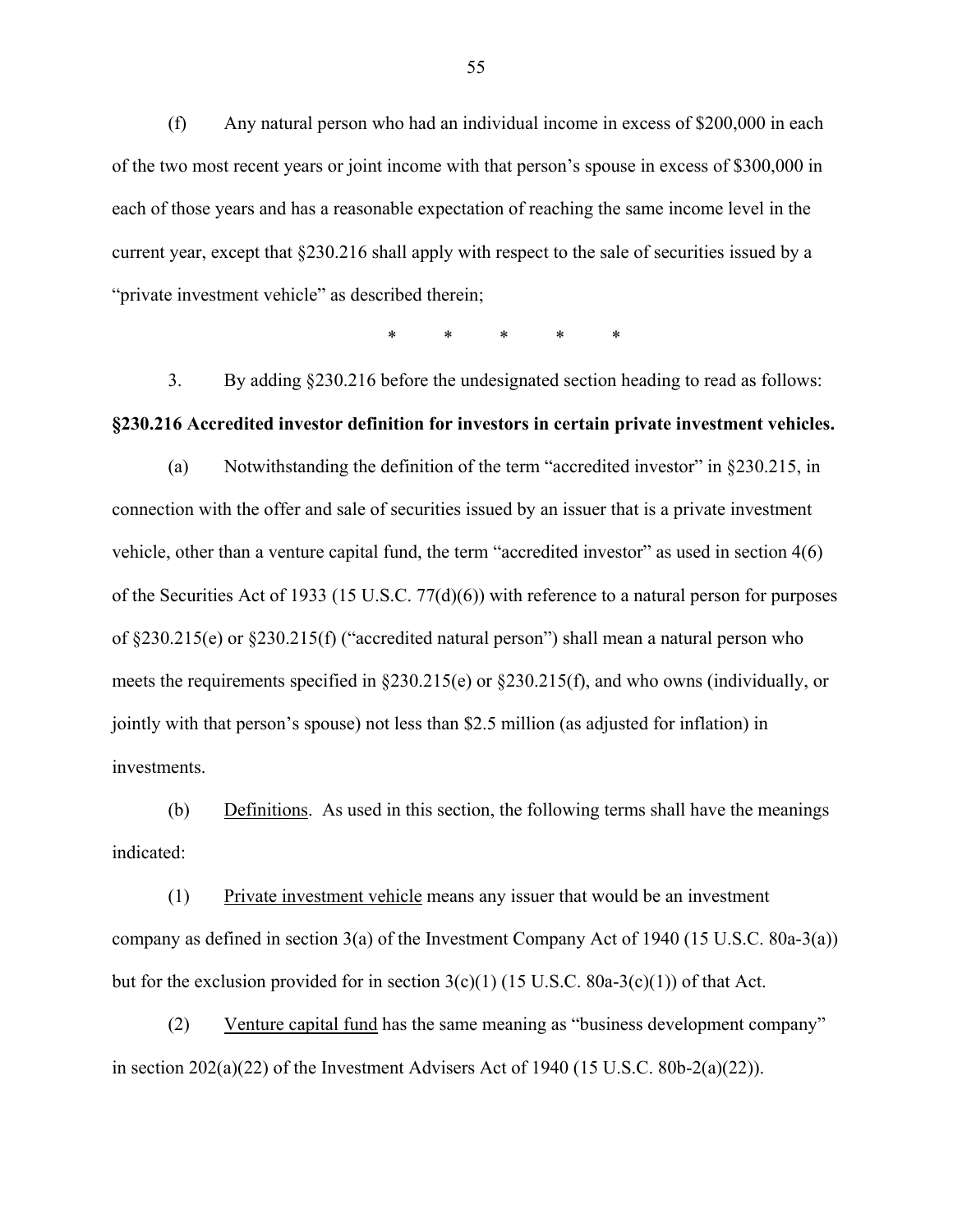(f) Any natural person who had an individual income in excess of $200,000 in each of the two most recent years or joint income with that person's spouse in excess of $300,000 in each of those years and has a reasonable expectation of reaching the same income level in the current year, except that §230.216 shall apply with respect to the sale of securities issued by a "private investment vehicle" as described therein;

\* \* \* \* \*

3. By adding §230.216 before the undesignated section heading to read as follows:

**§230.216 Accredited investor definition for investors in certain private investment vehicles.**

(a) Notwithstanding the definition of the term "accredited investor" in §230.215, in connection with the offer and sale of securities issued by an issuer that is a private investment vehicle, other than a venture capital fund, the term "accredited investor" as used in section 4(6) of the Securities Act of 1933 (15 U.S.C. 77(d)(6)) with reference to a natural person for purposes of §230.215(e) or §230.215(f) ("accredited natural person") shall mean a natural person who meets the requirements specified in §230.215(e) or §230.215(f), and who owns (individually, or jointly with that person's spouse) not less than $2.5 million (as adjusted for inflation) in investments.

(b) Definitions. As used in this section, the following terms shall have the meanings indicated:

(1) Private investment vehicle means any issuer that would be an investment company as defined in section 3(a) of the Investment Company Act of 1940 (15 U.S.C. 80a-3(a)) but for the exclusion provided for in section 3(c)(1) (15 U.S.C. 80a-3(c)(1)) of that Act.

(2) Venture capital fund has the same meaning as "business development company" in section 202(a)(22) of the Investment Advisers Act of 1940 (15 U.S.C. 80b-2(a)(22)).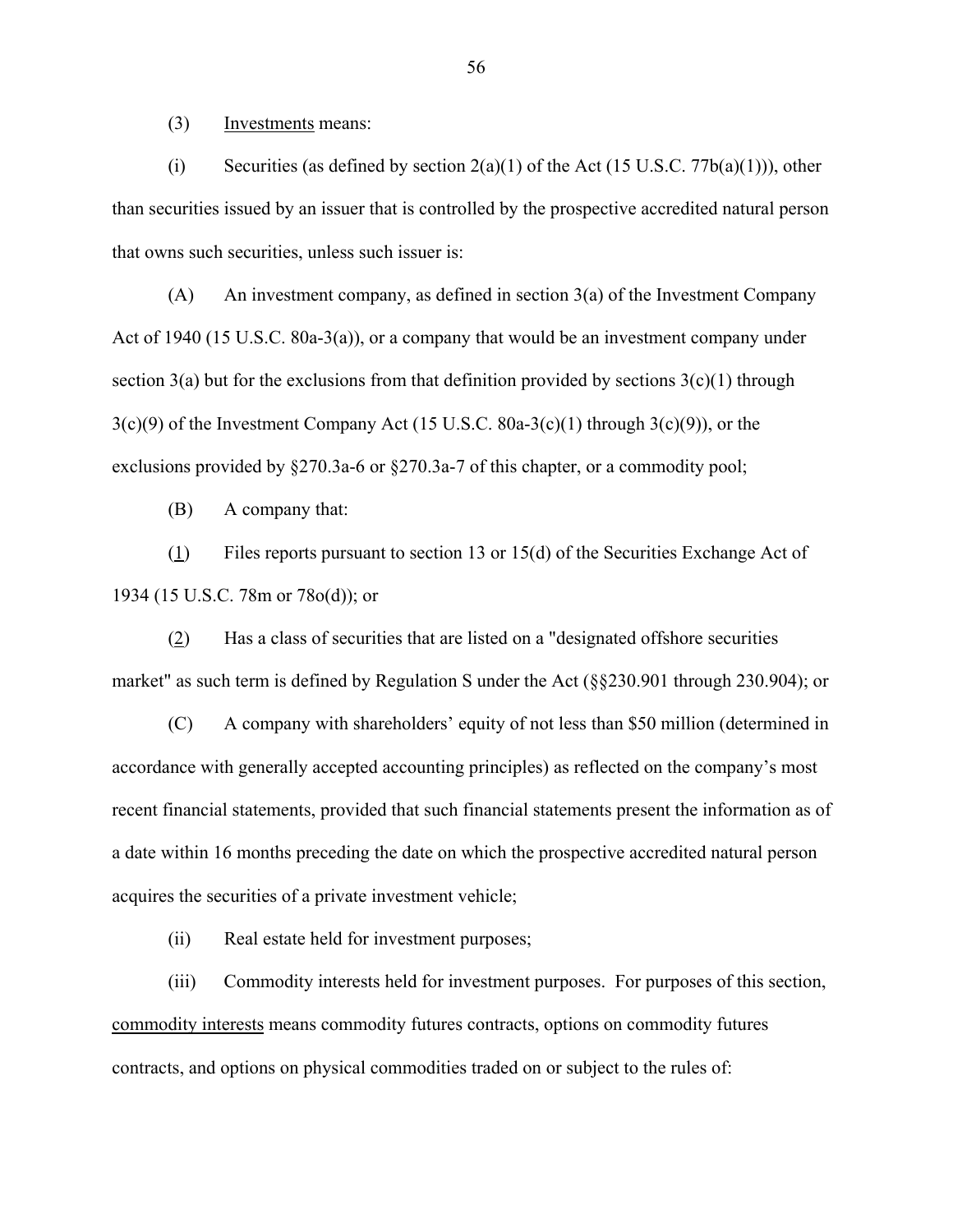(3) Investments means:

(i) Securities (as defined by section 2(a)(1) of the Act (15 U.S.C. 77b(a)(1))), other than securities issued by an issuer that is controlled by the prospective accredited natural person that owns such securities, unless such issuer is:

(A) An investment company, as defined in section 3(a) of the Investment Company Act of 1940 (15 U.S.C. 80a-3(a)), or a company that would be an investment company under section 3(a) but for the exclusions from that definition provided by sections 3(c)(1) through 3(c)(9) of the Investment Company Act (15 U.S.C. 80a-3(c)(1) through 3(c)(9)), or the exclusions provided by §270.3a-6 or §270.3a-7 of this chapter, or a commodity pool;

(B) A company that:

(1) Files reports pursuant to section 13 or 15(d) of the Securities Exchange Act of 1934 (15 U.S.C. 78m or 78o(d)); or

(2) Has a class of securities that are listed on a "designated offshore securities market" as such term is defined by Regulation S under the Act (§§230.901 through 230.904); or

(C) A company with shareholders' equity of not less than $50 million (determined in accordance with generally accepted accounting principles) as reflected on the company's most recent financial statements, provided that such financial statements present the information as of a date within 16 months preceding the date on which the prospective accredited natural person acquires the securities of a private investment vehicle;

(ii) Real estate held for investment purposes;

(iii) Commodity interests held for investment purposes. For purposes of this section, commodity interests means commodity futures contracts, options on commodity futures contracts, and options on physical commodities traded on or subject to the rules of: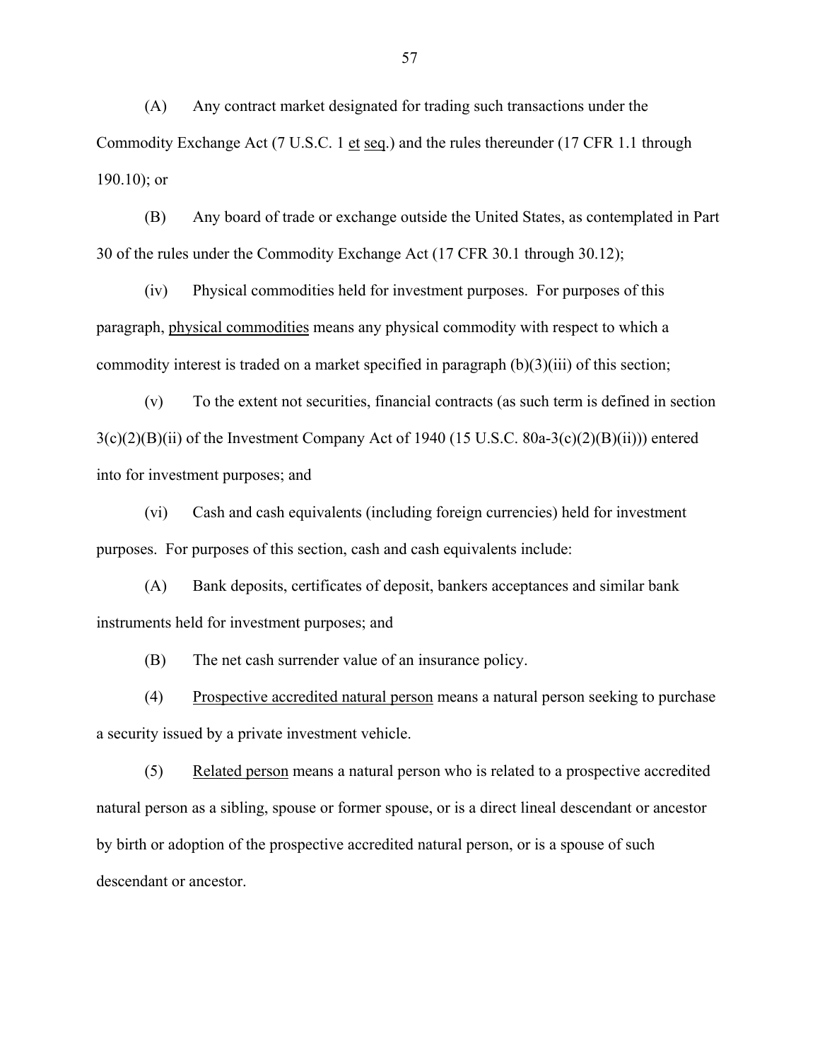(A) Any contract market designated for trading such transactions under the Commodity Exchange Act (7 U.S.C. 1 et seq.) and the rules thereunder (17 CFR 1.1 through 190.10); or

(B) Any board of trade or exchange outside the United States, as contemplated in Part 30 of the rules under the Commodity Exchange Act (17 CFR 30.1 through 30.12);

(iv) Physical commodities held for investment purposes. For purposes of this paragraph, physical commodities means any physical commodity with respect to which a commodity interest is traded on a market specified in paragraph (b)(3)(iii) of this section;

(v) To the extent not securities, financial contracts (as such term is defined in section 3(c)(2)(B)(ii) of the Investment Company Act of 1940 (15 U.S.C. 80a-3(c)(2)(B)(ii))) entered into for investment purposes; and

(vi) Cash and cash equivalents (including foreign currencies) held for investment purposes. For purposes of this section, cash and cash equivalents include:

(A) Bank deposits, certificates of deposit, bankers acceptances and similar bank instruments held for investment purposes; and

(B) The net cash surrender value of an insurance policy.

(4) Prospective accredited natural person means a natural person seeking to purchase a security issued by a private investment vehicle.

(5) Related person means a natural person who is related to a prospective accredited natural person as a sibling, spouse or former spouse, or is a direct lineal descendant or ancestor by birth or adoption of the prospective accredited natural person, or is a spouse of such descendant or ancestor.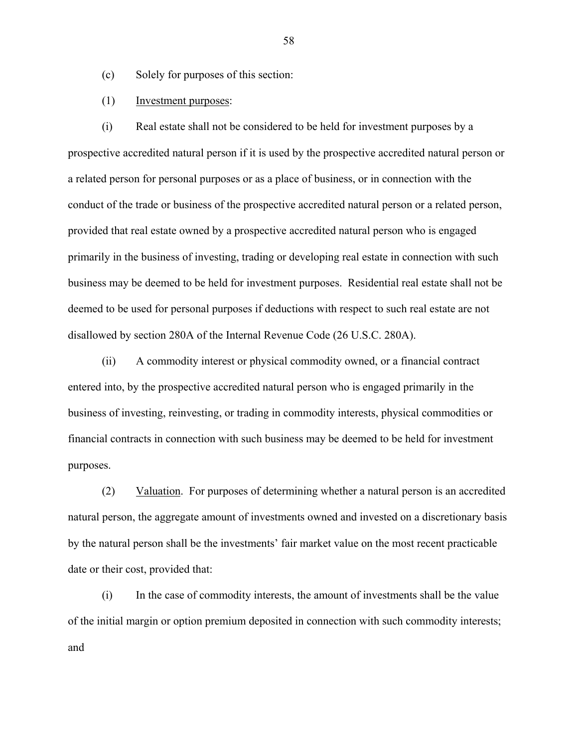(c) Solely for purposes of this section:

(1) Investment purposes:

(i) Real estate shall not be considered to be held for investment purposes by a prospective accredited natural person if it is used by the prospective accredited natural person or a related person for personal purposes or as a place of business, or in connection with the conduct of the trade or business of the prospective accredited natural person or a related person, provided that real estate owned by a prospective accredited natural person who is engaged primarily in the business of investing, trading or developing real estate in connection with such business may be deemed to be held for investment purposes. Residential real estate shall not be deemed to be used for personal purposes if deductions with respect to such real estate are not disallowed by section 280A of the Internal Revenue Code (26 U.S.C. 280A).

(ii) A commodity interest or physical commodity owned, or a financial contract entered into, by the prospective accredited natural person who is engaged primarily in the business of investing, reinvesting, or trading in commodity interests, physical commodities or financial contracts in connection with such business may be deemed to be held for investment purposes.

(2) Valuation. For purposes of determining whether a natural person is an accredited natural person, the aggregate amount of investments owned and invested on a discretionary basis by the natural person shall be the investments' fair market value on the most recent practicable date or their cost, provided that:

(i) In the case of commodity interests, the amount of investments shall be the value of the initial margin or option premium deposited in connection with such commodity interests; and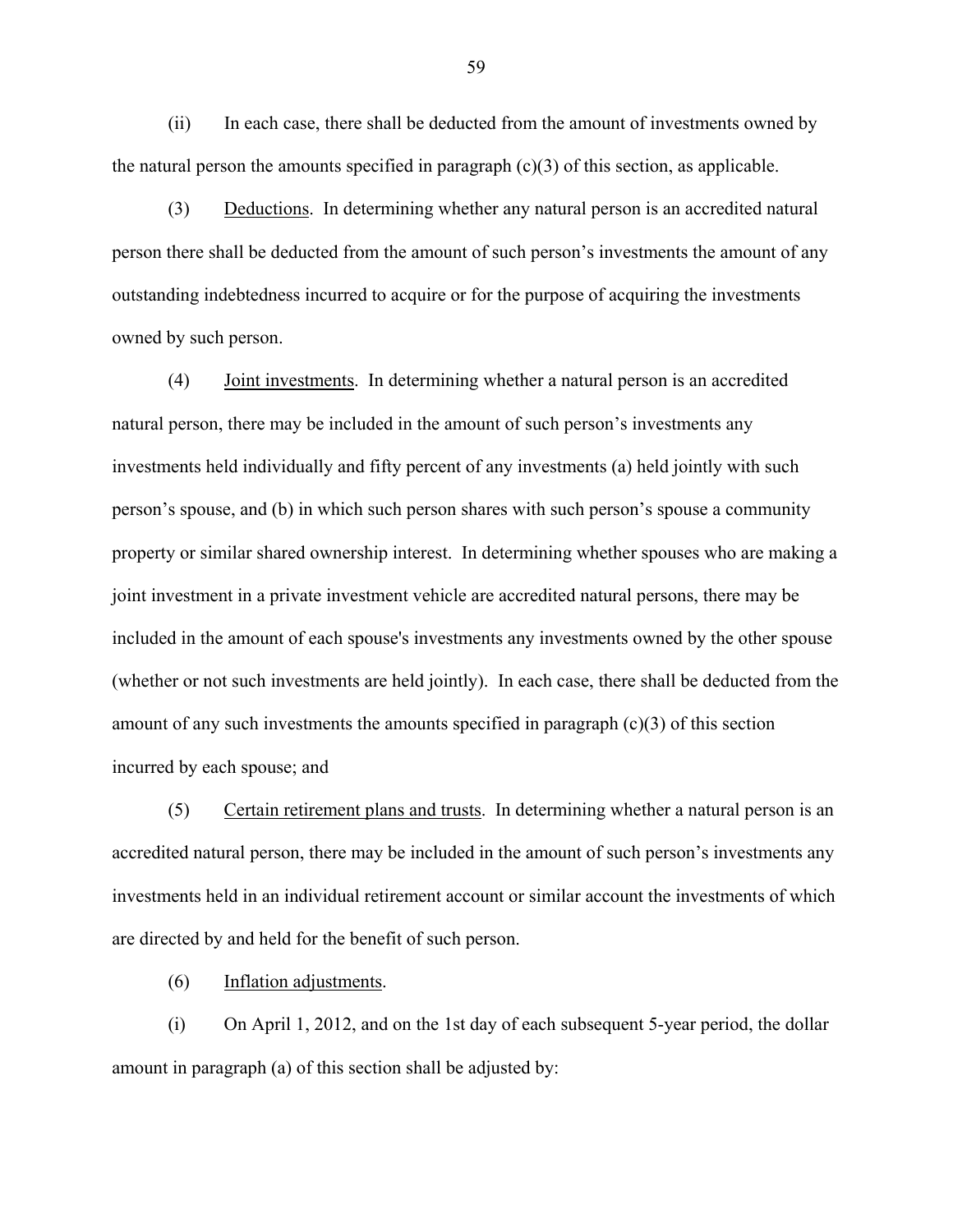(ii) In each case, there shall be deducted from the amount of investments owned by the natural person the amounts specified in paragraph (c)(3) of this section, as applicable.

(3) Deductions. In determining whether any natural person is an accredited natural person there shall be deducted from the amount of such person's investments the amount of any outstanding indebtedness incurred to acquire or for the purpose of acquiring the investments owned by such person.

(4) Joint investments. In determining whether a natural person is an accredited natural person, there may be included in the amount of such person's investments any investments held individually and fifty percent of any investments (a) held jointly with such person's spouse, and (b) in which such person shares with such person's spouse a community property or similar shared ownership interest. In determining whether spouses who are making a joint investment in a private investment vehicle are accredited natural persons, there may be included in the amount of each spouse's investments any investments owned by the other spouse (whether or not such investments are held jointly). In each case, there shall be deducted from the amount of any such investments the amounts specified in paragraph (c)(3) of this section incurred by each spouse; and

(5) Certain retirement plans and trusts. In determining whether a natural person is an accredited natural person, there may be included in the amount of such person's investments any investments held in an individual retirement account or similar account the investments of which are directed by and held for the benefit of such person.

(6) Inflation adjustments.

(i) On April 1, 2012, and on the 1st day of each subsequent 5-year period, the dollar amount in paragraph (a) of this section shall be adjusted by: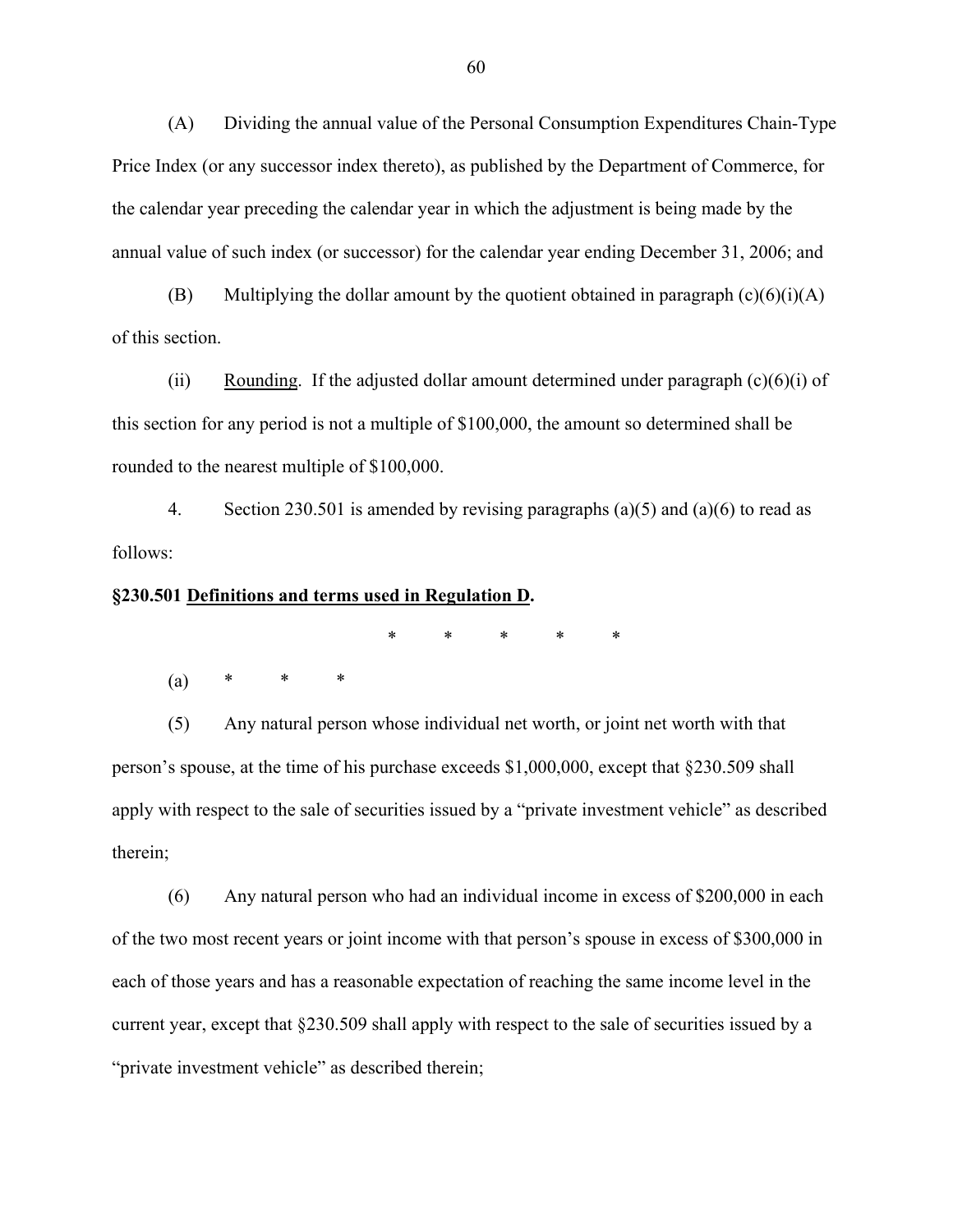(A) Dividing the annual value of the Personal Consumption Expenditures Chain-Type Price Index (or any successor index thereto), as published by the Department of Commerce, for the calendar year preceding the calendar year in which the adjustment is being made by the annual value of such index (or successor) for the calendar year ending December 31, 2006; and

(B) Multiplying the dollar amount by the quotient obtained in paragraph (c)(6)(i)(A) of this section.

(ii) Rounding. If the adjusted dollar amount determined under paragraph (c)(6)(i) of this section for any period is not a multiple of $100,000, the amount so determined shall be rounded to the nearest multiple of $100,000.

4. Section 230.501 is amended by revising paragraphs (a)(5) and (a)(6) to read as follows:

**§230.501 Definitions and terms used in Regulation D.**

\* \* \* \* \*

(a) \* \* \*

(5) Any natural person whose individual net worth, or joint net worth with that person's spouse, at the time of his purchase exceeds $1,000,000, except that §230.509 shall apply with respect to the sale of securities issued by a "private investment vehicle" as described therein;

(6) Any natural person who had an individual income in excess of $200,000 in each of the two most recent years or joint income with that person's spouse in excess of $300,000 in each of those years and has a reasonable expectation of reaching the same income level in the current year, except that §230.509 shall apply with respect to the sale of securities issued by a "private investment vehicle" as described therein;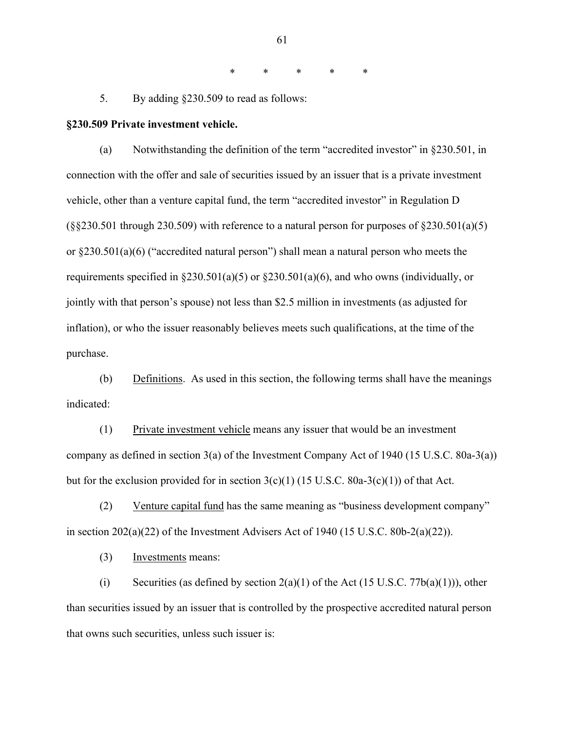\*          \*          \*          \*          \*

5. By adding §230.509 to read as follows:

**§230.509 Private investment vehicle.**

(a) Notwithstanding the definition of the term "accredited investor" in §230.501, in connection with the offer and sale of securities issued by an issuer that is a private investment vehicle, other than a venture capital fund, the term "accredited investor" in Regulation D (§§230.501 through 230.509) with reference to a natural person for purposes of §230.501(a)(5) or §230.501(a)(6) ("accredited natural person") shall mean a natural person who meets the requirements specified in §230.501(a)(5) or §230.501(a)(6), and who owns (individually, or jointly with that person's spouse) not less than $2.5 million in investments (as adjusted for inflation), or who the issuer reasonably believes meets such qualifications, at the time of the purchase.

(b) <u>Definitions</u>. As used in this section, the following terms shall have the meanings indicated:

(1) <u>Private investment vehicle</u> means any issuer that would be an investment company as defined in section 3(a) of the Investment Company Act of 1940 (15 U.S.C. 80a-3(a)) but for the exclusion provided for in section 3(c)(1) (15 U.S.C. 80a-3(c)(1)) of that Act.

(2) <u>Venture capital fund</u> has the same meaning as "business development company" in section 202(a)(22) of the Investment Advisers Act of 1940 (15 U.S.C. 80b-2(a)(22)).

(3) <u>Investments</u> means:

(i) Securities (as defined by section 2(a)(1) of the Act (15 U.S.C. 77b(a)(1))), other than securities issued by an issuer that is controlled by the prospective accredited natural person that owns such securities, unless such issuer is: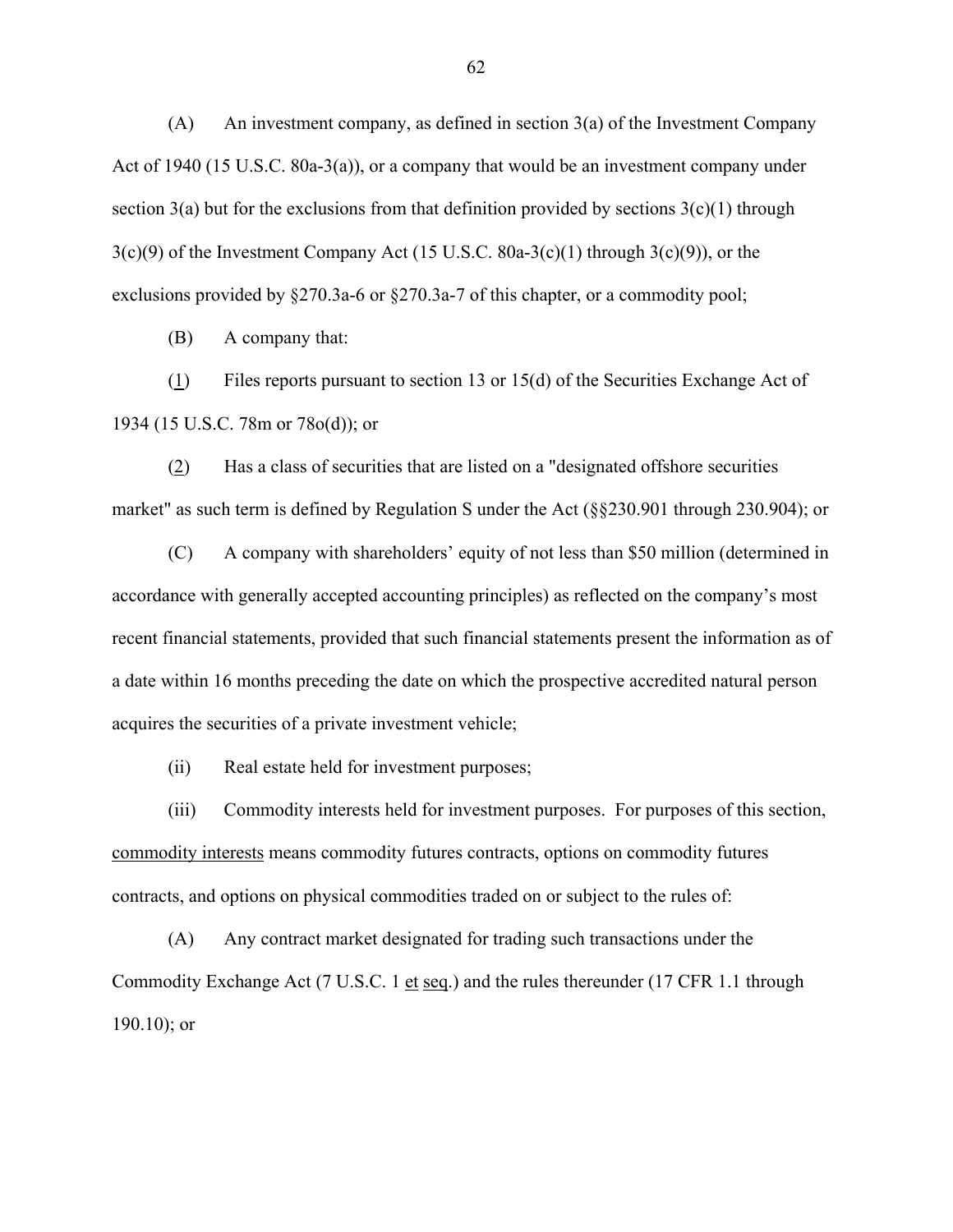(A) An investment company, as defined in section 3(a) of the Investment Company Act of 1940 (15 U.S.C. 80a-3(a)), or a company that would be an investment company under section 3(a) but for the exclusions from that definition provided by sections 3(c)(1) through 3(c)(9) of the Investment Company Act (15 U.S.C. 80a-3(c)(1) through 3(c)(9)), or the exclusions provided by §270.3a-6 or §270.3a-7 of this chapter, or a commodity pool;

(B) A company that:

(1) Files reports pursuant to section 13 or 15(d) of the Securities Exchange Act of 1934 (15 U.S.C. 78m or 78o(d)); or

(2) Has a class of securities that are listed on a "designated offshore securities market" as such term is defined by Regulation S under the Act (§§230.901 through 230.904); or

(C) A company with shareholders' equity of not less than $50 million (determined in accordance with generally accepted accounting principles) as reflected on the company's most recent financial statements, provided that such financial statements present the information as of a date within 16 months preceding the date on which the prospective accredited natural person acquires the securities of a private investment vehicle;

(ii) Real estate held for investment purposes;

(iii) Commodity interests held for investment purposes. For purposes of this section, commodity interests means commodity futures contracts, options on commodity futures contracts, and options on physical commodities traded on or subject to the rules of:

(A) Any contract market designated for trading such transactions under the Commodity Exchange Act (7 U.S.C. 1 et seq.) and the rules thereunder (17 CFR 1.1 through 190.10); or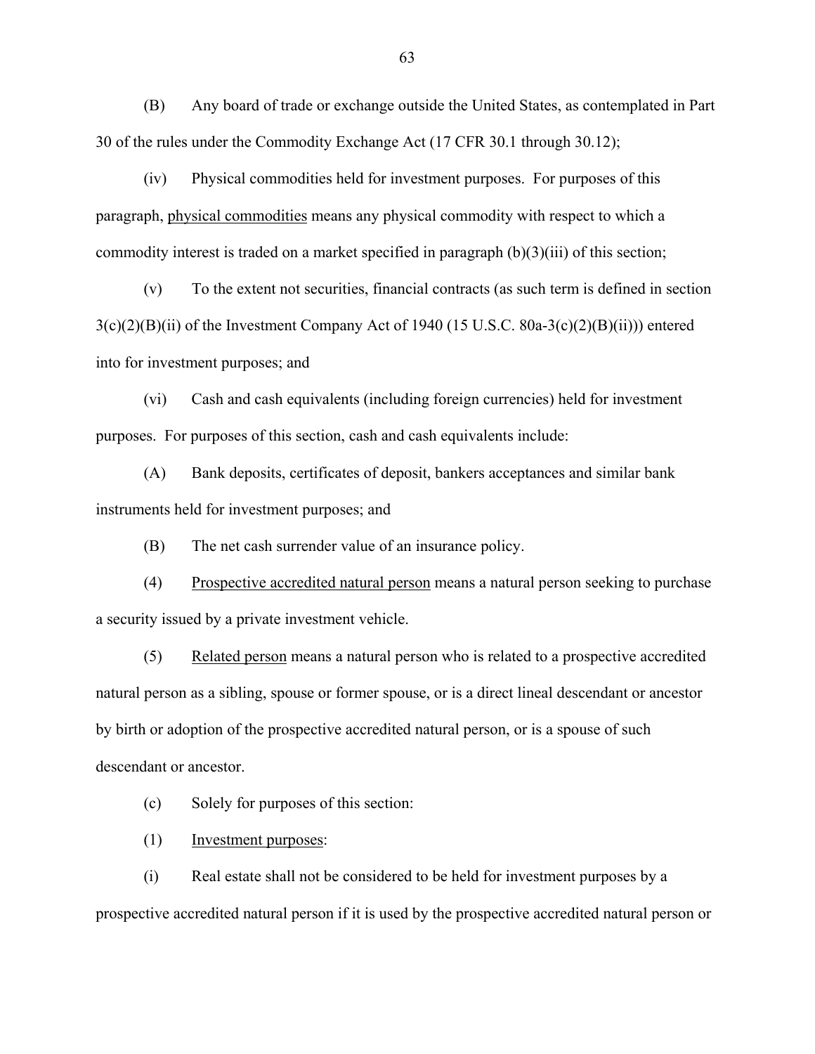(B) Any board of trade or exchange outside the United States, as contemplated in Part 30 of the rules under the Commodity Exchange Act (17 CFR 30.1 through 30.12);

(iv) Physical commodities held for investment purposes. For purposes of this paragraph, physical commodities means any physical commodity with respect to which a commodity interest is traded on a market specified in paragraph (b)(3)(iii) of this section;

(v) To the extent not securities, financial contracts (as such term is defined in section 3(c)(2)(B)(ii) of the Investment Company Act of 1940 (15 U.S.C. 80a-3(c)(2)(B)(ii))) entered into for investment purposes; and

(vi) Cash and cash equivalents (including foreign currencies) held for investment purposes. For purposes of this section, cash and cash equivalents include:

(A) Bank deposits, certificates of deposit, bankers acceptances and similar bank instruments held for investment purposes; and

(B) The net cash surrender value of an insurance policy.

(4) Prospective accredited natural person means a natural person seeking to purchase a security issued by a private investment vehicle.

(5) Related person means a natural person who is related to a prospective accredited natural person as a sibling, spouse or former spouse, or is a direct lineal descendant or ancestor by birth or adoption of the prospective accredited natural person, or is a spouse of such descendant or ancestor.

(c) Solely for purposes of this section:

(1) Investment purposes:

(i) Real estate shall not be considered to be held for investment purposes by a prospective accredited natural person if it is used by the prospective accredited natural person or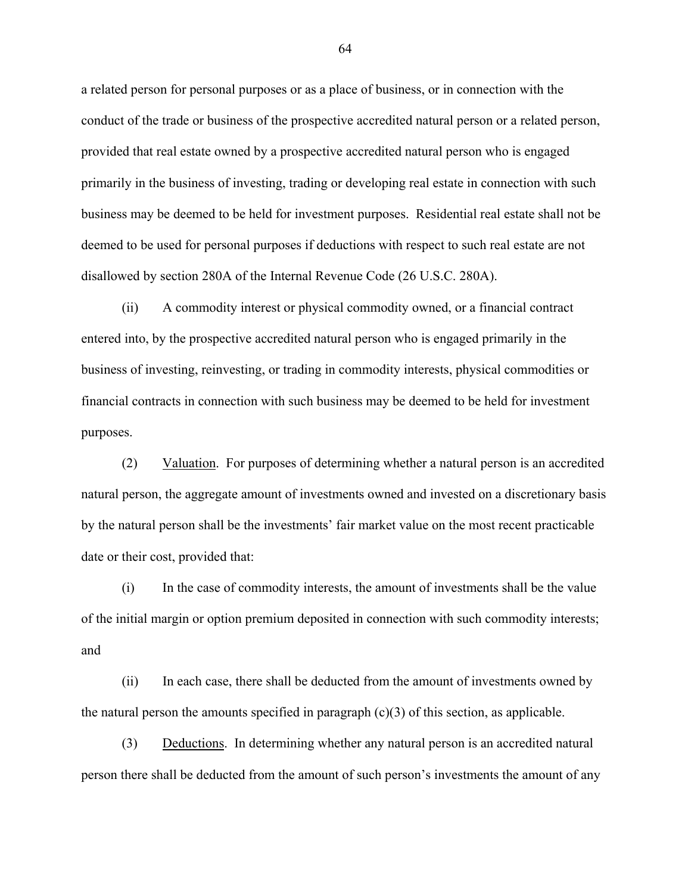a related person for personal purposes or as a place of business, or in connection with the conduct of the trade or business of the prospective accredited natural person or a related person, provided that real estate owned by a prospective accredited natural person who is engaged primarily in the business of investing, trading or developing real estate in connection with such business may be deemed to be held for investment purposes. Residential real estate shall not be deemed to be used for personal purposes if deductions with respect to such real estate are not disallowed by section 280A of the Internal Revenue Code (26 U.S.C. 280A).

(ii) A commodity interest or physical commodity owned, or a financial contract entered into, by the prospective accredited natural person who is engaged primarily in the business of investing, reinvesting, or trading in commodity interests, physical commodities or financial contracts in connection with such business may be deemed to be held for investment purposes.

(2) Valuation. For purposes of determining whether a natural person is an accredited natural person, the aggregate amount of investments owned and invested on a discretionary basis by the natural person shall be the investments' fair market value on the most recent practicable date or their cost, provided that:

(i) In the case of commodity interests, the amount of investments shall be the value of the initial margin or option premium deposited in connection with such commodity interests; and

(ii) In each case, there shall be deducted from the amount of investments owned by the natural person the amounts specified in paragraph (c)(3) of this section, as applicable.

(3) Deductions. In determining whether any natural person is an accredited natural person there shall be deducted from the amount of such person's investments the amount of any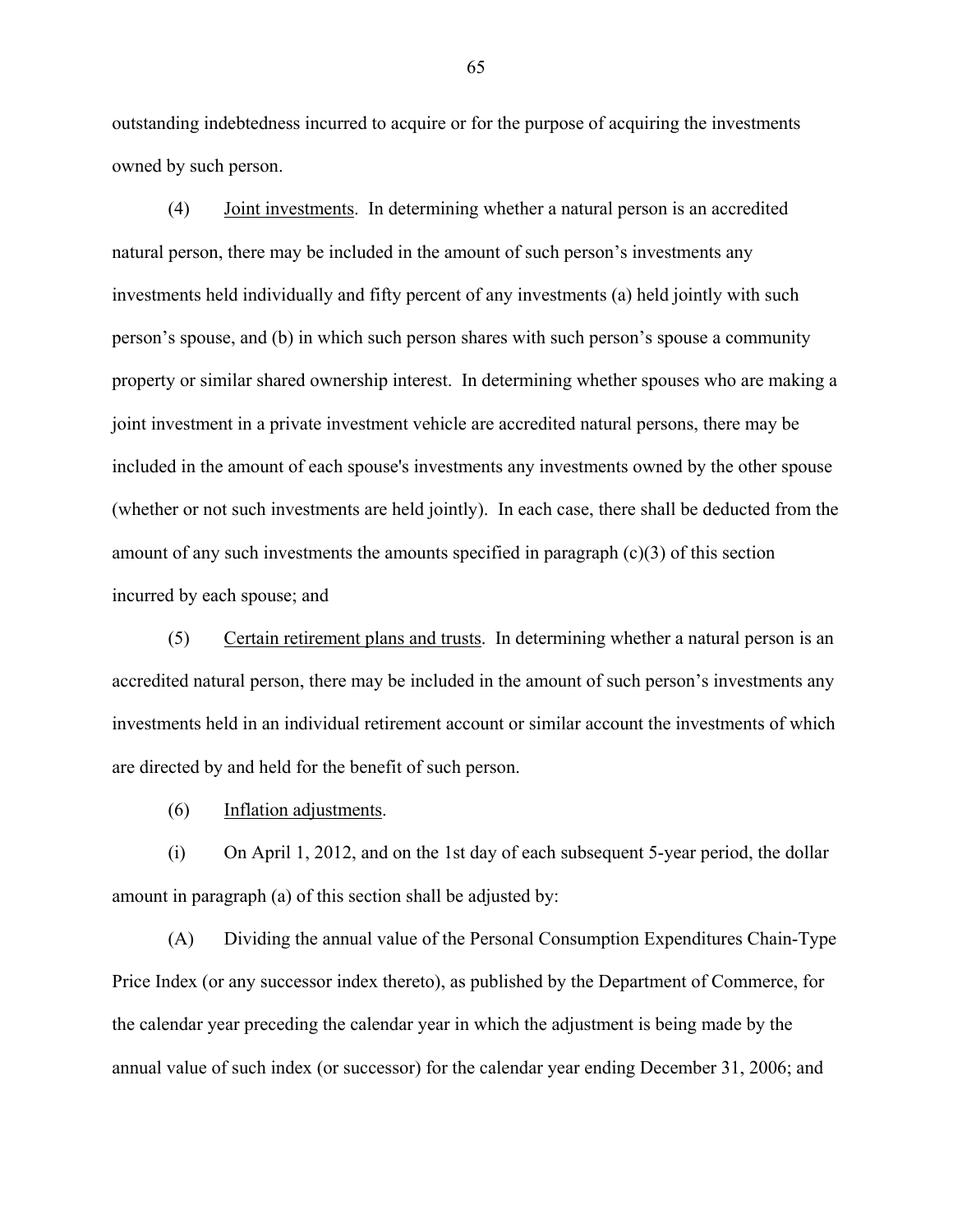outstanding indebtedness incurred to acquire or for the purpose of acquiring the investments owned by such person.

(4) Joint investments. In determining whether a natural person is an accredited natural person, there may be included in the amount of such person's investments any investments held individually and fifty percent of any investments (a) held jointly with such person's spouse, and (b) in which such person shares with such person's spouse a community property or similar shared ownership interest. In determining whether spouses who are making a joint investment in a private investment vehicle are accredited natural persons, there may be included in the amount of each spouse's investments any investments owned by the other spouse (whether or not such investments are held jointly). In each case, there shall be deducted from the amount of any such investments the amounts specified in paragraph (c)(3) of this section incurred by each spouse; and

(5) Certain retirement plans and trusts. In determining whether a natural person is an accredited natural person, there may be included in the amount of such person's investments any investments held in an individual retirement account or similar account the investments of which are directed by and held for the benefit of such person.

(6) Inflation adjustments.

(i) On April 1, 2012, and on the 1st day of each subsequent 5-year period, the dollar amount in paragraph (a) of this section shall be adjusted by:

(A) Dividing the annual value of the Personal Consumption Expenditures Chain-Type Price Index (or any successor index thereto), as published by the Department of Commerce, for the calendar year preceding the calendar year in which the adjustment is being made by the annual value of such index (or successor) for the calendar year ending December 31, 2006; and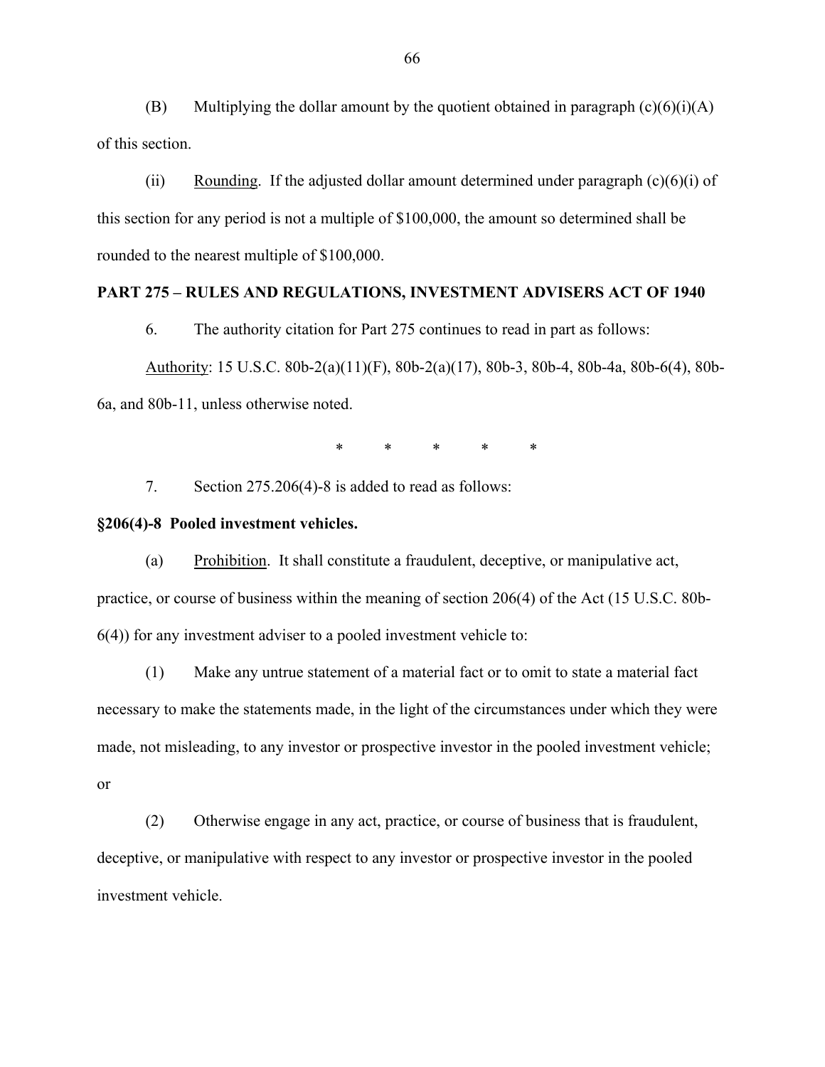(B) Multiplying the dollar amount by the quotient obtained in paragraph (c)(6)(i)(A) of this section.

(ii) Rounding. If the adjusted dollar amount determined under paragraph (c)(6)(i) of this section for any period is not a multiple of $100,000, the amount so determined shall be rounded to the nearest multiple of $100,000.

**PART 275 – RULES AND REGULATIONS, INVESTMENT ADVISERS ACT OF 1940**

6. The authority citation for Part 275 continues to read in part as follows:

Authority: 15 U.S.C. 80b-2(a)(11)(F), 80b-2(a)(17), 80b-3, 80b-4, 80b-4a, 80b-6(4), 80b-6a, and 80b-11, unless otherwise noted.

\* \* \* \* \*

7. Section 275.206(4)-8 is added to read as follows:

**§206(4)-8 Pooled investment vehicles.**

(a) Prohibition. It shall constitute a fraudulent, deceptive, or manipulative act, practice, or course of business within the meaning of section 206(4) of the Act (15 U.S.C. 80b-6(4)) for any investment adviser to a pooled investment vehicle to:

(1) Make any untrue statement of a material fact or to omit to state a material fact necessary to make the statements made, in the light of the circumstances under which they were made, not misleading, to any investor or prospective investor in the pooled investment vehicle; or

(2) Otherwise engage in any act, practice, or course of business that is fraudulent, deceptive, or manipulative with respect to any investor or prospective investor in the pooled investment vehicle.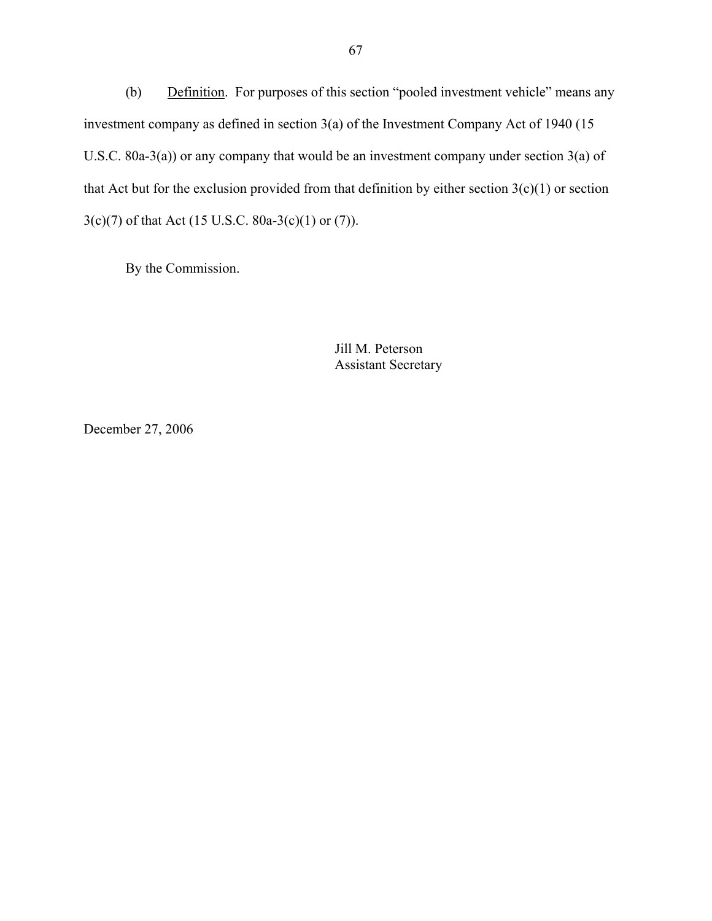(b) Definition. For purposes of this section "pooled investment vehicle" means any investment company as defined in section 3(a) of the Investment Company Act of 1940 (15 U.S.C. 80a-3(a)) or any company that would be an investment company under section 3(a) of that Act but for the exclusion provided from that definition by either section 3(c)(1) or section 3(c)(7) of that Act (15 U.S.C. 80a-3(c)(1) or (7)).

By the Commission.

Jill M. Peterson
Assistant Secretary

December 27, 2006